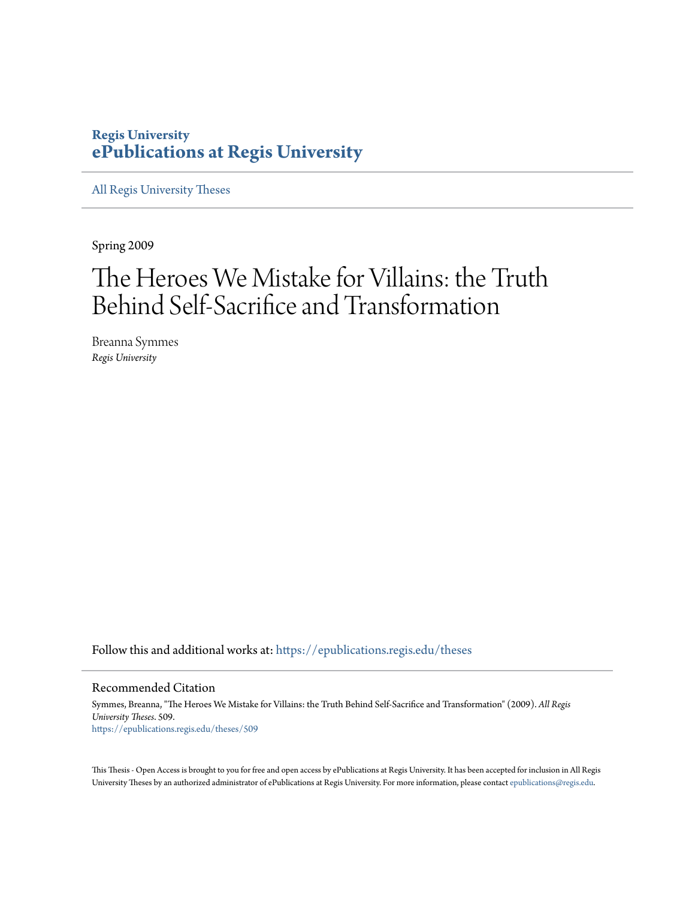Regis University

**ePublications at Regis University**

All Regis University Theses

Spring 2009

# The Heroes We Mistake for Villains: the Truth Behind Self-Sacrifice and Transformation

Breanna Symmes

*Regis University*

Follow this and additional works at: https://epublications.regis.edu/theses

## Recommended Citation

Symmes, Breanna, "The Heroes We Mistake for Villains: the Truth Behind Self-Sacrifice and Transformation" (2009). *All Regis University Theses*. 509.
https://epublications.regis.edu/theses/509

This Thesis - Open Access is brought to you for free and open access by ePublications at Regis University. It has been accepted for inclusion in All Regis University Theses by an authorized administrator of ePublications at Regis University. For more information, please contact epublications@regis.edu.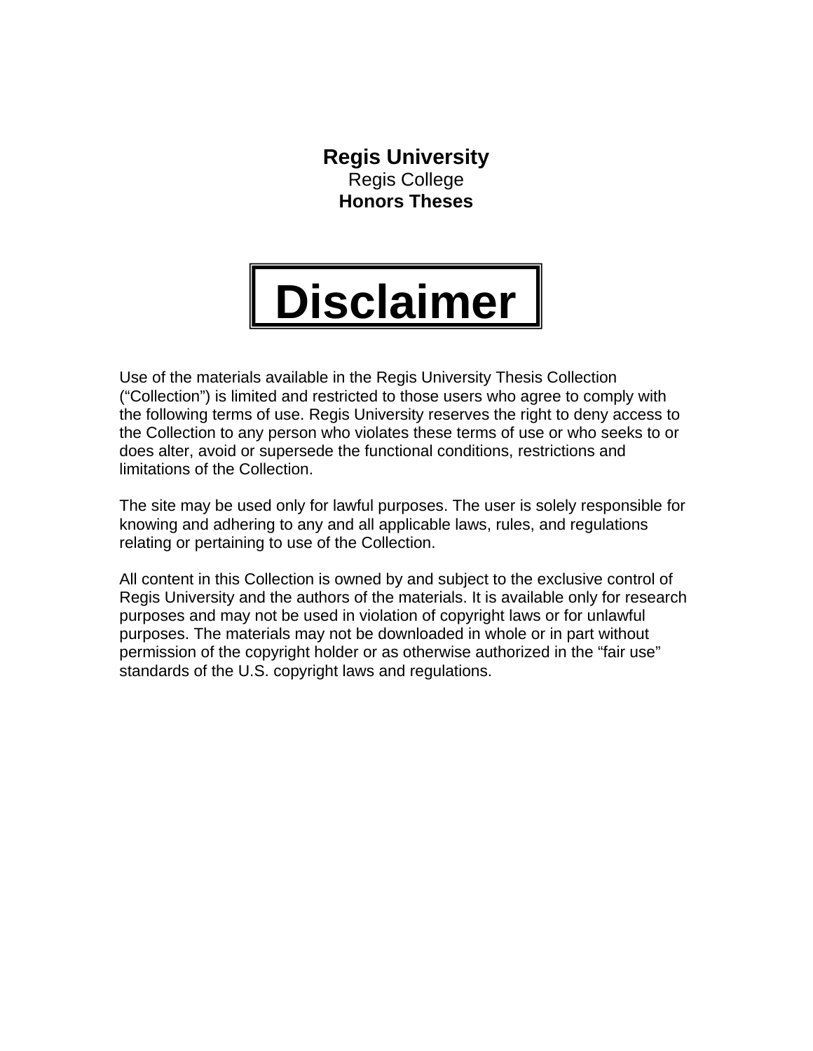**Regis University**
Regis College
**Honors Theses**

# Disclaimer

Use of the materials available in the Regis University Thesis Collection ("Collection") is limited and restricted to those users who agree to comply with the following terms of use. Regis University reserves the right to deny access to the Collection to any person who violates these terms of use or who seeks to or does alter, avoid or supersede the functional conditions, restrictions and limitations of the Collection.

The site may be used only for lawful purposes. The user is solely responsible for knowing and adhering to any and all applicable laws, rules, and regulations relating or pertaining to use of the Collection.

All content in this Collection is owned by and subject to the exclusive control of Regis University and the authors of the materials. It is available only for research purposes and may not be used in violation of copyright laws or for unlawful purposes. The materials may not be downloaded in whole or in part without permission of the copyright holder or as otherwise authorized in the "fair use" standards of the U.S. copyright laws and regulations.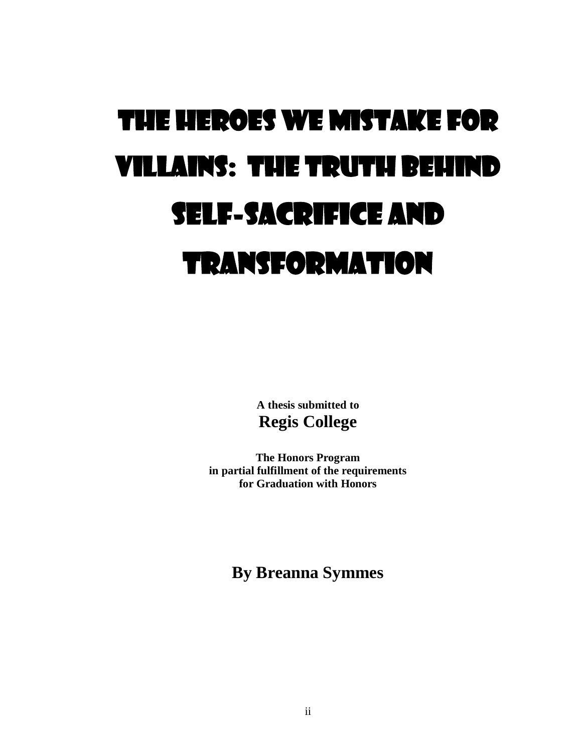# The Heroes We Mistake for Villains: The Truth Behind Self-Sacrifice and Transformation

**A thesis submitted to**
**Regis College**

**The Honors Program**
**in partial fulfillment of the requirements**
**for Graduation with Honors**

**By Breanna Symmes**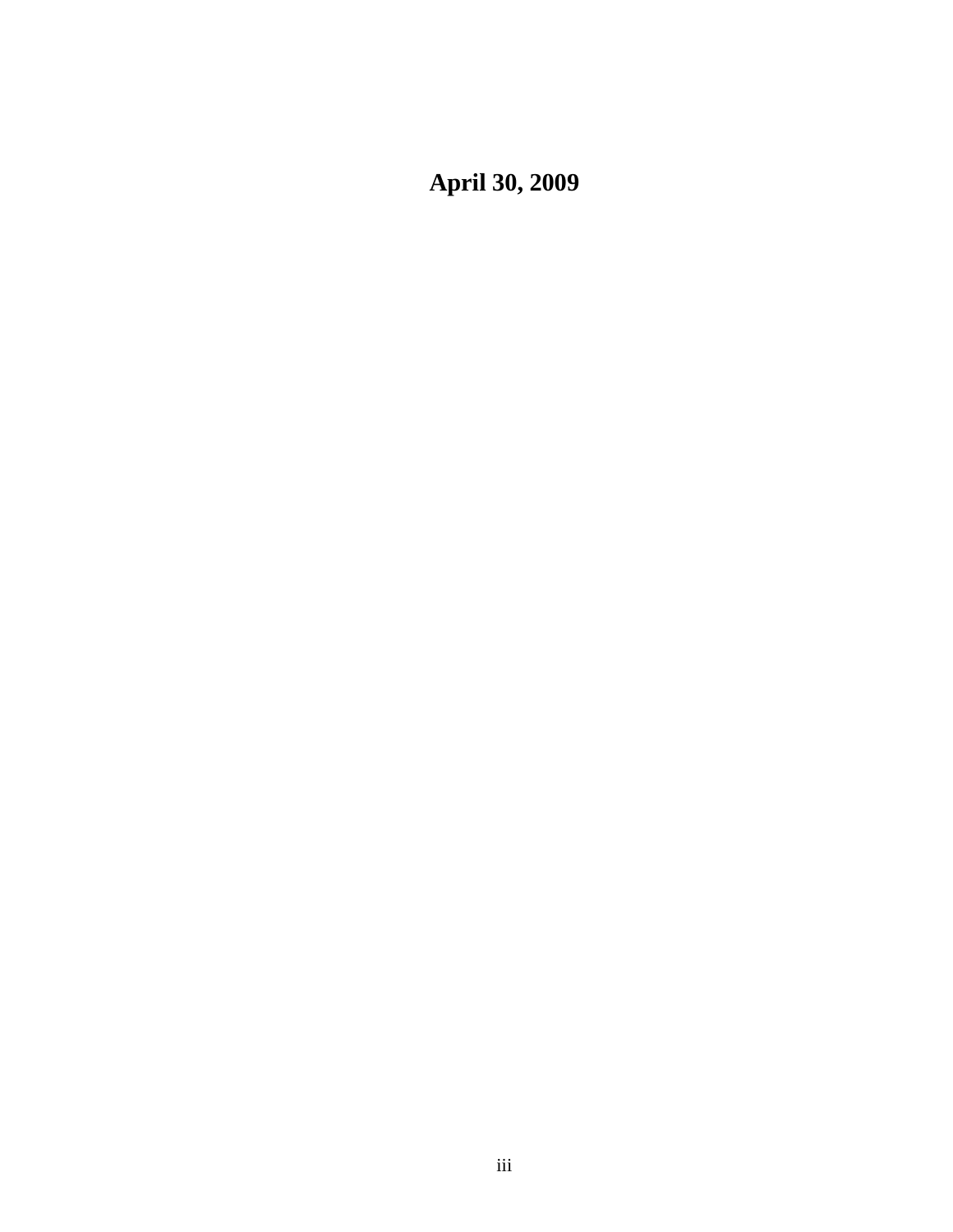**April 30, 2009**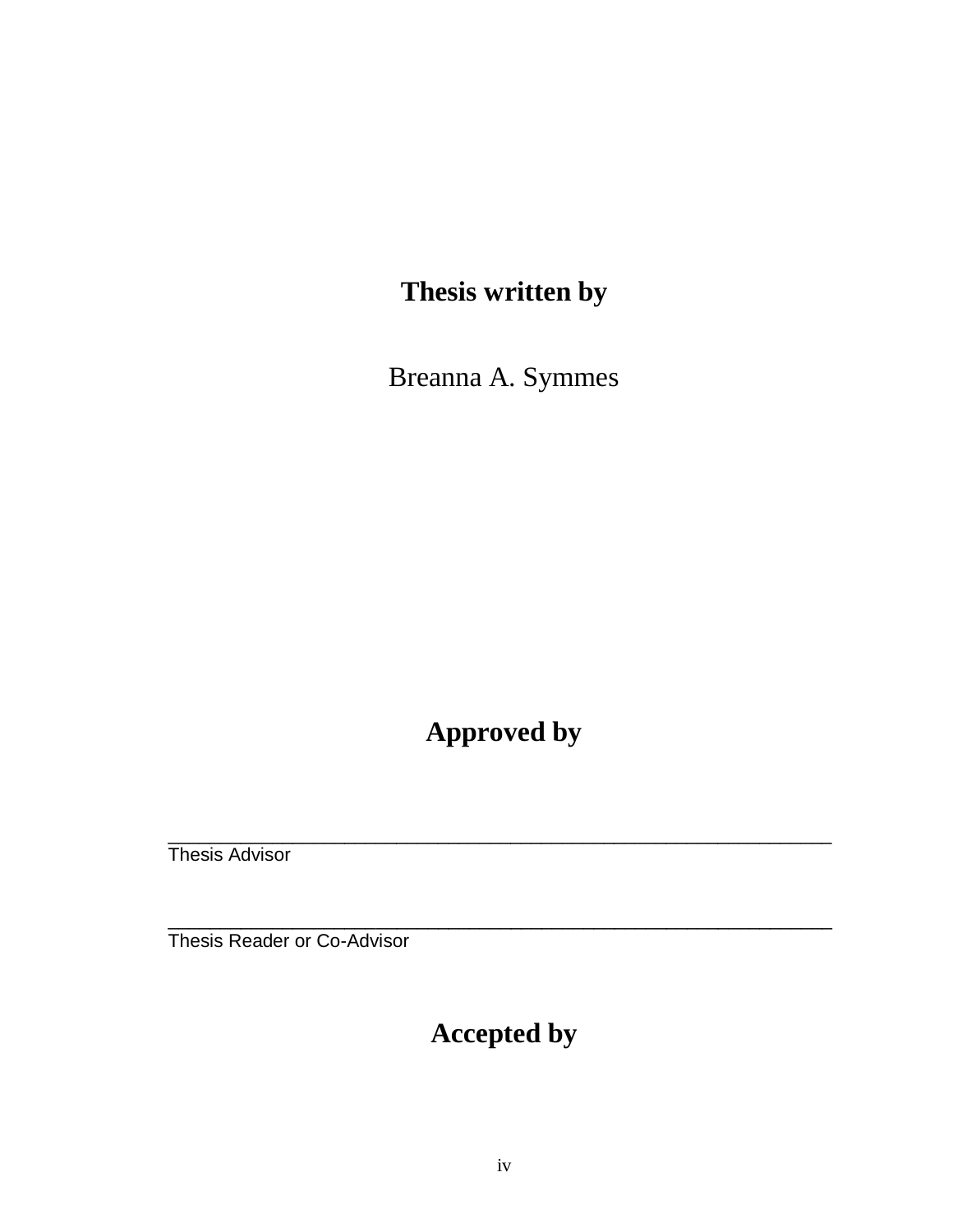**Thesis written by**

Breanna A. Symmes

**Approved by**

\_\_\_\_\_\_\_\_\_\_\_\_\_\_\_\_\_\_\_\_\_\_\_\_\_\_\_\_\_\_\_\_\_\_\_\_\_\_\_\_\_\_\_\_\_\_\_\_\_\_\_\_\_\_\_\_\_\_\_\_\_\_\_\_\_\_\_\_
Thesis Advisor

\_\_\_\_\_\_\_\_\_\_\_\_\_\_\_\_\_\_\_\_\_\_\_\_\_\_\_\_\_\_\_\_\_\_\_\_\_\_\_\_\_\_\_\_\_\_\_\_\_\_\_\_\_\_\_\_\_\_\_\_\_\_\_\_\_\_\_\_
Thesis Reader or Co-Advisor

**Accepted by**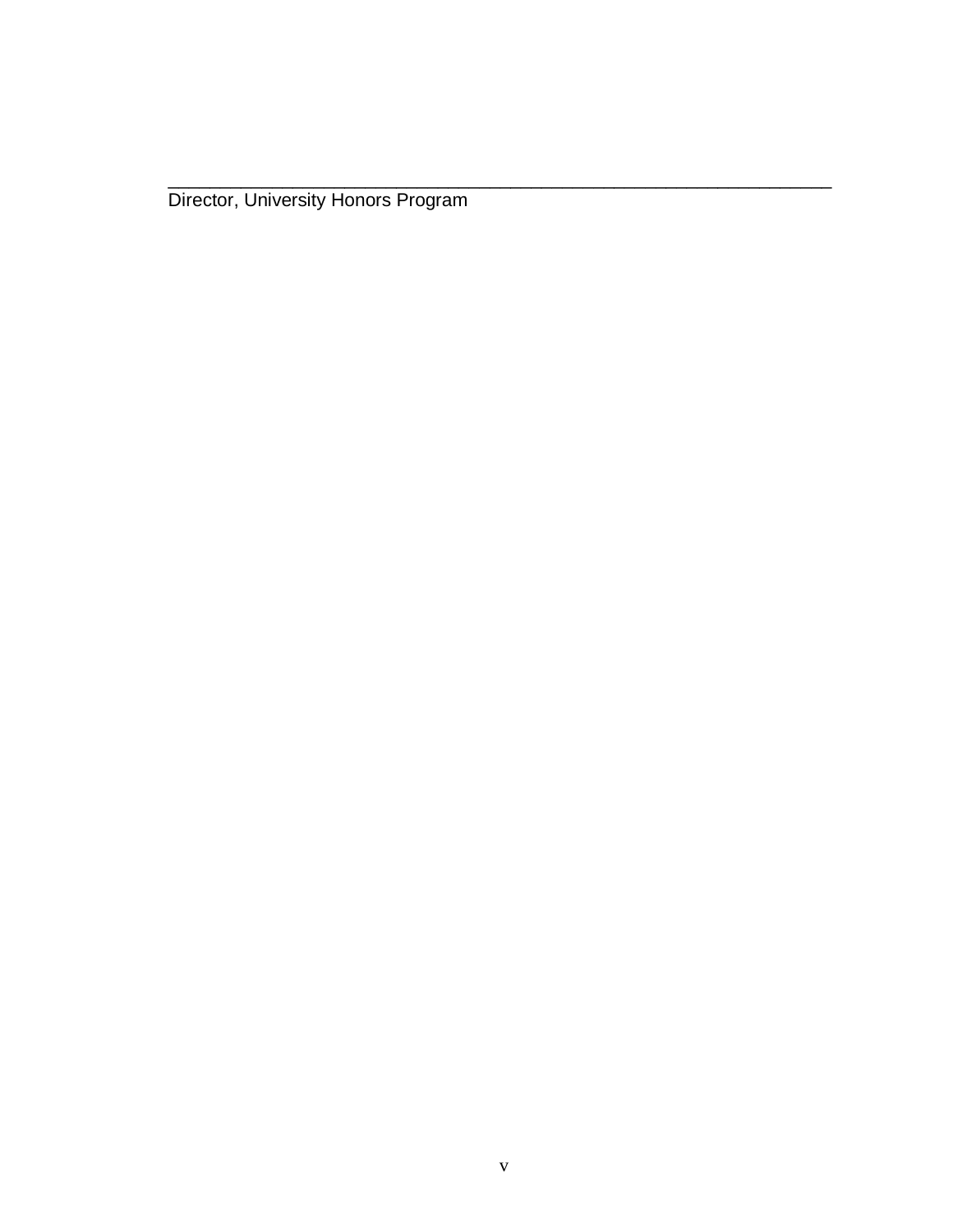\_\_\_\_\_\_\_\_\_\_\_\_\_\_\_\_\_\_\_\_\_\_\_\_\_\_\_\_\_\_\_\_\_\_\_\_\_\_\_\_\_\_\_\_\_\_\_\_\_\_\_\_\_\_\_\_\_\_\_\_\_\_

Director, University Honors Program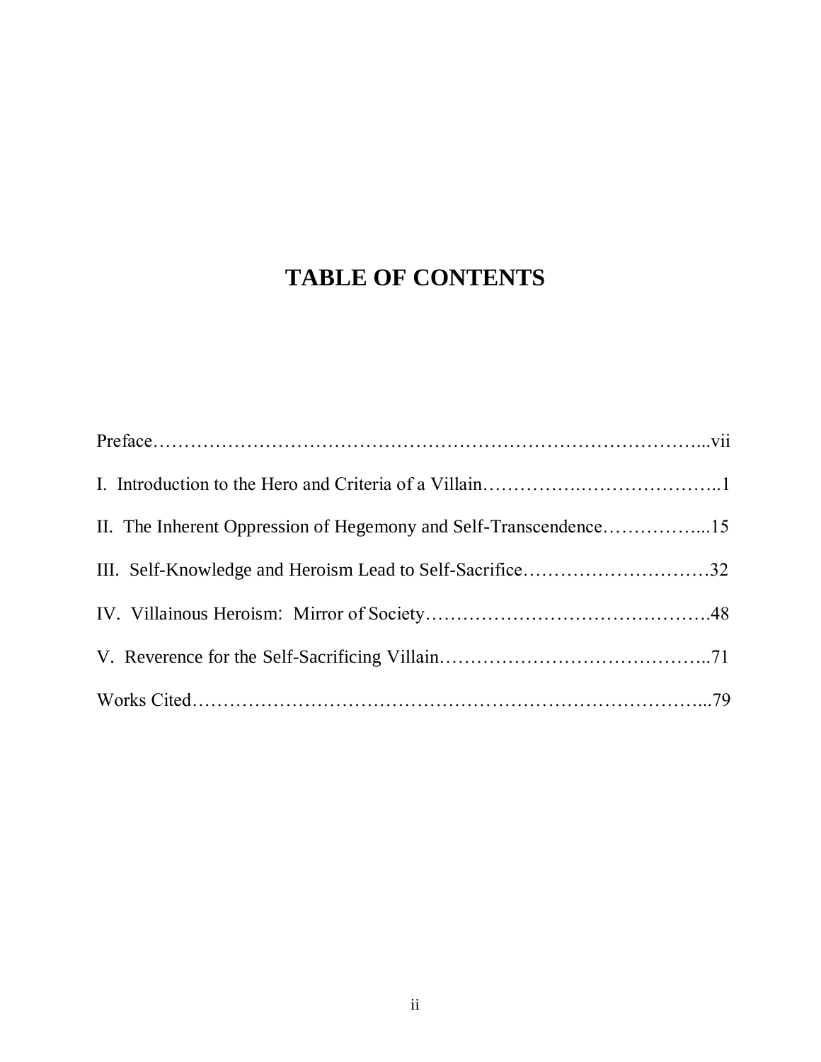# TABLE OF CONTENTS

Preface……………………………………………………………………………...vii

I. Introduction to the Hero and Criteria of a Villain…………….…………………..1

II. The Inherent Oppression of Hegemony and Self-Transcendence……………....15

III. Self-Knowledge and Heroism Lead to Self-Sacrifice…………………………32

IV. Villainous Heroism: Mirror of Society……………………………………….48

V. Reverence for the Self-Sacrificing Villain……………………………………..71

Works Cited………………………………………………………………………...79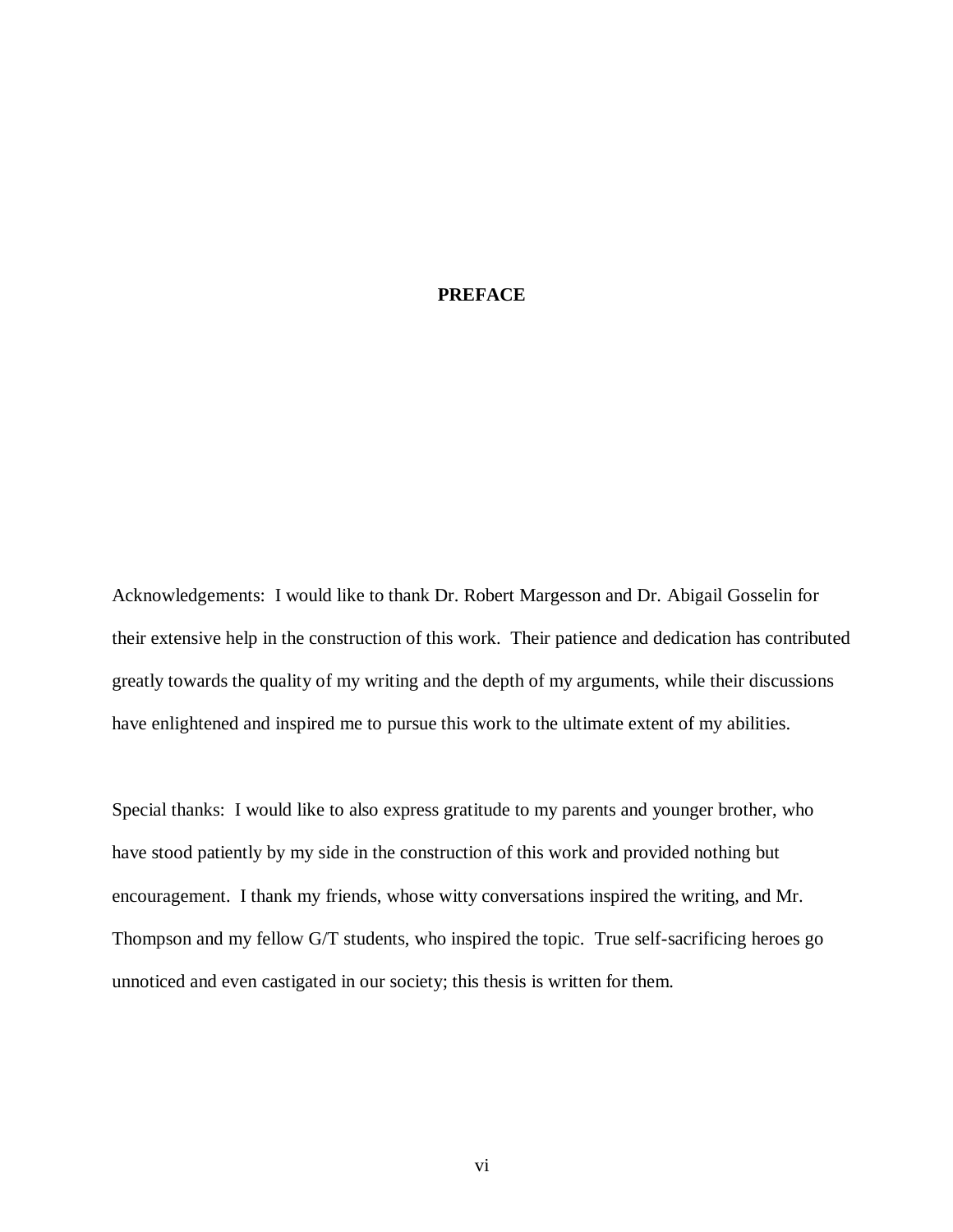# PREFACE

Acknowledgements: I would like to thank Dr. Robert Margesson and Dr. Abigail Gosselin for their extensive help in the construction of this work. Their patience and dedication has contributed greatly towards the quality of my writing and the depth of my arguments, while their discussions have enlightened and inspired me to pursue this work to the ultimate extent of my abilities.

Special thanks: I would like to also express gratitude to my parents and younger brother, who have stood patiently by my side in the construction of this work and provided nothing but encouragement. I thank my friends, whose witty conversations inspired the writing, and Mr. Thompson and my fellow G/T students, who inspired the topic. True self-sacrificing heroes go unnoticed and even castigated in our society; this thesis is written for them.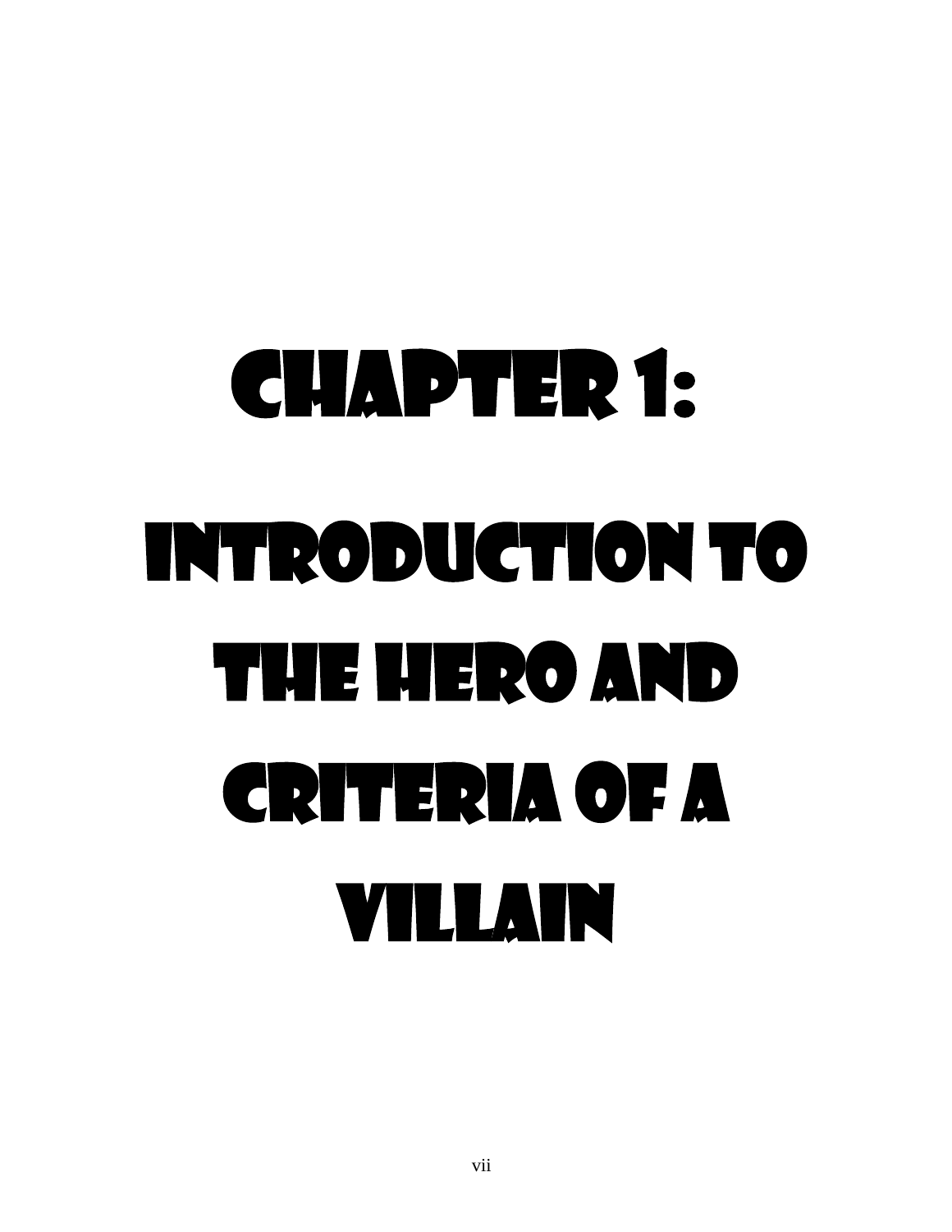# Chapter 1: Introduction to the Hero and Criteria of a Villain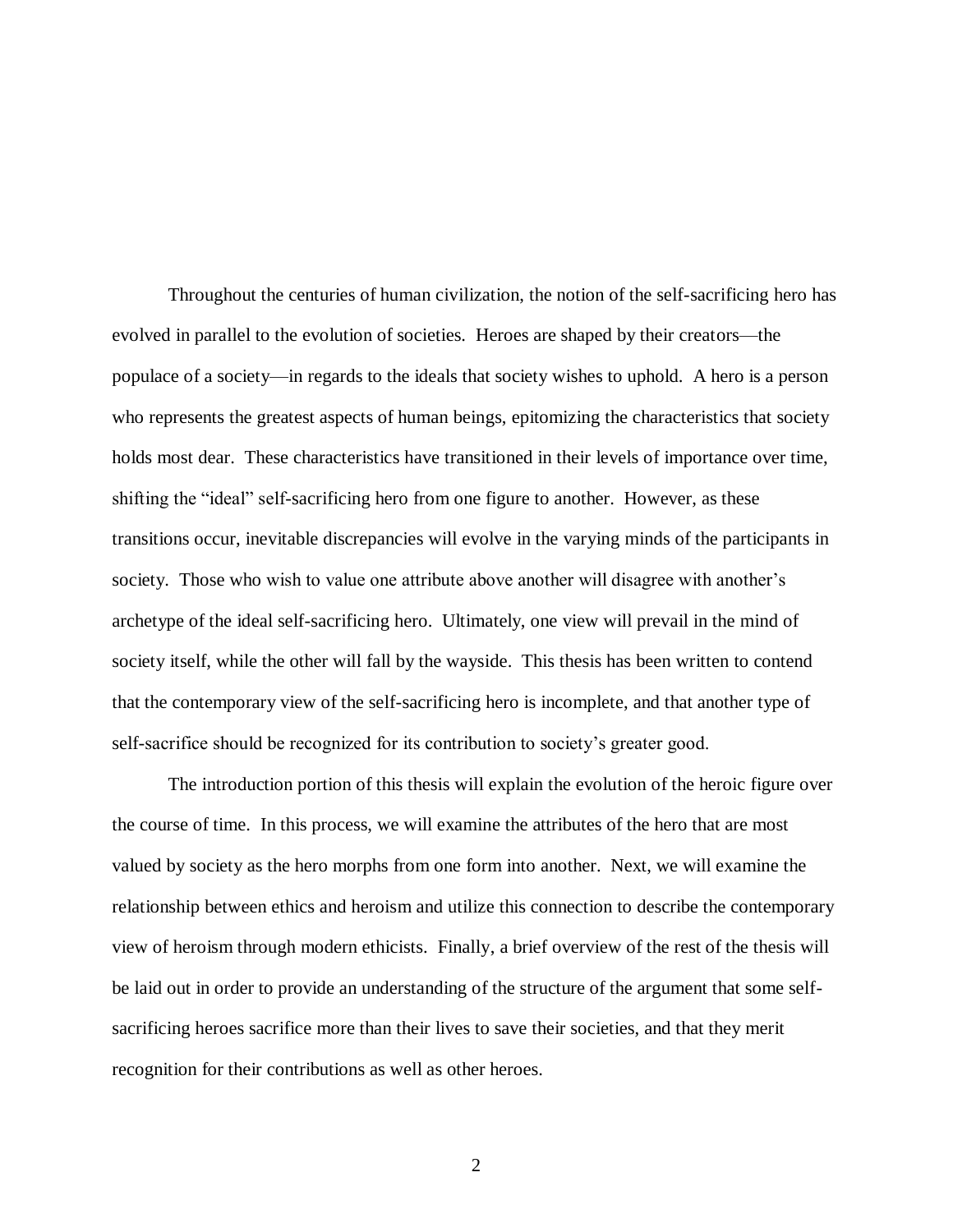Throughout the centuries of human civilization, the notion of the self-sacrificing hero has evolved in parallel to the evolution of societies. Heroes are shaped by their creators—the populace of a society—in regards to the ideals that society wishes to uphold. A hero is a person who represents the greatest aspects of human beings, epitomizing the characteristics that society holds most dear. These characteristics have transitioned in their levels of importance over time, shifting the "ideal" self-sacrificing hero from one figure to another. However, as these transitions occur, inevitable discrepancies will evolve in the varying minds of the participants in society. Those who wish to value one attribute above another will disagree with another's archetype of the ideal self-sacrificing hero. Ultimately, one view will prevail in the mind of society itself, while the other will fall by the wayside. This thesis has been written to contend that the contemporary view of the self-sacrificing hero is incomplete, and that another type of self-sacrifice should be recognized for its contribution to society's greater good.

The introduction portion of this thesis will explain the evolution of the heroic figure over the course of time. In this process, we will examine the attributes of the hero that are most valued by society as the hero morphs from one form into another. Next, we will examine the relationship between ethics and heroism and utilize this connection to describe the contemporary view of heroism through modern ethicists. Finally, a brief overview of the rest of the thesis will be laid out in order to provide an understanding of the structure of the argument that some self-sacrificing heroes sacrifice more than their lives to save their societies, and that they merit recognition for their contributions as well as other heroes.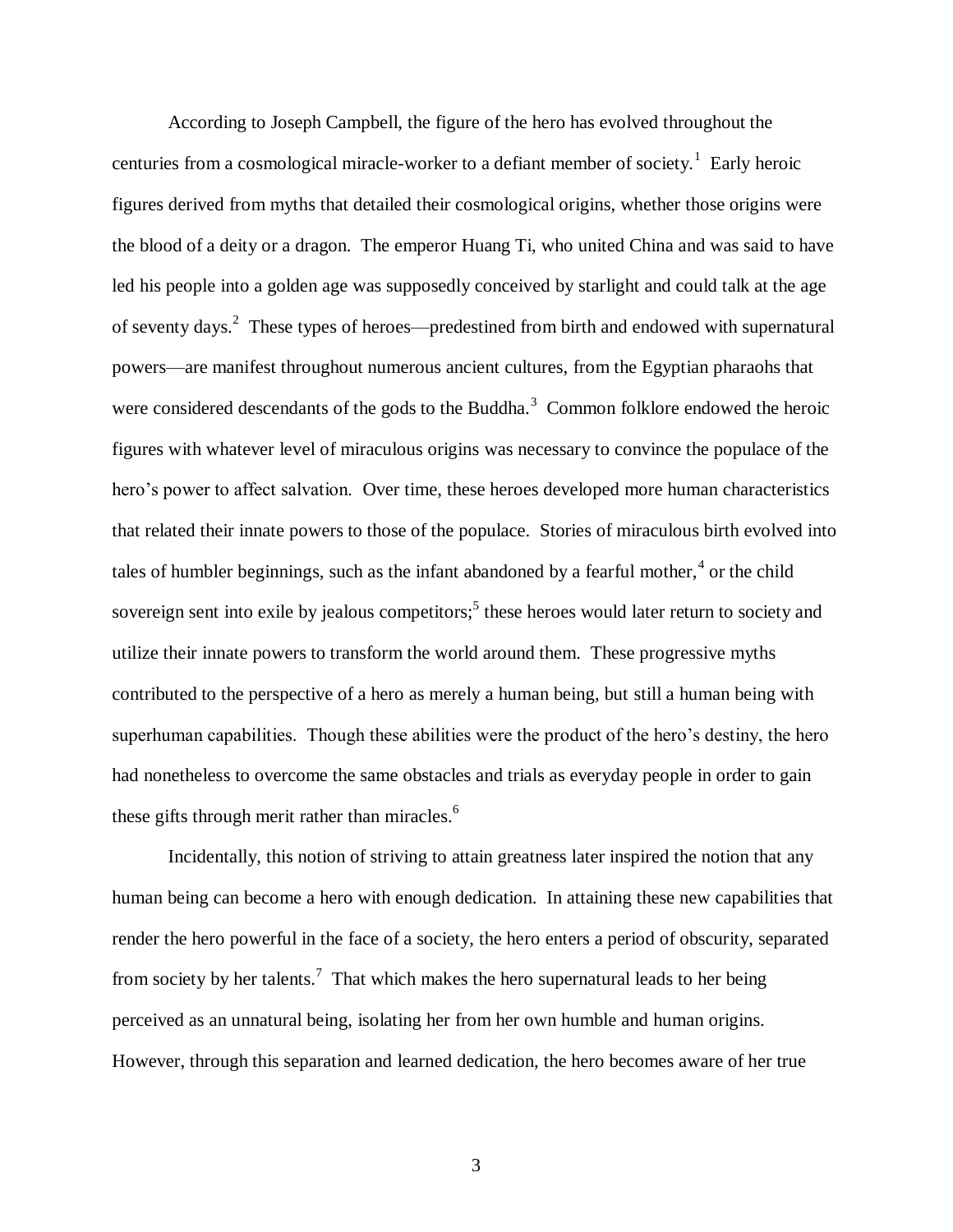According to Joseph Campbell, the figure of the hero has evolved throughout the centuries from a cosmological miracle-worker to a defiant member of society.[1] Early heroic figures derived from myths that detailed their cosmological origins, whether those origins were the blood of a deity or a dragon. The emperor Huang Ti, who united China and was said to have led his people into a golden age was supposedly conceived by starlight and could talk at the age of seventy days.[2] These types of heroes—predestined from birth and endowed with supernatural powers—are manifest throughout numerous ancient cultures, from the Egyptian pharaohs that were considered descendants of the gods to the Buddha.[3] Common folklore endowed the heroic figures with whatever level of miraculous origins was necessary to convince the populace of the hero's power to affect salvation. Over time, these heroes developed more human characteristics that related their innate powers to those of the populace. Stories of miraculous birth evolved into tales of humbler beginnings, such as the infant abandoned by a fearful mother,[4] or the child sovereign sent into exile by jealous competitors;[5] these heroes would later return to society and utilize their innate powers to transform the world around them. These progressive myths contributed to the perspective of a hero as merely a human being, but still a human being with superhuman capabilities. Though these abilities were the product of the hero's destiny, the hero had nonetheless to overcome the same obstacles and trials as everyday people in order to gain these gifts through merit rather than miracles.[6]

Incidentally, this notion of striving to attain greatness later inspired the notion that any human being can become a hero with enough dedication. In attaining these new capabilities that render the hero powerful in the face of a society, the hero enters a period of obscurity, separated from society by her talents.[7] That which makes the hero supernatural leads to her being perceived as an unnatural being, isolating her from her own humble and human origins. However, through this separation and learned dedication, the hero becomes aware of her true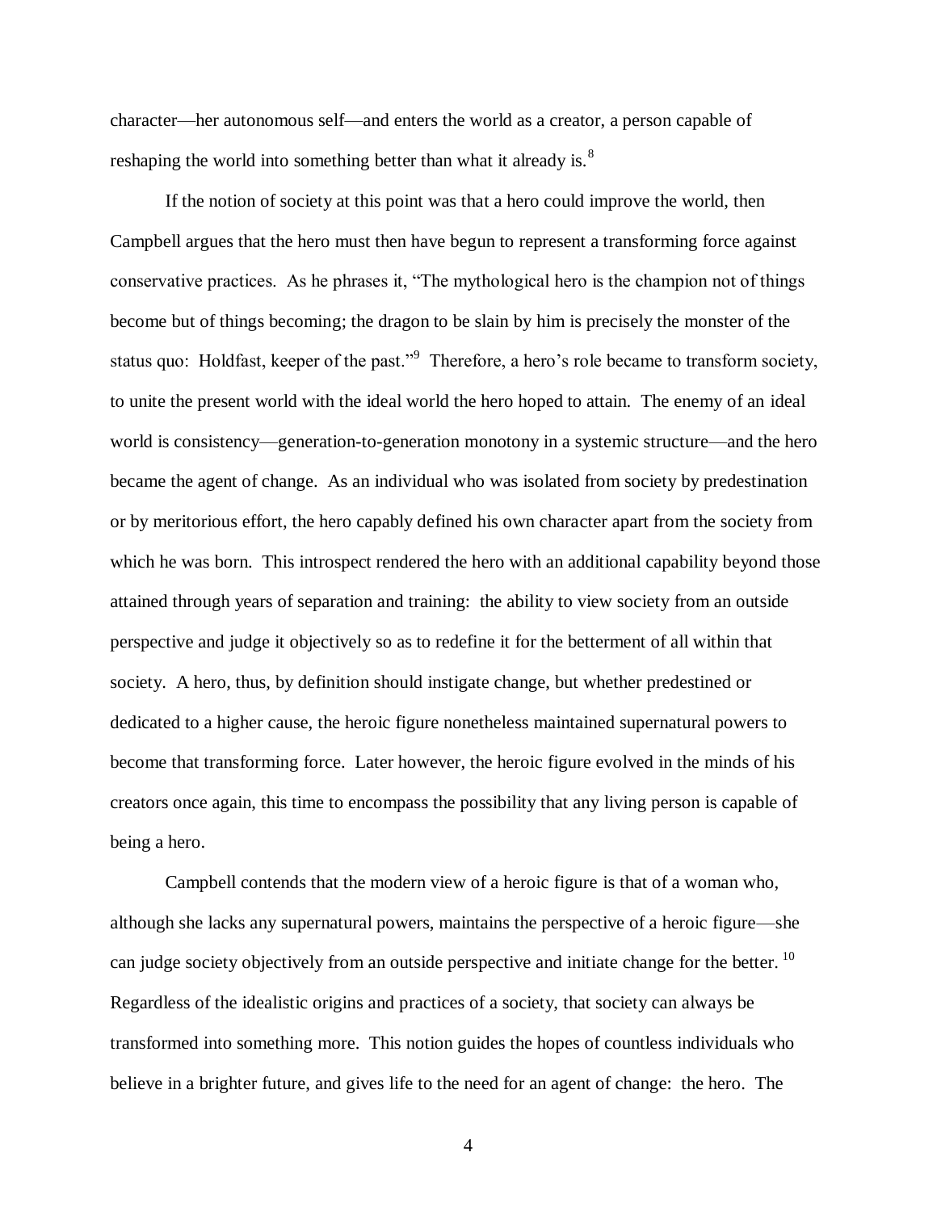character—her autonomous self—and enters the world as a creator, a person capable of reshaping the world into something better than what it already is.[8]

If the notion of society at this point was that a hero could improve the world, then Campbell argues that the hero must then have begun to represent a transforming force against conservative practices. As he phrases it, "The mythological hero is the champion not of things become but of things becoming; the dragon to be slain by him is precisely the monster of the status quo: Holdfast, keeper of the past."[9] Therefore, a hero's role became to transform society, to unite the present world with the ideal world the hero hoped to attain. The enemy of an ideal world is consistency—generation-to-generation monotony in a systemic structure—and the hero became the agent of change. As an individual who was isolated from society by predestination or by meritorious effort, the hero capably defined his own character apart from the society from which he was born. This introspect rendered the hero with an additional capability beyond those attained through years of separation and training: the ability to view society from an outside perspective and judge it objectively so as to redefine it for the betterment of all within that society. A hero, thus, by definition should instigate change, but whether predestined or dedicated to a higher cause, the heroic figure nonetheless maintained supernatural powers to become that transforming force. Later however, the heroic figure evolved in the minds of his creators once again, this time to encompass the possibility that any living person is capable of being a hero.

Campbell contends that the modern view of a heroic figure is that of a woman who, although she lacks any supernatural powers, maintains the perspective of a heroic figure—she can judge society objectively from an outside perspective and initiate change for the better.[10] Regardless of the idealistic origins and practices of a society, that society can always be transformed into something more. This notion guides the hopes of countless individuals who believe in a brighter future, and gives life to the need for an agent of change: the hero. The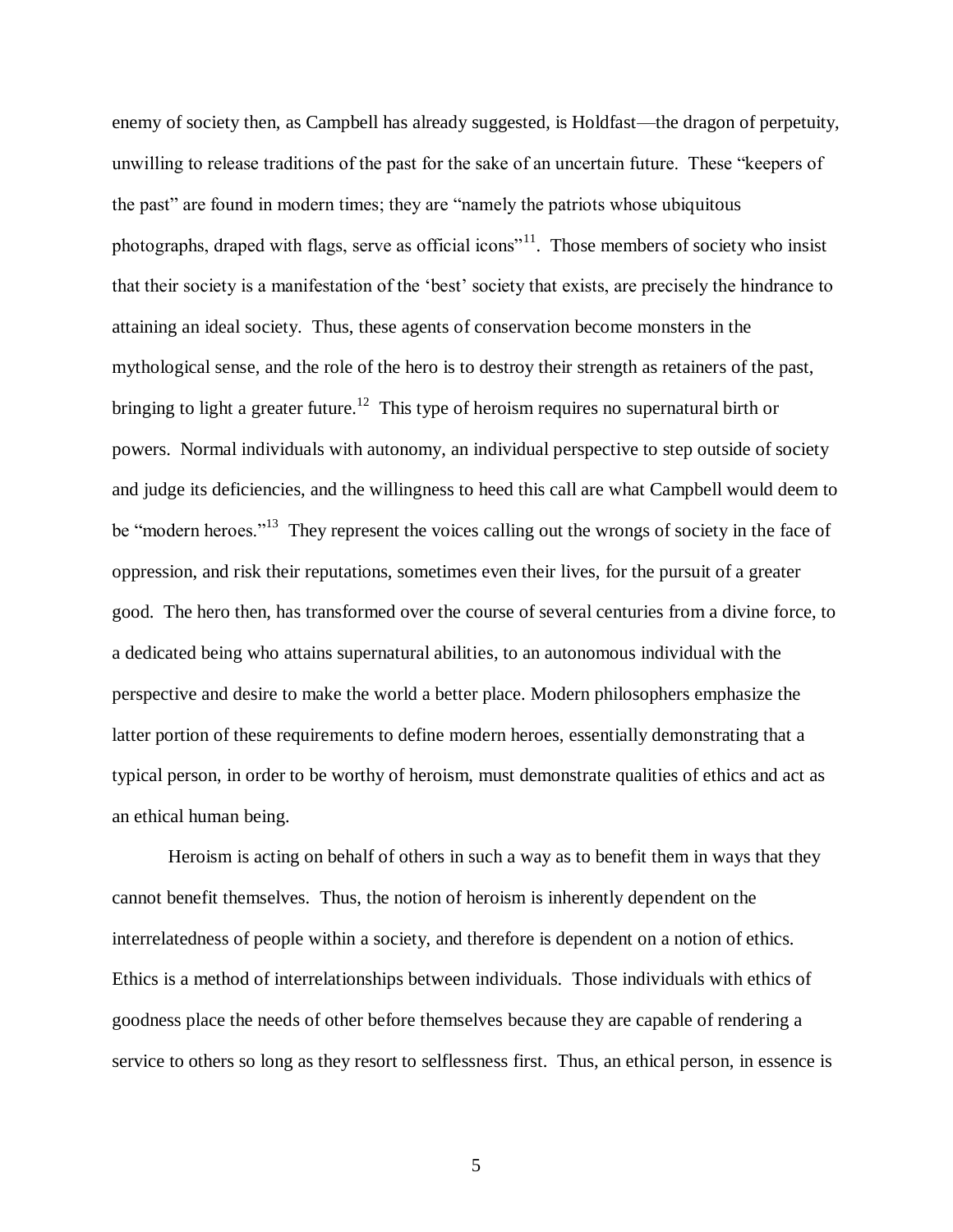enemy of society then, as Campbell has already suggested, is Holdfast—the dragon of perpetuity, unwilling to release traditions of the past for the sake of an uncertain future. These "keepers of the past" are found in modern times; they are "namely the patriots whose ubiquitous photographs, draped with flags, serve as official icons"[11]. Those members of society who insist that their society is a manifestation of the 'best' society that exists, are precisely the hindrance to attaining an ideal society. Thus, these agents of conservation become monsters in the mythological sense, and the role of the hero is to destroy their strength as retainers of the past, bringing to light a greater future.[12] This type of heroism requires no supernatural birth or powers. Normal individuals with autonomy, an individual perspective to step outside of society and judge its deficiencies, and the willingness to heed this call are what Campbell would deem to be "modern heroes."[13] They represent the voices calling out the wrongs of society in the face of oppression, and risk their reputations, sometimes even their lives, for the pursuit of a greater good. The hero then, has transformed over the course of several centuries from a divine force, to a dedicated being who attains supernatural abilities, to an autonomous individual with the perspective and desire to make the world a better place. Modern philosophers emphasize the latter portion of these requirements to define modern heroes, essentially demonstrating that a typical person, in order to be worthy of heroism, must demonstrate qualities of ethics and act as an ethical human being.

Heroism is acting on behalf of others in such a way as to benefit them in ways that they cannot benefit themselves. Thus, the notion of heroism is inherently dependent on the interrelatedness of people within a society, and therefore is dependent on a notion of ethics. Ethics is a method of interrelationships between individuals. Those individuals with ethics of goodness place the needs of other before themselves because they are capable of rendering a service to others so long as they resort to selflessness first. Thus, an ethical person, in essence is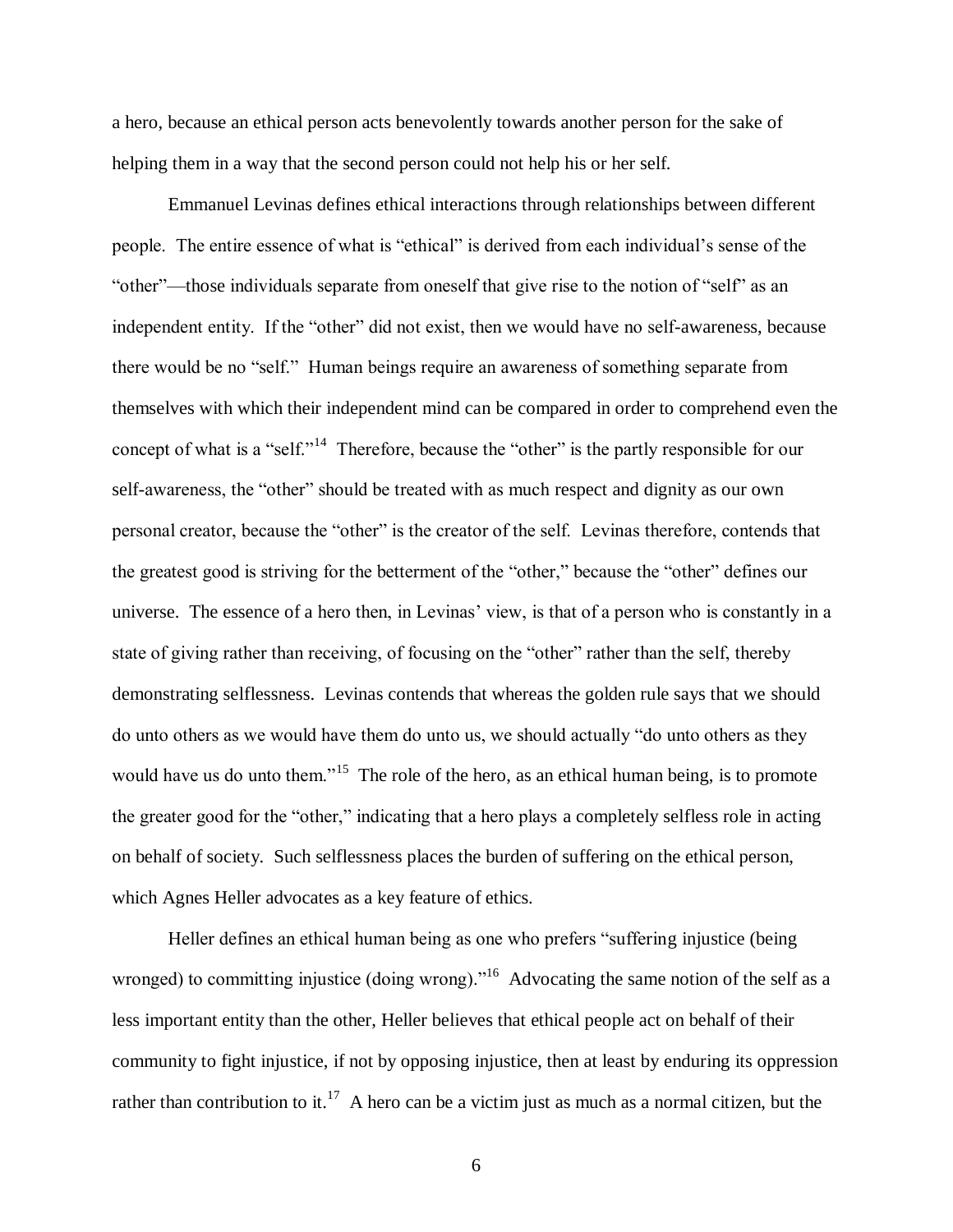a hero, because an ethical person acts benevolently towards another person for the sake of helping them in a way that the second person could not help his or her self.

Emmanuel Levinas defines ethical interactions through relationships between different people. The entire essence of what is "ethical" is derived from each individual's sense of the "other"—those individuals separate from oneself that give rise to the notion of "self" as an independent entity. If the "other" did not exist, then we would have no self-awareness, because there would be no "self." Human beings require an awareness of something separate from themselves with which their independent mind can be compared in order to comprehend even the concept of what is a "self."[14] Therefore, because the "other" is the partly responsible for our self-awareness, the "other" should be treated with as much respect and dignity as our own personal creator, because the "other" is the creator of the self. Levinas therefore, contends that the greatest good is striving for the betterment of the "other," because the "other" defines our universe. The essence of a hero then, in Levinas' view, is that of a person who is constantly in a state of giving rather than receiving, of focusing on the "other" rather than the self, thereby demonstrating selflessness. Levinas contends that whereas the golden rule says that we should do unto others as we would have them do unto us, we should actually "do unto others as they would have us do unto them."[15] The role of the hero, as an ethical human being, is to promote the greater good for the "other," indicating that a hero plays a completely selfless role in acting on behalf of society. Such selflessness places the burden of suffering on the ethical person, which Agnes Heller advocates as a key feature of ethics.

Heller defines an ethical human being as one who prefers "suffering injustice (being wronged) to committing injustice (doing wrong)."[16] Advocating the same notion of the self as a less important entity than the other, Heller believes that ethical people act on behalf of their community to fight injustice, if not by opposing injustice, then at least by enduring its oppression rather than contribution to it.[17] A hero can be a victim just as much as a normal citizen, but the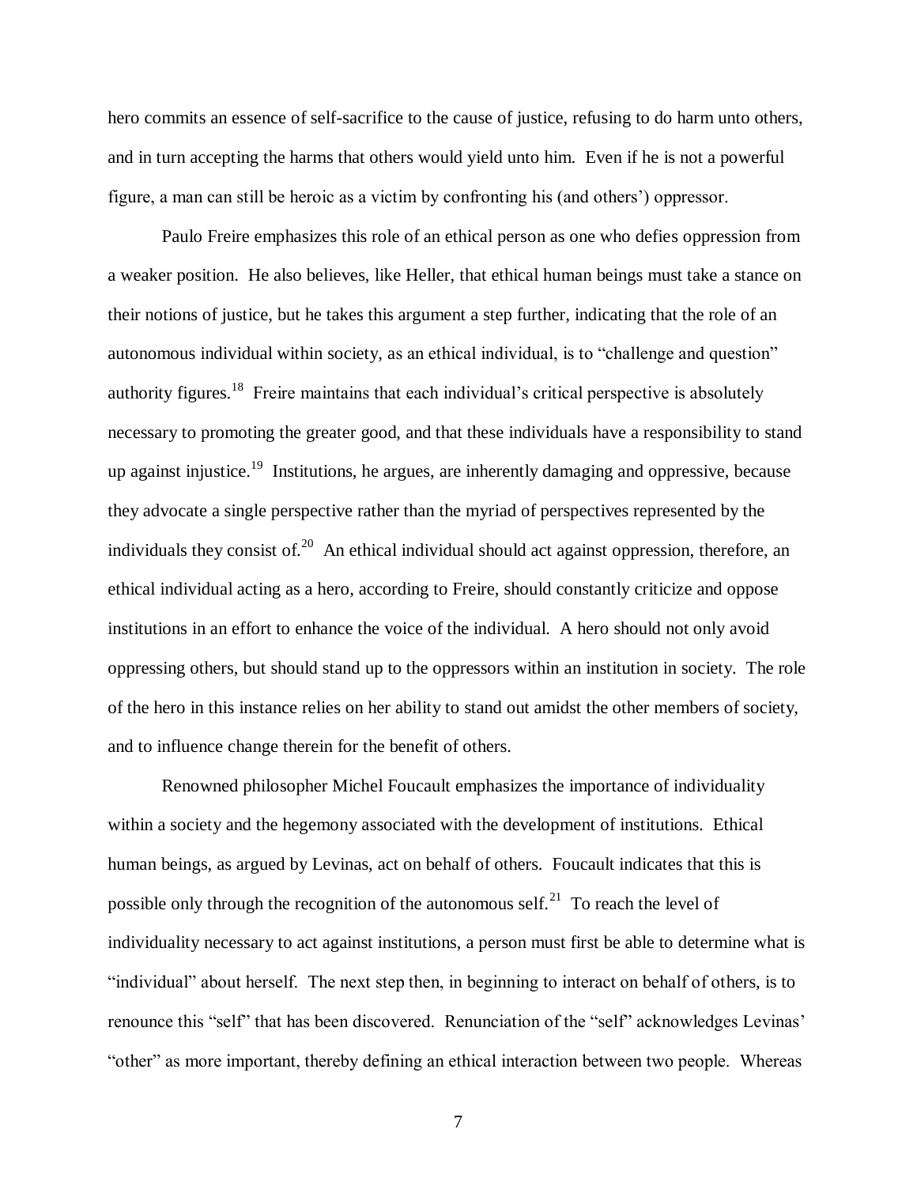hero commits an essence of self-sacrifice to the cause of justice, refusing to do harm unto others, and in turn accepting the harms that others would yield unto him. Even if he is not a powerful figure, a man can still be heroic as a victim by confronting his (and others') oppressor.

Paulo Freire emphasizes this role of an ethical person as one who defies oppression from a weaker position. He also believes, like Heller, that ethical human beings must take a stance on their notions of justice, but he takes this argument a step further, indicating that the role of an autonomous individual within society, as an ethical individual, is to "challenge and question" authority figures.[18] Freire maintains that each individual's critical perspective is absolutely necessary to promoting the greater good, and that these individuals have a responsibility to stand up against injustice.[19] Institutions, he argues, are inherently damaging and oppressive, because they advocate a single perspective rather than the myriad of perspectives represented by the individuals they consist of.[20] An ethical individual should act against oppression, therefore, an ethical individual acting as a hero, according to Freire, should constantly criticize and oppose institutions in an effort to enhance the voice of the individual. A hero should not only avoid oppressing others, but should stand up to the oppressors within an institution in society. The role of the hero in this instance relies on her ability to stand out amidst the other members of society, and to influence change therein for the benefit of others.

Renowned philosopher Michel Foucault emphasizes the importance of individuality within a society and the hegemony associated with the development of institutions. Ethical human beings, as argued by Levinas, act on behalf of others. Foucault indicates that this is possible only through the recognition of the autonomous self.[21] To reach the level of individuality necessary to act against institutions, a person must first be able to determine what is "individual" about herself. The next step then, in beginning to interact on behalf of others, is to renounce this "self" that has been discovered. Renunciation of the "self" acknowledges Levinas' "other" as more important, thereby defining an ethical interaction between two people. Whereas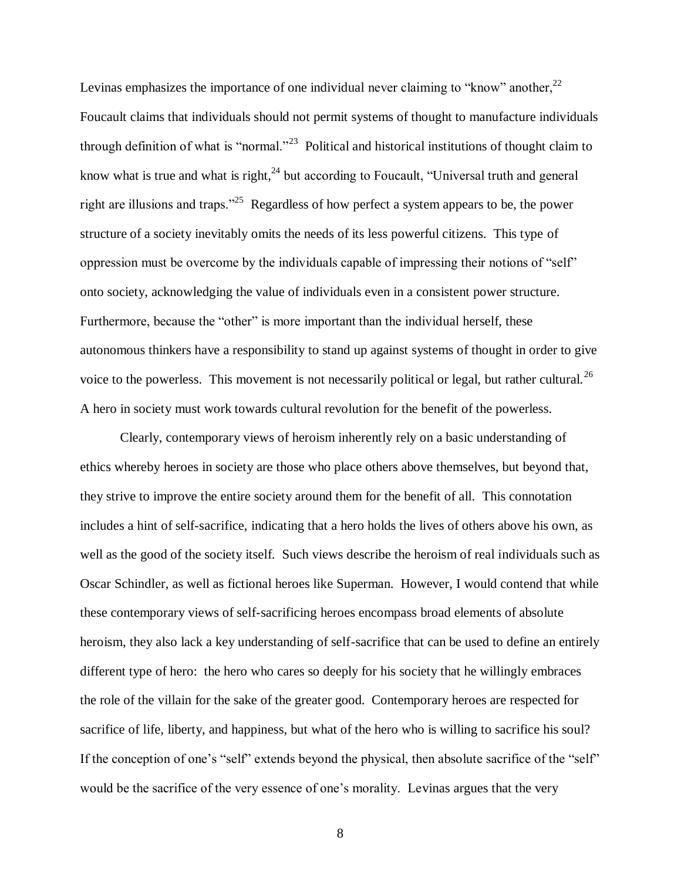Levinas emphasizes the importance of one individual never claiming to "know" another,[22] Foucault claims that individuals should not permit systems of thought to manufacture individuals through definition of what is "normal."[23] Political and historical institutions of thought claim to know what is true and what is right,[24] but according to Foucault, "Universal truth and general right are illusions and traps."[25] Regardless of how perfect a system appears to be, the power structure of a society inevitably omits the needs of its less powerful citizens. This type of oppression must be overcome by the individuals capable of impressing their notions of "self" onto society, acknowledging the value of individuals even in a consistent power structure. Furthermore, because the "other" is more important than the individual herself, these autonomous thinkers have a responsibility to stand up against systems of thought in order to give voice to the powerless. This movement is not necessarily political or legal, but rather cultural.[26] A hero in society must work towards cultural revolution for the benefit of the powerless.

Clearly, contemporary views of heroism inherently rely on a basic understanding of ethics whereby heroes in society are those who place others above themselves, but beyond that, they strive to improve the entire society around them for the benefit of all. This connotation includes a hint of self-sacrifice, indicating that a hero holds the lives of others above his own, as well as the good of the society itself. Such views describe the heroism of real individuals such as Oscar Schindler, as well as fictional heroes like Superman. However, I would contend that while these contemporary views of self-sacrificing heroes encompass broad elements of absolute heroism, they also lack a key understanding of self-sacrifice that can be used to define an entirely different type of hero: the hero who cares so deeply for his society that he willingly embraces the role of the villain for the sake of the greater good. Contemporary heroes are respected for sacrifice of life, liberty, and happiness, but what of the hero who is willing to sacrifice his soul? If the conception of one's "self" extends beyond the physical, then absolute sacrifice of the "self" would be the sacrifice of the very essence of one's morality. Levinas argues that the very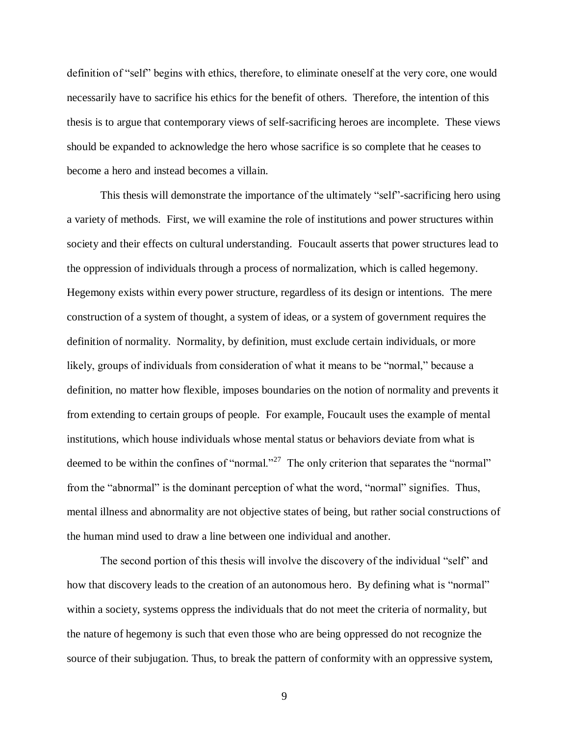definition of "self" begins with ethics, therefore, to eliminate oneself at the very core, one would necessarily have to sacrifice his ethics for the benefit of others. Therefore, the intention of this thesis is to argue that contemporary views of self-sacrificing heroes are incomplete. These views should be expanded to acknowledge the hero whose sacrifice is so complete that he ceases to become a hero and instead becomes a villain.

This thesis will demonstrate the importance of the ultimately "self"-sacrificing hero using a variety of methods. First, we will examine the role of institutions and power structures within society and their effects on cultural understanding. Foucault asserts that power structures lead to the oppression of individuals through a process of normalization, which is called hegemony. Hegemony exists within every power structure, regardless of its design or intentions. The mere construction of a system of thought, a system of ideas, or a system of government requires the definition of normality. Normality, by definition, must exclude certain individuals, or more likely, groups of individuals from consideration of what it means to be "normal," because a definition, no matter how flexible, imposes boundaries on the notion of normality and prevents it from extending to certain groups of people. For example, Foucault uses the example of mental institutions, which house individuals whose mental status or behaviors deviate from what is deemed to be within the confines of "normal."[27] The only criterion that separates the "normal" from the "abnormal" is the dominant perception of what the word, "normal" signifies. Thus, mental illness and abnormality are not objective states of being, but rather social constructions of the human mind used to draw a line between one individual and another.

The second portion of this thesis will involve the discovery of the individual "self" and how that discovery leads to the creation of an autonomous hero. By defining what is "normal" within a society, systems oppress the individuals that do not meet the criteria of normality, but the nature of hegemony is such that even those who are being oppressed do not recognize the source of their subjugation. Thus, to break the pattern of conformity with an oppressive system,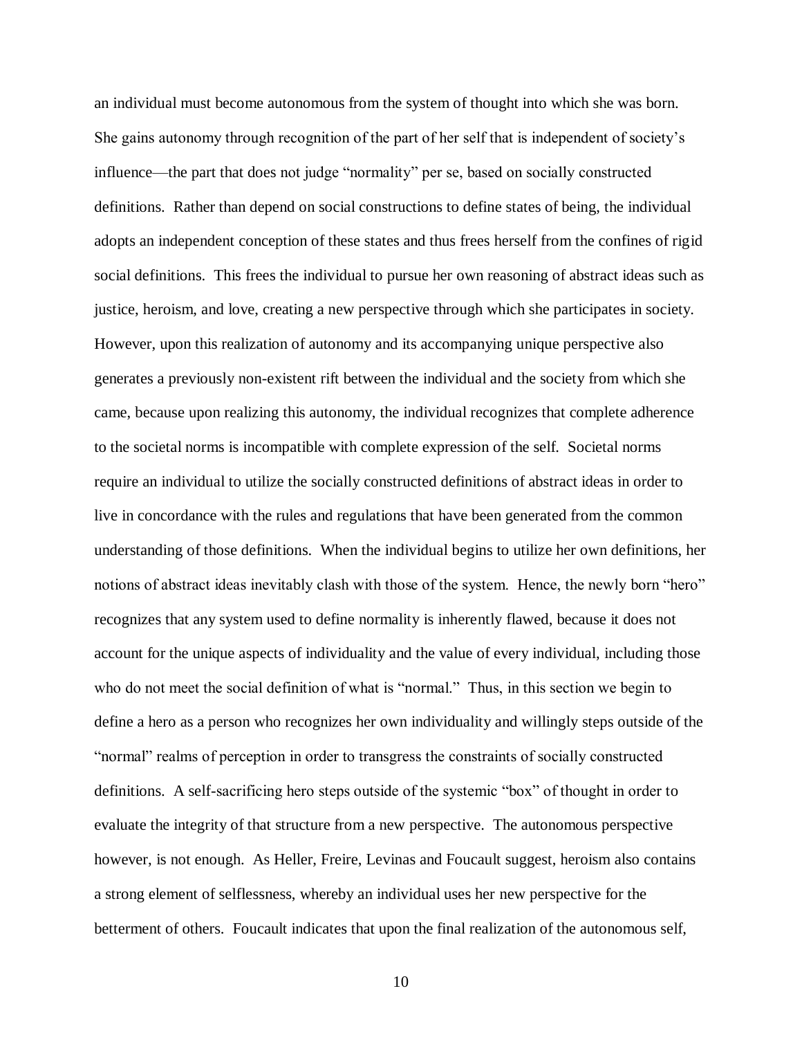an individual must become autonomous from the system of thought into which she was born. She gains autonomy through recognition of the part of her self that is independent of society's influence—the part that does not judge "normality" per se, based on socially constructed definitions. Rather than depend on social constructions to define states of being, the individual adopts an independent conception of these states and thus frees herself from the confines of rigid social definitions. This frees the individual to pursue her own reasoning of abstract ideas such as justice, heroism, and love, creating a new perspective through which she participates in society. However, upon this realization of autonomy and its accompanying unique perspective also generates a previously non-existent rift between the individual and the society from which she came, because upon realizing this autonomy, the individual recognizes that complete adherence to the societal norms is incompatible with complete expression of the self. Societal norms require an individual to utilize the socially constructed definitions of abstract ideas in order to live in concordance with the rules and regulations that have been generated from the common understanding of those definitions. When the individual begins to utilize her own definitions, her notions of abstract ideas inevitably clash with those of the system. Hence, the newly born "hero" recognizes that any system used to define normality is inherently flawed, because it does not account for the unique aspects of individuality and the value of every individual, including those who do not meet the social definition of what is "normal." Thus, in this section we begin to define a hero as a person who recognizes her own individuality and willingly steps outside of the "normal" realms of perception in order to transgress the constraints of socially constructed definitions. A self-sacrificing hero steps outside of the systemic "box" of thought in order to evaluate the integrity of that structure from a new perspective. The autonomous perspective however, is not enough. As Heller, Freire, Levinas and Foucault suggest, heroism also contains a strong element of selflessness, whereby an individual uses her new perspective for the betterment of others. Foucault indicates that upon the final realization of the autonomous self,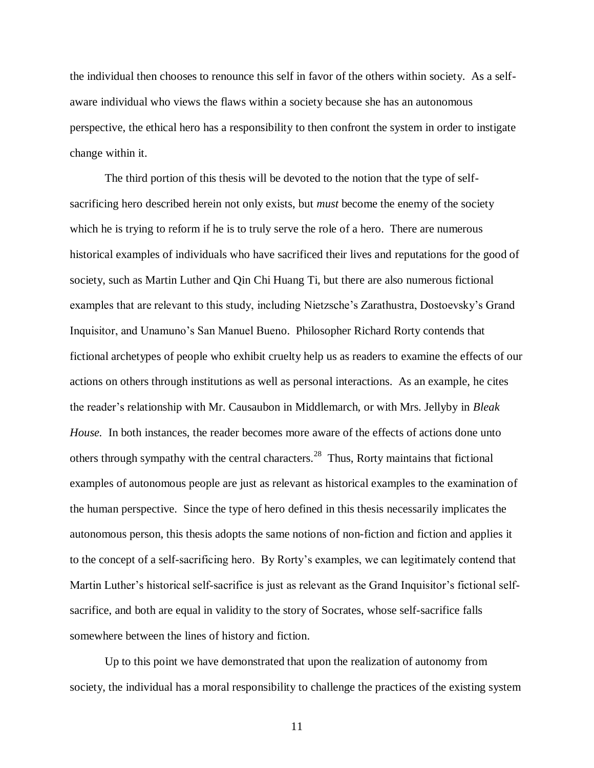the individual then chooses to renounce this self in favor of the others within society. As a self-aware individual who views the flaws within a society because she has an autonomous perspective, the ethical hero has a responsibility to then confront the system in order to instigate change within it.

The third portion of this thesis will be devoted to the notion that the type of self-sacrificing hero described herein not only exists, but *must* become the enemy of the society which he is trying to reform if he is to truly serve the role of a hero. There are numerous historical examples of individuals who have sacrificed their lives and reputations for the good of society, such as Martin Luther and Qin Chi Huang Ti, but there are also numerous fictional examples that are relevant to this study, including Nietzsche's Zarathustra, Dostoevsky's Grand Inquisitor, and Unamuno's San Manuel Bueno. Philosopher Richard Rorty contends that fictional archetypes of people who exhibit cruelty help us as readers to examine the effects of our actions on others through institutions as well as personal interactions. As an example, he cites the reader's relationship with Mr. Causaubon in Middlemarch, or with Mrs. Jellyby in *Bleak House.* In both instances, the reader becomes more aware of the effects of actions done unto others through sympathy with the central characters.[28] Thus, Rorty maintains that fictional examples of autonomous people are just as relevant as historical examples to the examination of the human perspective. Since the type of hero defined in this thesis necessarily implicates the autonomous person, this thesis adopts the same notions of non-fiction and fiction and applies it to the concept of a self-sacrificing hero. By Rorty's examples, we can legitimately contend that Martin Luther's historical self-sacrifice is just as relevant as the Grand Inquisitor's fictional self-sacrifice, and both are equal in validity to the story of Socrates, whose self-sacrifice falls somewhere between the lines of history and fiction.

Up to this point we have demonstrated that upon the realization of autonomy from society, the individual has a moral responsibility to challenge the practices of the existing system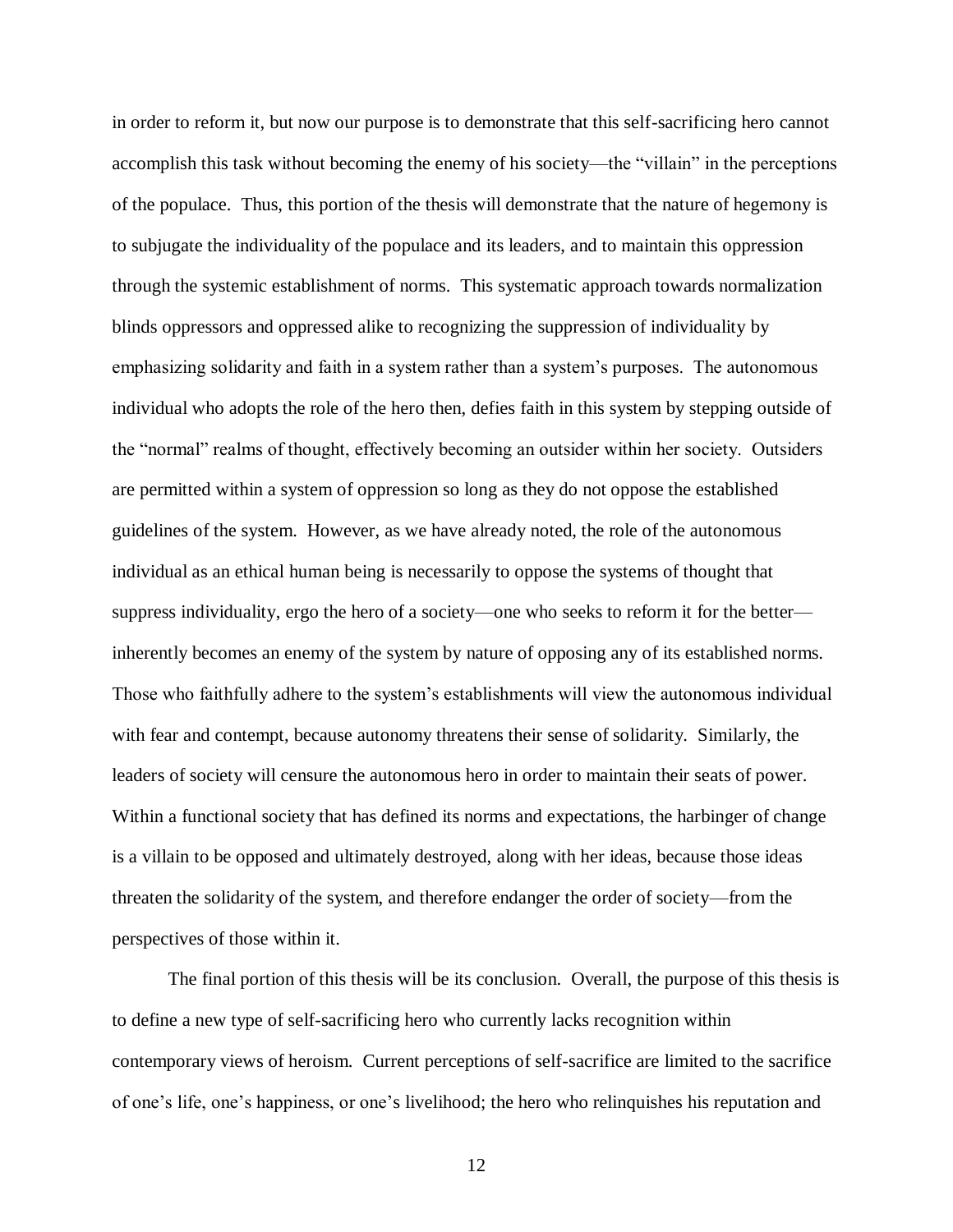in order to reform it, but now our purpose is to demonstrate that this self-sacrificing hero cannot accomplish this task without becoming the enemy of his society—the "villain" in the perceptions of the populace. Thus, this portion of the thesis will demonstrate that the nature of hegemony is to subjugate the individuality of the populace and its leaders, and to maintain this oppression through the systemic establishment of norms. This systematic approach towards normalization blinds oppressors and oppressed alike to recognizing the suppression of individuality by emphasizing solidarity and faith in a system rather than a system's purposes. The autonomous individual who adopts the role of the hero then, defies faith in this system by stepping outside of the "normal" realms of thought, effectively becoming an outsider within her society. Outsiders are permitted within a system of oppression so long as they do not oppose the established guidelines of the system. However, as we have already noted, the role of the autonomous individual as an ethical human being is necessarily to oppose the systems of thought that suppress individuality, ergo the hero of a society—one who seeks to reform it for the better—inherently becomes an enemy of the system by nature of opposing any of its established norms. Those who faithfully adhere to the system's establishments will view the autonomous individual with fear and contempt, because autonomy threatens their sense of solidarity. Similarly, the leaders of society will censure the autonomous hero in order to maintain their seats of power. Within a functional society that has defined its norms and expectations, the harbinger of change is a villain to be opposed and ultimately destroyed, along with her ideas, because those ideas threaten the solidarity of the system, and therefore endanger the order of society—from the perspectives of those within it.

The final portion of this thesis will be its conclusion. Overall, the purpose of this thesis is to define a new type of self-sacrificing hero who currently lacks recognition within contemporary views of heroism. Current perceptions of self-sacrifice are limited to the sacrifice of one's life, one's happiness, or one's livelihood; the hero who relinquishes his reputation and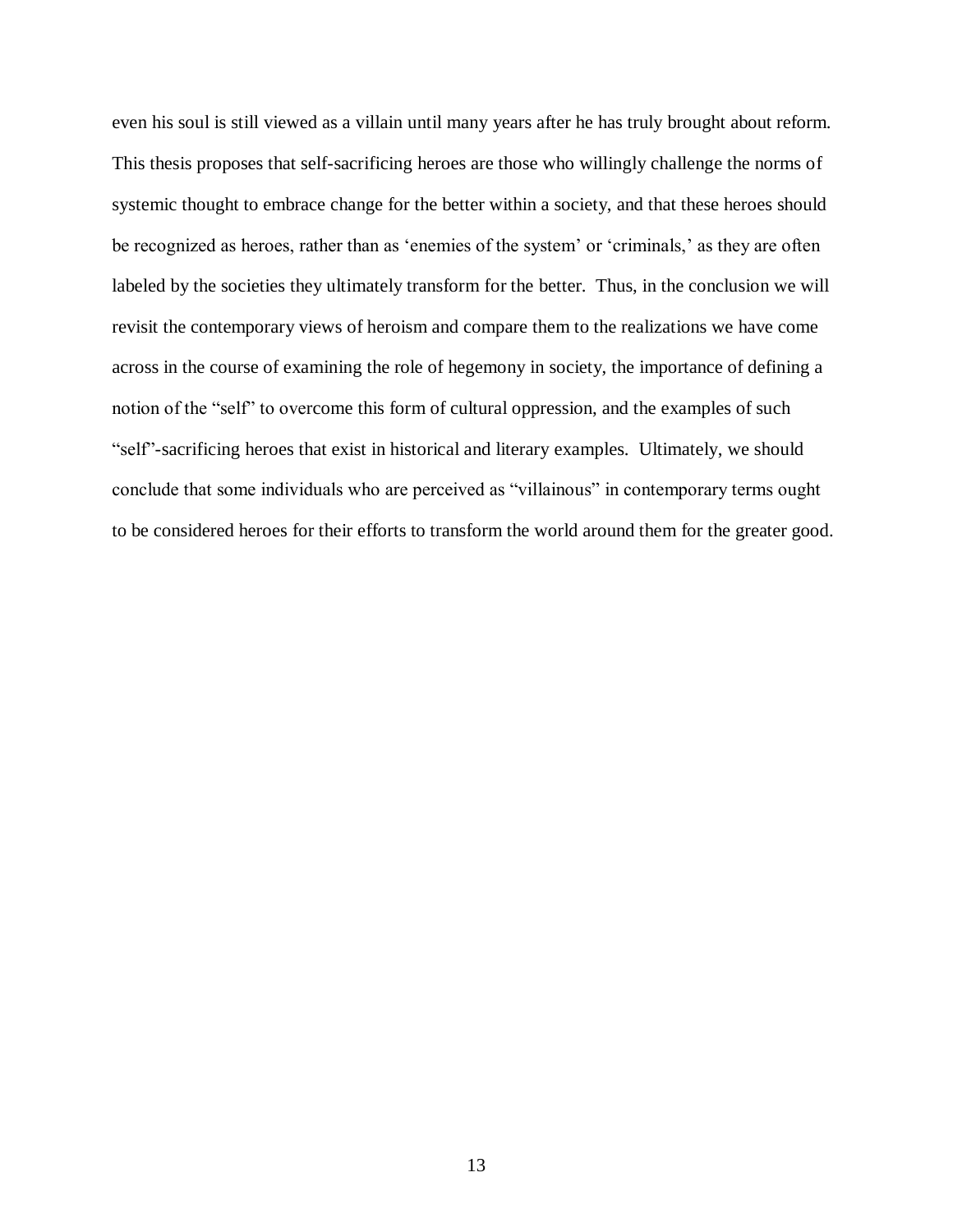even his soul is still viewed as a villain until many years after he has truly brought about reform. This thesis proposes that self-sacrificing heroes are those who willingly challenge the norms of systemic thought to embrace change for the better within a society, and that these heroes should be recognized as heroes, rather than as 'enemies of the system' or 'criminals,' as they are often labeled by the societies they ultimately transform for the better. Thus, in the conclusion we will revisit the contemporary views of heroism and compare them to the realizations we have come across in the course of examining the role of hegemony in society, the importance of defining a notion of the "self" to overcome this form of cultural oppression, and the examples of such "self"-sacrificing heroes that exist in historical and literary examples. Ultimately, we should conclude that some individuals who are perceived as "villainous" in contemporary terms ought to be considered heroes for their efforts to transform the world around them for the greater good.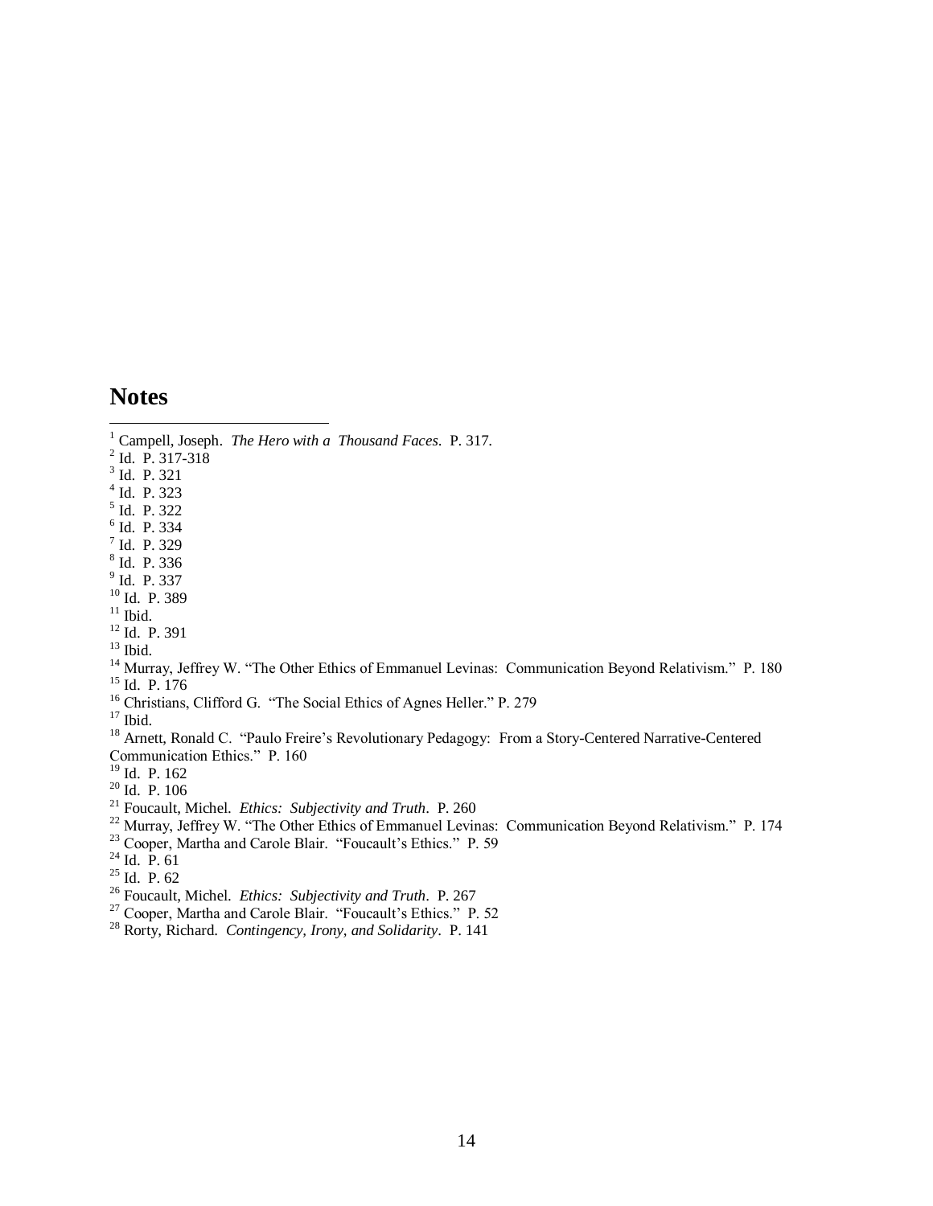## Notes

[1] Campell, Joseph. *The Hero with a Thousand Faces*. P. 317.
[2] Id. P. 317-318
[3] Id. P. 321
[4] Id. P. 323
[5] Id. P. 322
[6] Id. P. 334
[7] Id. P. 329
[8] Id. P. 336
[9] Id. P. 337
[10] Id. P. 389
[11] Ibid.
[12] Id. P. 391
[13] Ibid.
[14] Murray, Jeffrey W. "The Other Ethics of Emmanuel Levinas: Communication Beyond Relativism." P. 180
[15] Id. P. 176
[16] Christians, Clifford G. "The Social Ethics of Agnes Heller." P. 279
[17] Ibid.
[18] Arnett, Ronald C. "Paulo Freire's Revolutionary Pedagogy: From a Story-Centered Narrative-Centered Communication Ethics." P. 160
[19] Id. P. 162
[20] Id. P. 106
[21] Foucault, Michel. *Ethics: Subjectivity and Truth*. P. 260
[22] Murray, Jeffrey W. "The Other Ethics of Emmanuel Levinas: Communication Beyond Relativism." P. 174
[23] Cooper, Martha and Carole Blair. "Foucault's Ethics." P. 59
[24] Id. P. 61
[25] Id. P. 62
[26] Foucault, Michel. *Ethics: Subjectivity and Truth*. P. 267
[27] Cooper, Martha and Carole Blair. "Foucault's Ethics." P. 52
[28] Rorty, Richard. *Contingency, Irony, and Solidarity*. P. 141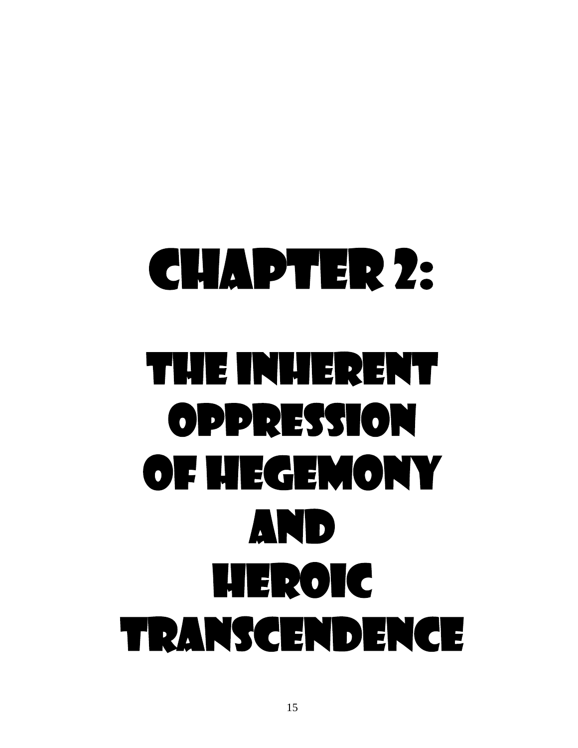# CHAPTER 2:

# THE INHERENT OPPRESSION OF HEGEMONY AND HEROIC TRANSCENDENCE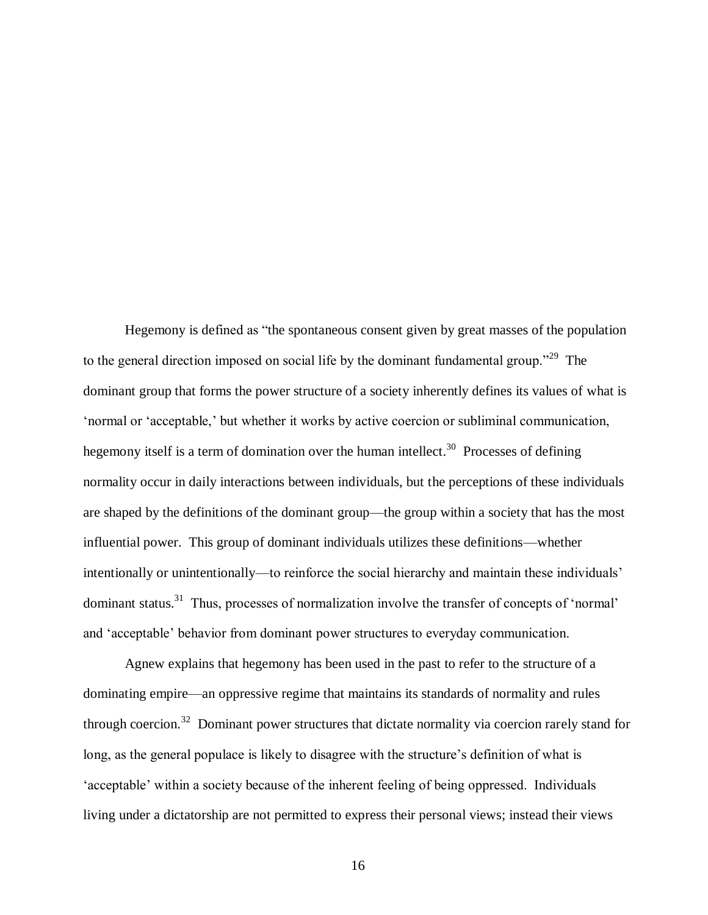Hegemony is defined as "the spontaneous consent given by great masses of the population to the general direction imposed on social life by the dominant fundamental group."[29] The dominant group that forms the power structure of a society inherently defines its values of what is 'normal or 'acceptable,' but whether it works by active coercion or subliminal communication, hegemony itself is a term of domination over the human intellect.[30] Processes of defining normality occur in daily interactions between individuals, but the perceptions of these individuals are shaped by the definitions of the dominant group—the group within a society that has the most influential power. This group of dominant individuals utilizes these definitions—whether intentionally or unintentionally—to reinforce the social hierarchy and maintain these individuals' dominant status.[31] Thus, processes of normalization involve the transfer of concepts of 'normal' and 'acceptable' behavior from dominant power structures to everyday communication.

Agnew explains that hegemony has been used in the past to refer to the structure of a dominating empire—an oppressive regime that maintains its standards of normality and rules through coercion.[32] Dominant power structures that dictate normality via coercion rarely stand for long, as the general populace is likely to disagree with the structure's definition of what is 'acceptable' within a society because of the inherent feeling of being oppressed. Individuals living under a dictatorship are not permitted to express their personal views; instead their views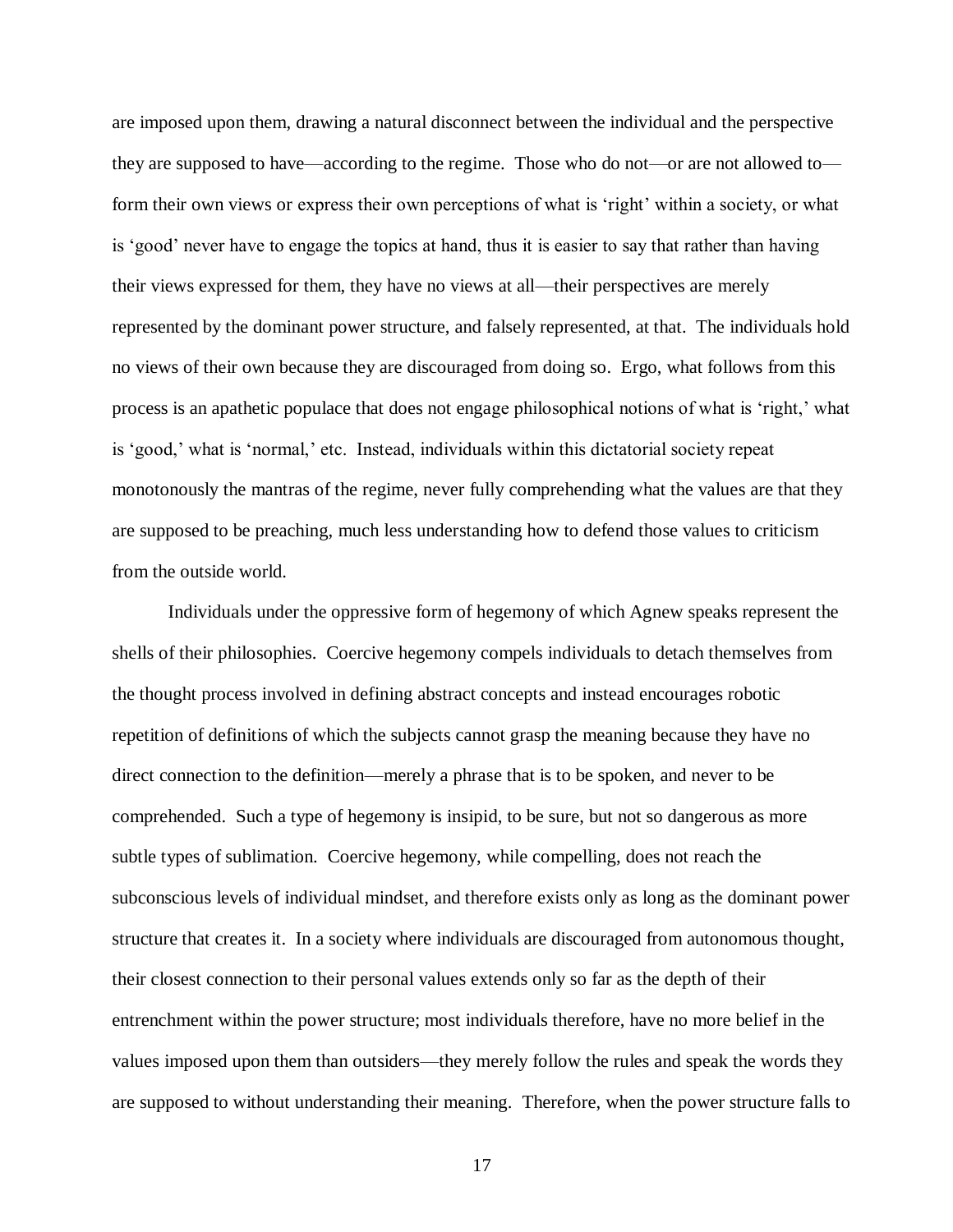are imposed upon them, drawing a natural disconnect between the individual and the perspective they are supposed to have—according to the regime. Those who do not—or are not allowed to—form their own views or express their own perceptions of what is 'right' within a society, or what is 'good' never have to engage the topics at hand, thus it is easier to say that rather than having their views expressed for them, they have no views at all—their perspectives are merely represented by the dominant power structure, and falsely represented, at that. The individuals hold no views of their own because they are discouraged from doing so. Ergo, what follows from this process is an apathetic populace that does not engage philosophical notions of what is 'right,' what is 'good,' what is 'normal,' etc. Instead, individuals within this dictatorial society repeat monotonously the mantras of the regime, never fully comprehending what the values are that they are supposed to be preaching, much less understanding how to defend those values to criticism from the outside world.

Individuals under the oppressive form of hegemony of which Agnew speaks represent the shells of their philosophies. Coercive hegemony compels individuals to detach themselves from the thought process involved in defining abstract concepts and instead encourages robotic repetition of definitions of which the subjects cannot grasp the meaning because they have no direct connection to the definition—merely a phrase that is to be spoken, and never to be comprehended. Such a type of hegemony is insipid, to be sure, but not so dangerous as more subtle types of sublimation. Coercive hegemony, while compelling, does not reach the subconscious levels of individual mindset, and therefore exists only as long as the dominant power structure that creates it. In a society where individuals are discouraged from autonomous thought, their closest connection to their personal values extends only so far as the depth of their entrenchment within the power structure; most individuals therefore, have no more belief in the values imposed upon them than outsiders—they merely follow the rules and speak the words they are supposed to without understanding their meaning. Therefore, when the power structure falls to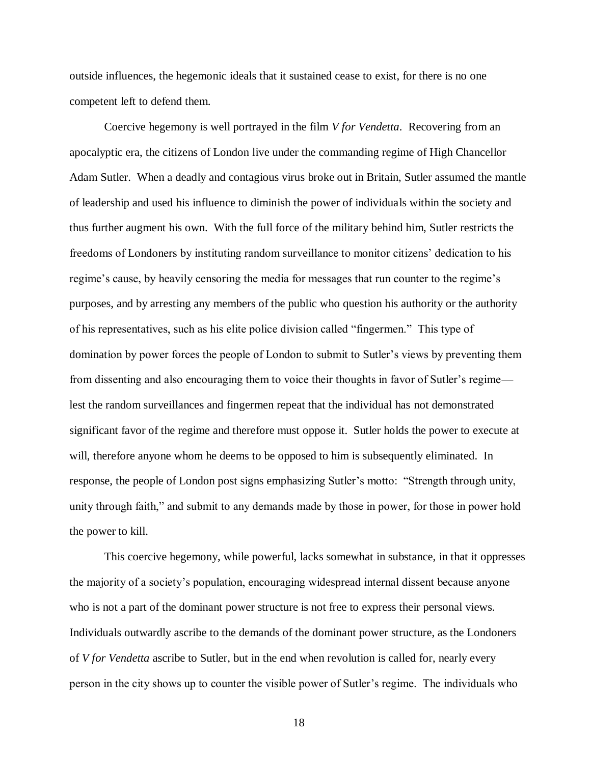outside influences, the hegemonic ideals that it sustained cease to exist, for there is no one competent left to defend them.

Coercive hegemony is well portrayed in the film *V for Vendetta*. Recovering from an apocalyptic era, the citizens of London live under the commanding regime of High Chancellor Adam Sutler. When a deadly and contagious virus broke out in Britain, Sutler assumed the mantle of leadership and used his influence to diminish the power of individuals within the society and thus further augment his own. With the full force of the military behind him, Sutler restricts the freedoms of Londoners by instituting random surveillance to monitor citizens' dedication to his regime's cause, by heavily censoring the media for messages that run counter to the regime's purposes, and by arresting any members of the public who question his authority or the authority of his representatives, such as his elite police division called "fingermen." This type of domination by power forces the people of London to submit to Sutler's views by preventing them from dissenting and also encouraging them to voice their thoughts in favor of Sutler's regime—lest the random surveillances and fingermen repeat that the individual has not demonstrated significant favor of the regime and therefore must oppose it. Sutler holds the power to execute at will, therefore anyone whom he deems to be opposed to him is subsequently eliminated. In response, the people of London post signs emphasizing Sutler's motto: "Strength through unity, unity through faith," and submit to any demands made by those in power, for those in power hold the power to kill.

This coercive hegemony, while powerful, lacks somewhat in substance, in that it oppresses the majority of a society's population, encouraging widespread internal dissent because anyone who is not a part of the dominant power structure is not free to express their personal views. Individuals outwardly ascribe to the demands of the dominant power structure, as the Londoners of *V for Vendetta* ascribe to Sutler, but in the end when revolution is called for, nearly every person in the city shows up to counter the visible power of Sutler's regime. The individuals who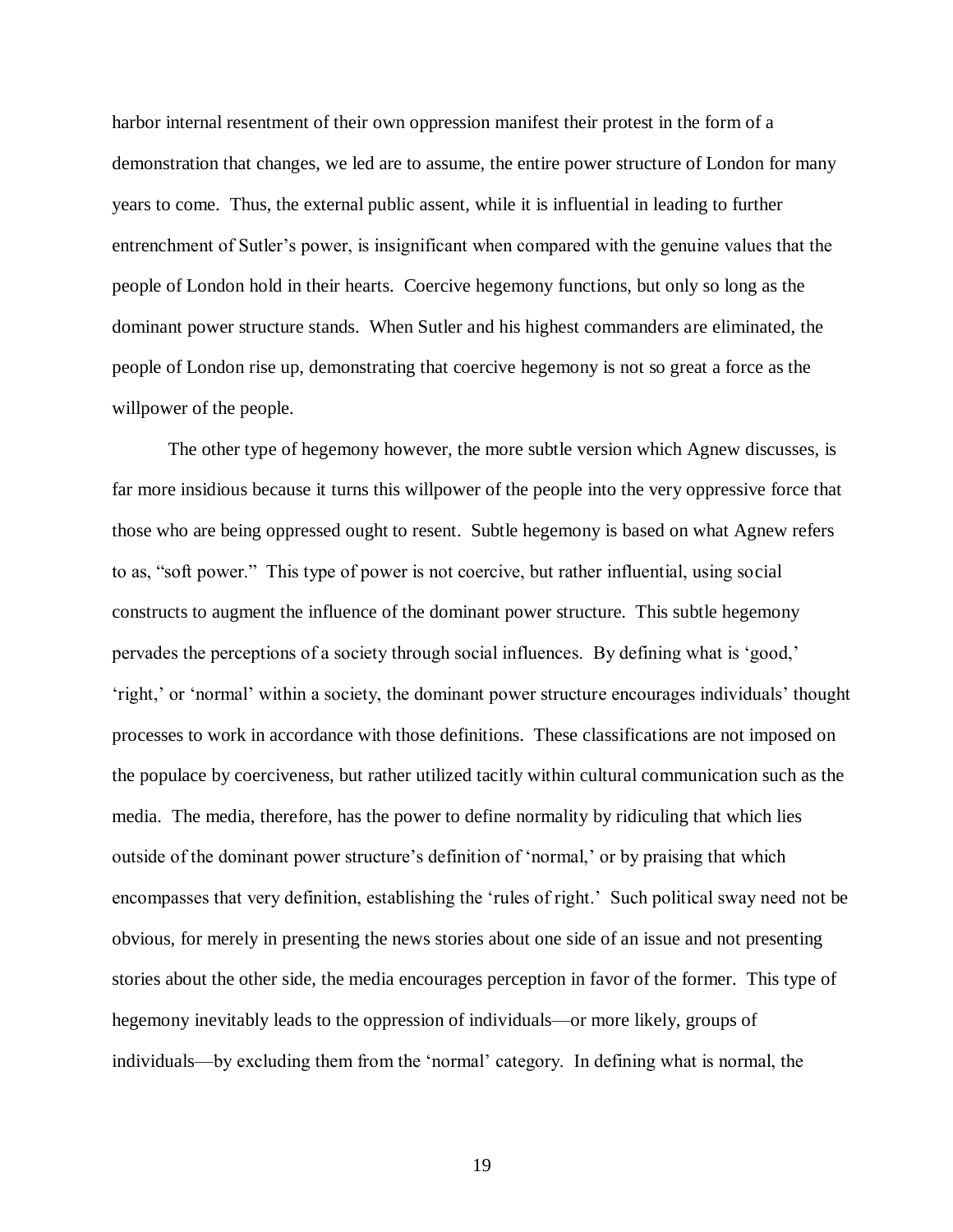harbor internal resentment of their own oppression manifest their protest in the form of a demonstration that changes, we led are to assume, the entire power structure of London for many years to come. Thus, the external public assent, while it is influential in leading to further entrenchment of Sutler's power, is insignificant when compared with the genuine values that the people of London hold in their hearts. Coercive hegemony functions, but only so long as the dominant power structure stands. When Sutler and his highest commanders are eliminated, the people of London rise up, demonstrating that coercive hegemony is not so great a force as the willpower of the people.

The other type of hegemony however, the more subtle version which Agnew discusses, is far more insidious because it turns this willpower of the people into the very oppressive force that those who are being oppressed ought to resent. Subtle hegemony is based on what Agnew refers to as, "soft power." This type of power is not coercive, but rather influential, using social constructs to augment the influence of the dominant power structure. This subtle hegemony pervades the perceptions of a society through social influences. By defining what is 'good,' 'right,' or 'normal' within a society, the dominant power structure encourages individuals' thought processes to work in accordance with those definitions. These classifications are not imposed on the populace by coerciveness, but rather utilized tacitly within cultural communication such as the media. The media, therefore, has the power to define normality by ridiculing that which lies outside of the dominant power structure's definition of 'normal,' or by praising that which encompasses that very definition, establishing the 'rules of right.' Such political sway need not be obvious, for merely in presenting the news stories about one side of an issue and not presenting stories about the other side, the media encourages perception in favor of the former. This type of hegemony inevitably leads to the oppression of individuals—or more likely, groups of individuals—by excluding them from the 'normal' category. In defining what is normal, the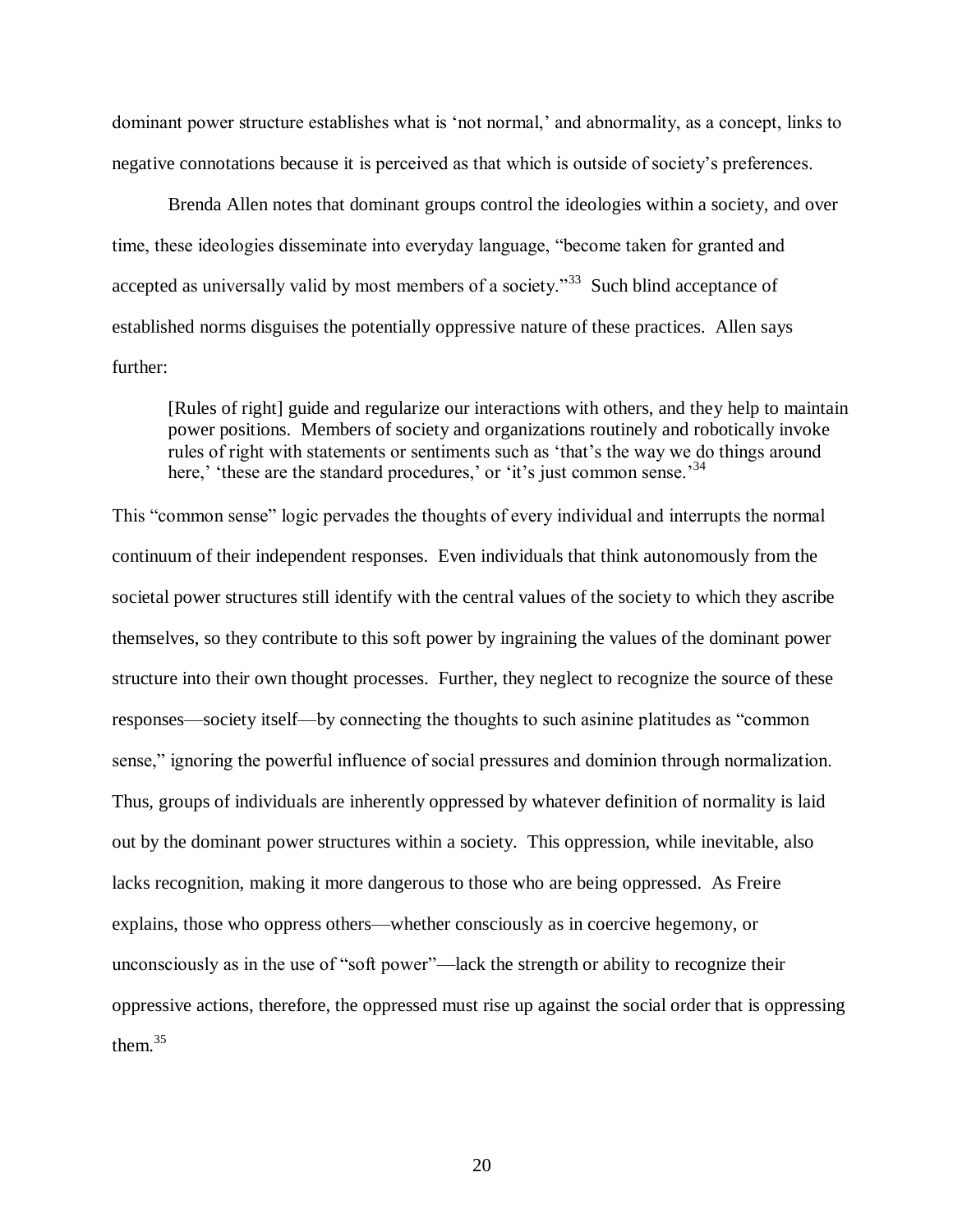dominant power structure establishes what is 'not normal,' and abnormality, as a concept, links to negative connotations because it is perceived as that which is outside of society's preferences.

Brenda Allen notes that dominant groups control the ideologies within a society, and over time, these ideologies disseminate into everyday language, "become taken for granted and accepted as universally valid by most members of a society."[33] Such blind acceptance of established norms disguises the potentially oppressive nature of these practices. Allen says further:

> [Rules of right] guide and regularize our interactions with others, and they help to maintain power positions. Members of society and organizations routinely and robotically invoke rules of right with statements or sentiments such as 'that's the way we do things around here,' 'these are the standard procedures,' or 'it's just common sense.'[34]

This "common sense" logic pervades the thoughts of every individual and interrupts the normal continuum of their independent responses. Even individuals that think autonomously from the societal power structures still identify with the central values of the society to which they ascribe themselves, so they contribute to this soft power by ingraining the values of the dominant power structure into their own thought processes. Further, they neglect to recognize the source of these responses—society itself—by connecting the thoughts to such asinine platitudes as "common sense," ignoring the powerful influence of social pressures and dominion through normalization. Thus, groups of individuals are inherently oppressed by whatever definition of normality is laid out by the dominant power structures within a society. This oppression, while inevitable, also lacks recognition, making it more dangerous to those who are being oppressed. As Freire explains, those who oppress others—whether consciously as in coercive hegemony, or unconsciously as in the use of "soft power"—lack the strength or ability to recognize their oppressive actions, therefore, the oppressed must rise up against the social order that is oppressing them.[35]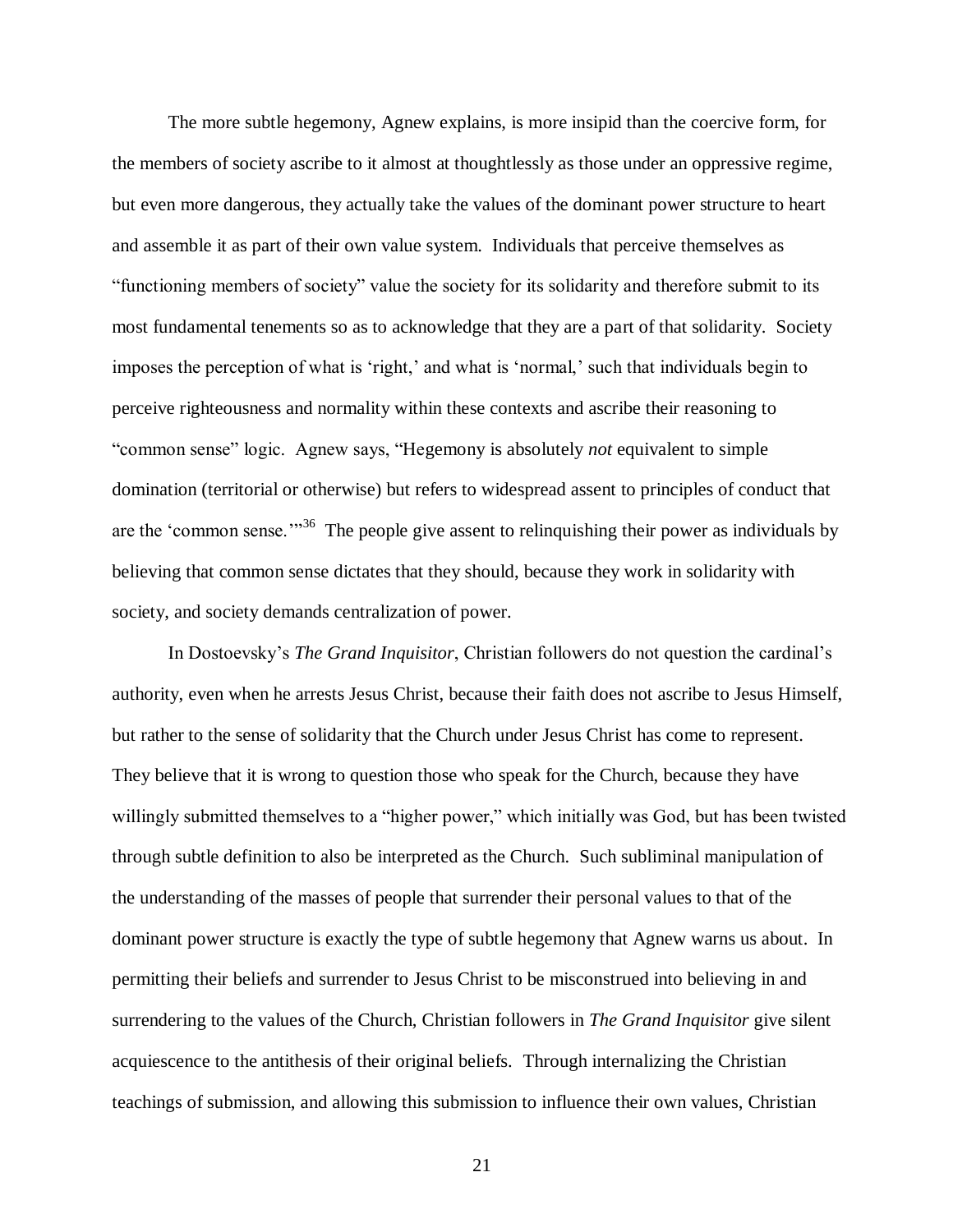The more subtle hegemony, Agnew explains, is more insipid than the coercive form, for the members of society ascribe to it almost at thoughtlessly as those under an oppressive regime, but even more dangerous, they actually take the values of the dominant power structure to heart and assemble it as part of their own value system. Individuals that perceive themselves as "functioning members of society" value the society for its solidarity and therefore submit to its most fundamental tenements so as to acknowledge that they are a part of that solidarity. Society imposes the perception of what is 'right,' and what is 'normal,' such that individuals begin to perceive righteousness and normality within these contexts and ascribe their reasoning to "common sense" logic. Agnew says, "Hegemony is absolutely *not* equivalent to simple domination (territorial or otherwise) but refers to widespread assent to principles of conduct that are the 'common sense.'"[36] The people give assent to relinquishing their power as individuals by believing that common sense dictates that they should, because they work in solidarity with society, and society demands centralization of power.

In Dostoevsky's *The Grand Inquisitor*, Christian followers do not question the cardinal's authority, even when he arrests Jesus Christ, because their faith does not ascribe to Jesus Himself, but rather to the sense of solidarity that the Church under Jesus Christ has come to represent. They believe that it is wrong to question those who speak for the Church, because they have willingly submitted themselves to a "higher power," which initially was God, but has been twisted through subtle definition to also be interpreted as the Church. Such subliminal manipulation of the understanding of the masses of people that surrender their personal values to that of the dominant power structure is exactly the type of subtle hegemony that Agnew warns us about. In permitting their beliefs and surrender to Jesus Christ to be misconstrued into believing in and surrendering to the values of the Church, Christian followers in *The Grand Inquisitor* give silent acquiescence to the antithesis of their original beliefs. Through internalizing the Christian teachings of submission, and allowing this submission to influence their own values, Christian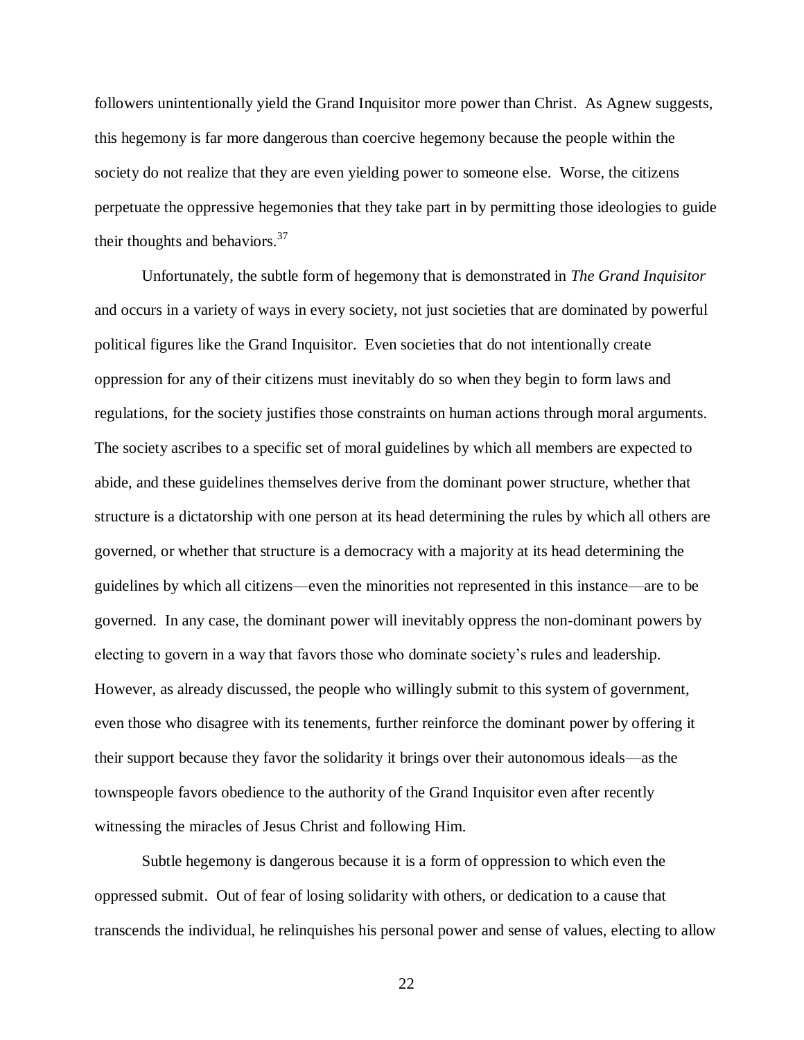followers unintentionally yield the Grand Inquisitor more power than Christ. As Agnew suggests, this hegemony is far more dangerous than coercive hegemony because the people within the society do not realize that they are even yielding power to someone else. Worse, the citizens perpetuate the oppressive hegemonies that they take part in by permitting those ideologies to guide their thoughts and behaviors.[37]

Unfortunately, the subtle form of hegemony that is demonstrated in *The Grand Inquisitor* and occurs in a variety of ways in every society, not just societies that are dominated by powerful political figures like the Grand Inquisitor. Even societies that do not intentionally create oppression for any of their citizens must inevitably do so when they begin to form laws and regulations, for the society justifies those constraints on human actions through moral arguments. The society ascribes to a specific set of moral guidelines by which all members are expected to abide, and these guidelines themselves derive from the dominant power structure, whether that structure is a dictatorship with one person at its head determining the rules by which all others are governed, or whether that structure is a democracy with a majority at its head determining the guidelines by which all citizens—even the minorities not represented in this instance—are to be governed. In any case, the dominant power will inevitably oppress the non-dominant powers by electing to govern in a way that favors those who dominate society's rules and leadership. However, as already discussed, the people who willingly submit to this system of government, even those who disagree with its tenements, further reinforce the dominant power by offering it their support because they favor the solidarity it brings over their autonomous ideals—as the townspeople favors obedience to the authority of the Grand Inquisitor even after recently witnessing the miracles of Jesus Christ and following Him.

Subtle hegemony is dangerous because it is a form of oppression to which even the oppressed submit. Out of fear of losing solidarity with others, or dedication to a cause that transcends the individual, he relinquishes his personal power and sense of values, electing to allow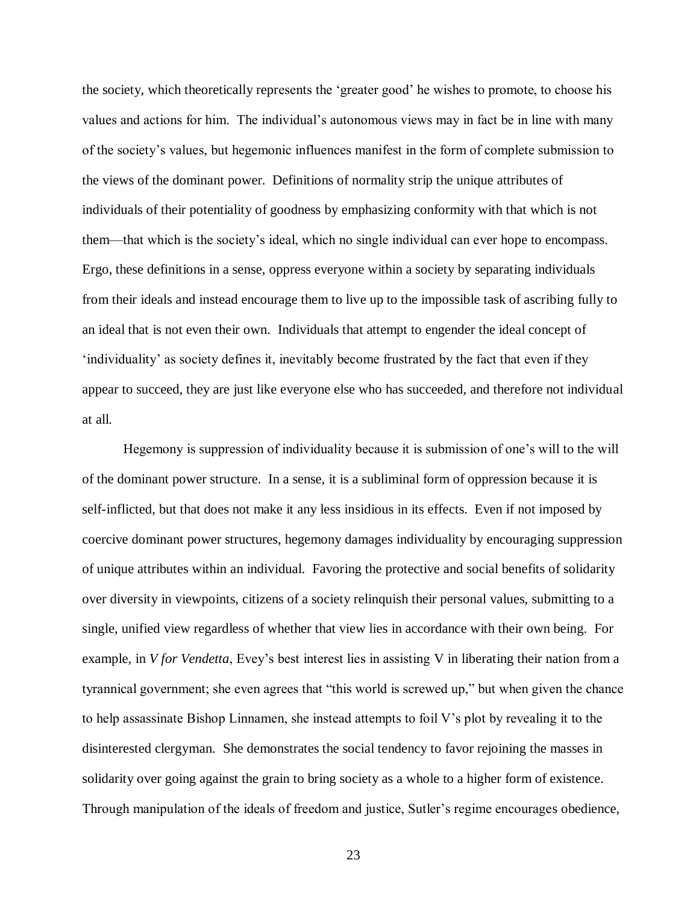the society, which theoretically represents the 'greater good' he wishes to promote, to choose his values and actions for him. The individual's autonomous views may in fact be in line with many of the society's values, but hegemonic influences manifest in the form of complete submission to the views of the dominant power. Definitions of normality strip the unique attributes of individuals of their potentiality of goodness by emphasizing conformity with that which is not them—that which is the society's ideal, which no single individual can ever hope to encompass. Ergo, these definitions in a sense, oppress everyone within a society by separating individuals from their ideals and instead encourage them to live up to the impossible task of ascribing fully to an ideal that is not even their own. Individuals that attempt to engender the ideal concept of 'individuality' as society defines it, inevitably become frustrated by the fact that even if they appear to succeed, they are just like everyone else who has succeeded, and therefore not individual at all.

Hegemony is suppression of individuality because it is submission of one's will to the will of the dominant power structure. In a sense, it is a subliminal form of oppression because it is self-inflicted, but that does not make it any less insidious in its effects. Even if not imposed by coercive dominant power structures, hegemony damages individuality by encouraging suppression of unique attributes within an individual. Favoring the protective and social benefits of solidarity over diversity in viewpoints, citizens of a society relinquish their personal values, submitting to a single, unified view regardless of whether that view lies in accordance with their own being. For example, in *V for Vendetta*, Evey's best interest lies in assisting V in liberating their nation from a tyrannical government; she even agrees that "this world is screwed up," but when given the chance to help assassinate Bishop Linnamen, she instead attempts to foil V's plot by revealing it to the disinterested clergyman. She demonstrates the social tendency to favor rejoining the masses in solidarity over going against the grain to bring society as a whole to a higher form of existence. Through manipulation of the ideals of freedom and justice, Sutler's regime encourages obedience,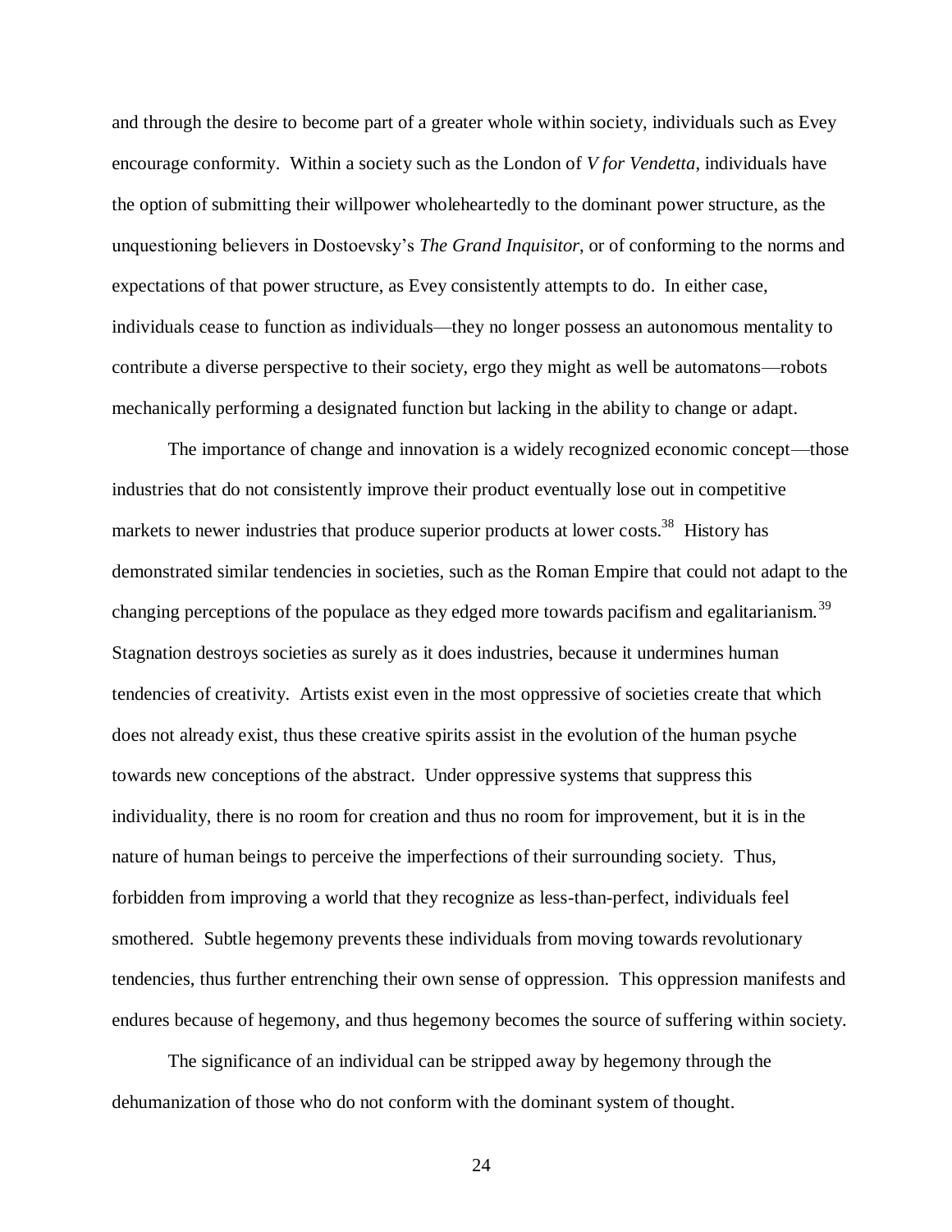and through the desire to become part of a greater whole within society, individuals such as Evey encourage conformity. Within a society such as the London of *V for Vendetta*, individuals have the option of submitting their willpower wholeheartedly to the dominant power structure, as the unquestioning believers in Dostoevsky's *The Grand Inquisitor*, or of conforming to the norms and expectations of that power structure, as Evey consistently attempts to do. In either case, individuals cease to function as individuals—they no longer possess an autonomous mentality to contribute a diverse perspective to their society, ergo they might as well be automatons—robots mechanically performing a designated function but lacking in the ability to change or adapt.

The importance of change and innovation is a widely recognized economic concept—those industries that do not consistently improve their product eventually lose out in competitive markets to newer industries that produce superior products at lower costs.[38] History has demonstrated similar tendencies in societies, such as the Roman Empire that could not adapt to the changing perceptions of the populace as they edged more towards pacifism and egalitarianism.[39] Stagnation destroys societies as surely as it does industries, because it undermines human tendencies of creativity. Artists exist even in the most oppressive of societies create that which does not already exist, thus these creative spirits assist in the evolution of the human psyche towards new conceptions of the abstract. Under oppressive systems that suppress this individuality, there is no room for creation and thus no room for improvement, but it is in the nature of human beings to perceive the imperfections of their surrounding society. Thus, forbidden from improving a world that they recognize as less-than-perfect, individuals feel smothered. Subtle hegemony prevents these individuals from moving towards revolutionary tendencies, thus further entrenching their own sense of oppression. This oppression manifests and endures because of hegemony, and thus hegemony becomes the source of suffering within society.

The significance of an individual can be stripped away by hegemony through the dehumanization of those who do not conform with the dominant system of thought.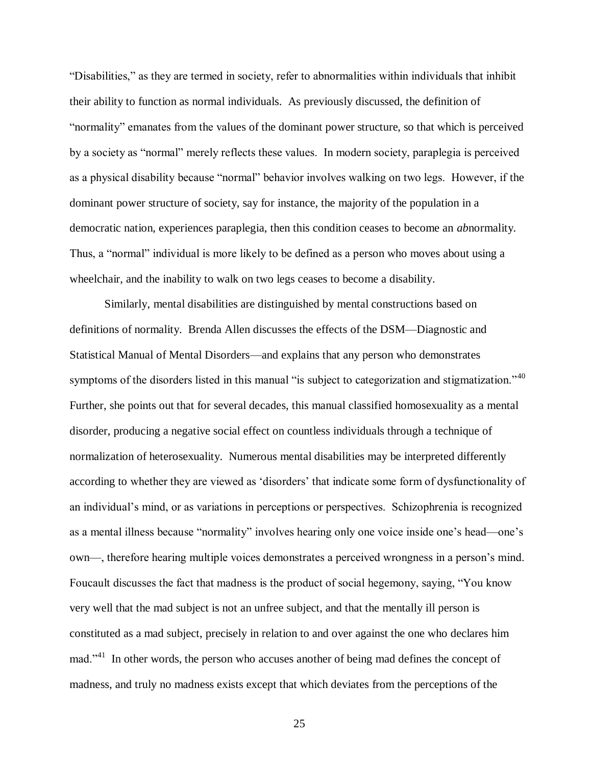"Disabilities," as they are termed in society, refer to abnormalities within individuals that inhibit their ability to function as normal individuals. As previously discussed, the definition of "normality" emanates from the values of the dominant power structure, so that which is perceived by a society as "normal" merely reflects these values. In modern society, paraplegia is perceived as a physical disability because "normal" behavior involves walking on two legs. However, if the dominant power structure of society, say for instance, the majority of the population in a democratic nation, experiences paraplegia, then this condition ceases to become an *ab*normality. Thus, a "normal" individual is more likely to be defined as a person who moves about using a wheelchair, and the inability to walk on two legs ceases to become a disability.

Similarly, mental disabilities are distinguished by mental constructions based on definitions of normality. Brenda Allen discusses the effects of the DSM—Diagnostic and Statistical Manual of Mental Disorders—and explains that any person who demonstrates symptoms of the disorders listed in this manual "is subject to categorization and stigmatization."[40] Further, she points out that for several decades, this manual classified homosexuality as a mental disorder, producing a negative social effect on countless individuals through a technique of normalization of heterosexuality. Numerous mental disabilities may be interpreted differently according to whether they are viewed as 'disorders' that indicate some form of dysfunctionality of an individual's mind, or as variations in perceptions or perspectives. Schizophrenia is recognized as a mental illness because "normality" involves hearing only one voice inside one's head—one's own—, therefore hearing multiple voices demonstrates a perceived wrongness in a person's mind. Foucault discusses the fact that madness is the product of social hegemony, saying, "You know very well that the mad subject is not an unfree subject, and that the mentally ill person is constituted as a mad subject, precisely in relation to and over against the one who declares him mad."[41] In other words, the person who accuses another of being mad defines the concept of madness, and truly no madness exists except that which deviates from the perceptions of the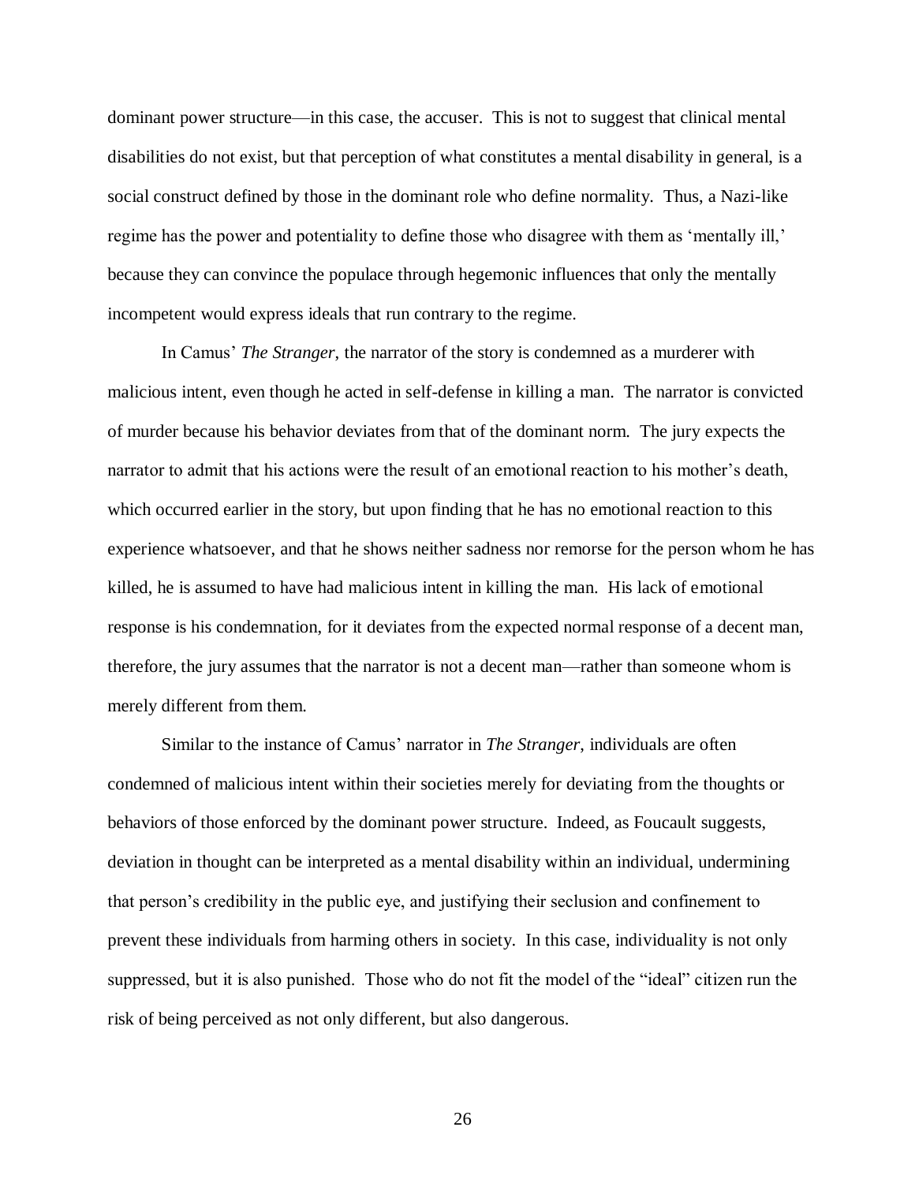dominant power structure—in this case, the accuser. This is not to suggest that clinical mental disabilities do not exist, but that perception of what constitutes a mental disability in general, is a social construct defined by those in the dominant role who define normality. Thus, a Nazi-like regime has the power and potentiality to define those who disagree with them as 'mentally ill,' because they can convince the populace through hegemonic influences that only the mentally incompetent would express ideals that run contrary to the regime.

In Camus' *The Stranger*, the narrator of the story is condemned as a murderer with malicious intent, even though he acted in self-defense in killing a man. The narrator is convicted of murder because his behavior deviates from that of the dominant norm. The jury expects the narrator to admit that his actions were the result of an emotional reaction to his mother's death, which occurred earlier in the story, but upon finding that he has no emotional reaction to this experience whatsoever, and that he shows neither sadness nor remorse for the person whom he has killed, he is assumed to have had malicious intent in killing the man. His lack of emotional response is his condemnation, for it deviates from the expected normal response of a decent man, therefore, the jury assumes that the narrator is not a decent man—rather than someone whom is merely different from them.

Similar to the instance of Camus' narrator in *The Stranger*, individuals are often condemned of malicious intent within their societies merely for deviating from the thoughts or behaviors of those enforced by the dominant power structure. Indeed, as Foucault suggests, deviation in thought can be interpreted as a mental disability within an individual, undermining that person's credibility in the public eye, and justifying their seclusion and confinement to prevent these individuals from harming others in society. In this case, individuality is not only suppressed, but it is also punished. Those who do not fit the model of the "ideal" citizen run the risk of being perceived as not only different, but also dangerous.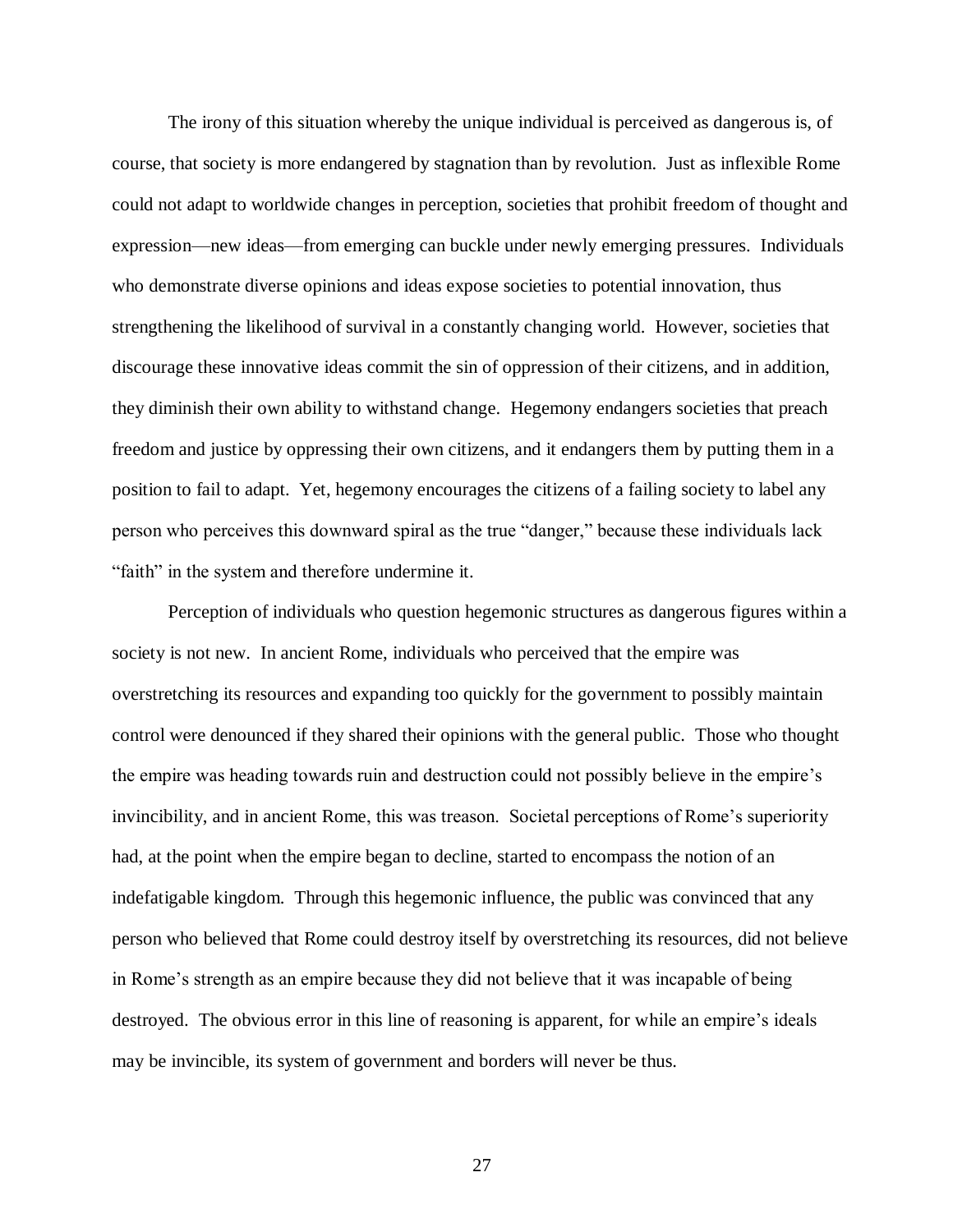The irony of this situation whereby the unique individual is perceived as dangerous is, of course, that society is more endangered by stagnation than by revolution. Just as inflexible Rome could not adapt to worldwide changes in perception, societies that prohibit freedom of thought and expression—new ideas—from emerging can buckle under newly emerging pressures. Individuals who demonstrate diverse opinions and ideas expose societies to potential innovation, thus strengthening the likelihood of survival in a constantly changing world. However, societies that discourage these innovative ideas commit the sin of oppression of their citizens, and in addition, they diminish their own ability to withstand change. Hegemony endangers societies that preach freedom and justice by oppressing their own citizens, and it endangers them by putting them in a position to fail to adapt. Yet, hegemony encourages the citizens of a failing society to label any person who perceives this downward spiral as the true "danger," because these individuals lack "faith" in the system and therefore undermine it.

Perception of individuals who question hegemonic structures as dangerous figures within a society is not new. In ancient Rome, individuals who perceived that the empire was overstretching its resources and expanding too quickly for the government to possibly maintain control were denounced if they shared their opinions with the general public. Those who thought the empire was heading towards ruin and destruction could not possibly believe in the empire's invincibility, and in ancient Rome, this was treason. Societal perceptions of Rome's superiority had, at the point when the empire began to decline, started to encompass the notion of an indefatigable kingdom. Through this hegemonic influence, the public was convinced that any person who believed that Rome could destroy itself by overstretching its resources, did not believe in Rome's strength as an empire because they did not believe that it was incapable of being destroyed. The obvious error in this line of reasoning is apparent, for while an empire's ideals may be invincible, its system of government and borders will never be thus.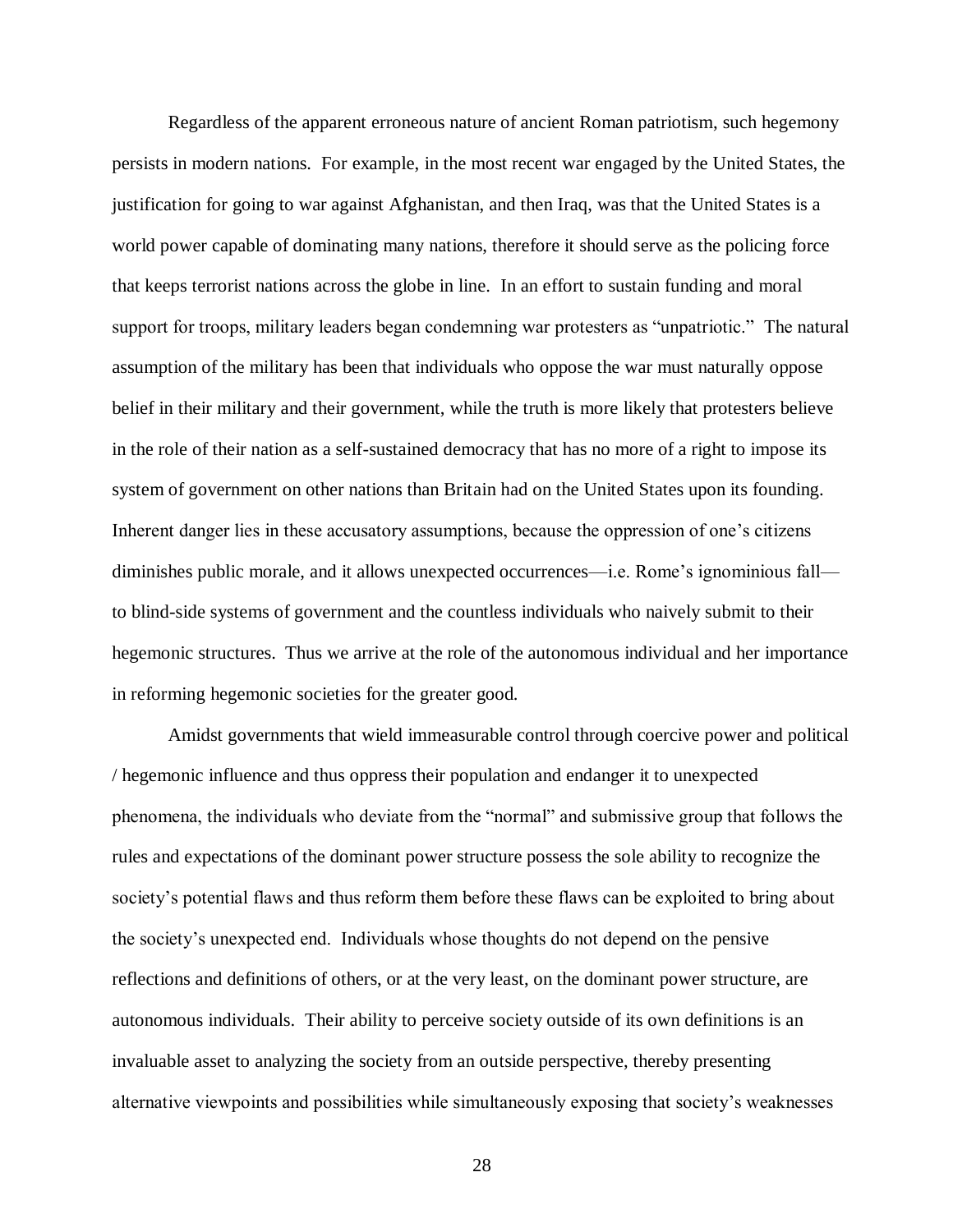Regardless of the apparent erroneous nature of ancient Roman patriotism, such hegemony persists in modern nations. For example, in the most recent war engaged by the United States, the justification for going to war against Afghanistan, and then Iraq, was that the United States is a world power capable of dominating many nations, therefore it should serve as the policing force that keeps terrorist nations across the globe in line. In an effort to sustain funding and moral support for troops, military leaders began condemning war protesters as "unpatriotic." The natural assumption of the military has been that individuals who oppose the war must naturally oppose belief in their military and their government, while the truth is more likely that protesters believe in the role of their nation as a self-sustained democracy that has no more of a right to impose its system of government on other nations than Britain had on the United States upon its founding. Inherent danger lies in these accusatory assumptions, because the oppression of one's citizens diminishes public morale, and it allows unexpected occurrences—i.e. Rome's ignominious fall—to blind-side systems of government and the countless individuals who naively submit to their hegemonic structures. Thus we arrive at the role of the autonomous individual and her importance in reforming hegemonic societies for the greater good.

Amidst governments that wield immeasurable control through coercive power and political / hegemonic influence and thus oppress their population and endanger it to unexpected phenomena, the individuals who deviate from the "normal" and submissive group that follows the rules and expectations of the dominant power structure possess the sole ability to recognize the society's potential flaws and thus reform them before these flaws can be exploited to bring about the society's unexpected end. Individuals whose thoughts do not depend on the pensive reflections and definitions of others, or at the very least, on the dominant power structure, are autonomous individuals. Their ability to perceive society outside of its own definitions is an invaluable asset to analyzing the society from an outside perspective, thereby presenting alternative viewpoints and possibilities while simultaneously exposing that society's weaknesses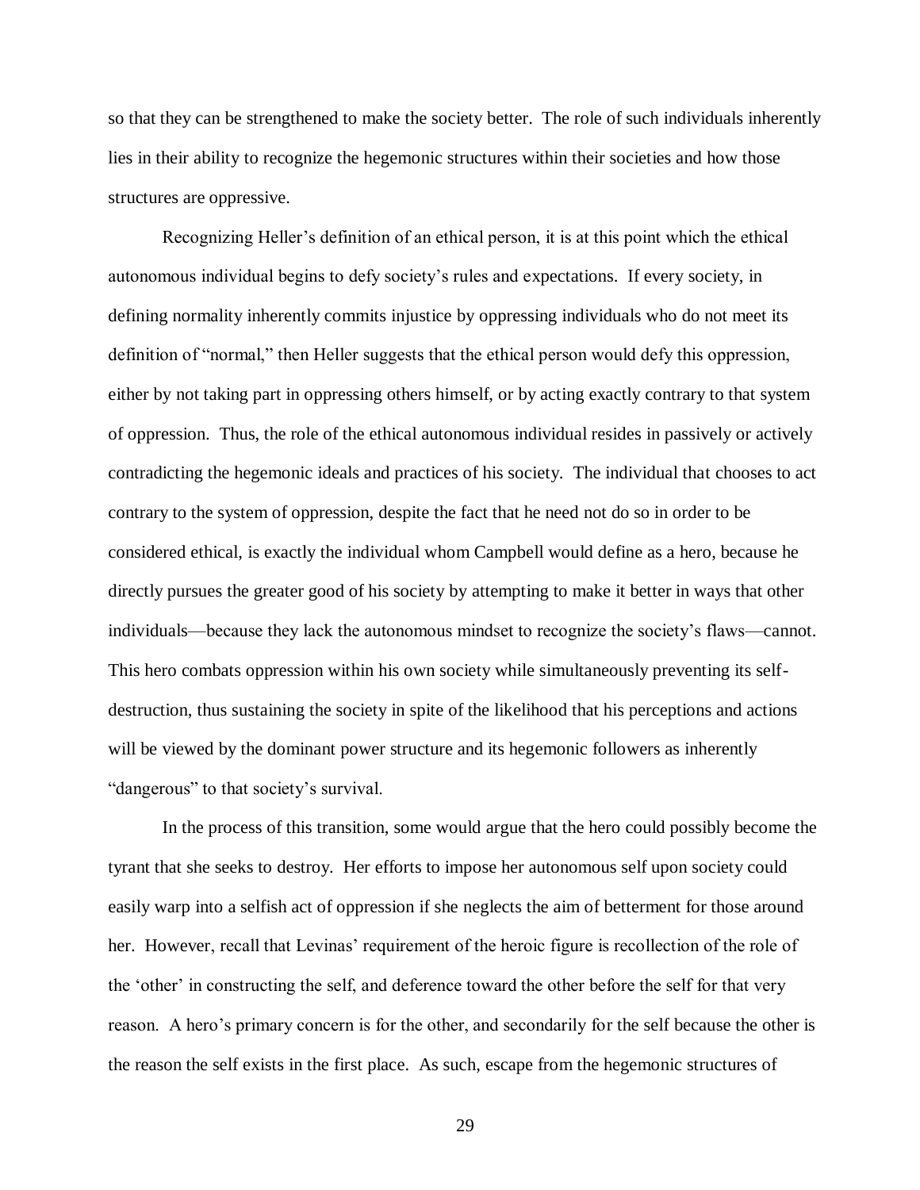so that they can be strengthened to make the society better. The role of such individuals inherently lies in their ability to recognize the hegemonic structures within their societies and how those structures are oppressive.

Recognizing Heller's definition of an ethical person, it is at this point which the ethical autonomous individual begins to defy society's rules and expectations. If every society, in defining normality inherently commits injustice by oppressing individuals who do not meet its definition of "normal," then Heller suggests that the ethical person would defy this oppression, either by not taking part in oppressing others himself, or by acting exactly contrary to that system of oppression. Thus, the role of the ethical autonomous individual resides in passively or actively contradicting the hegemonic ideals and practices of his society. The individual that chooses to act contrary to the system of oppression, despite the fact that he need not do so in order to be considered ethical, is exactly the individual whom Campbell would define as a hero, because he directly pursues the greater good of his society by attempting to make it better in ways that other individuals—because they lack the autonomous mindset to recognize the society's flaws—cannot. This hero combats oppression within his own society while simultaneously preventing its self-destruction, thus sustaining the society in spite of the likelihood that his perceptions and actions will be viewed by the dominant power structure and its hegemonic followers as inherently "dangerous" to that society's survival.

In the process of this transition, some would argue that the hero could possibly become the tyrant that she seeks to destroy. Her efforts to impose her autonomous self upon society could easily warp into a selfish act of oppression if she neglects the aim of betterment for those around her. However, recall that Levinas' requirement of the heroic figure is recollection of the role of the 'other' in constructing the self, and deference toward the other before the self for that very reason. A hero's primary concern is for the other, and secondarily for the self because the other is the reason the self exists in the first place. As such, escape from the hegemonic structures of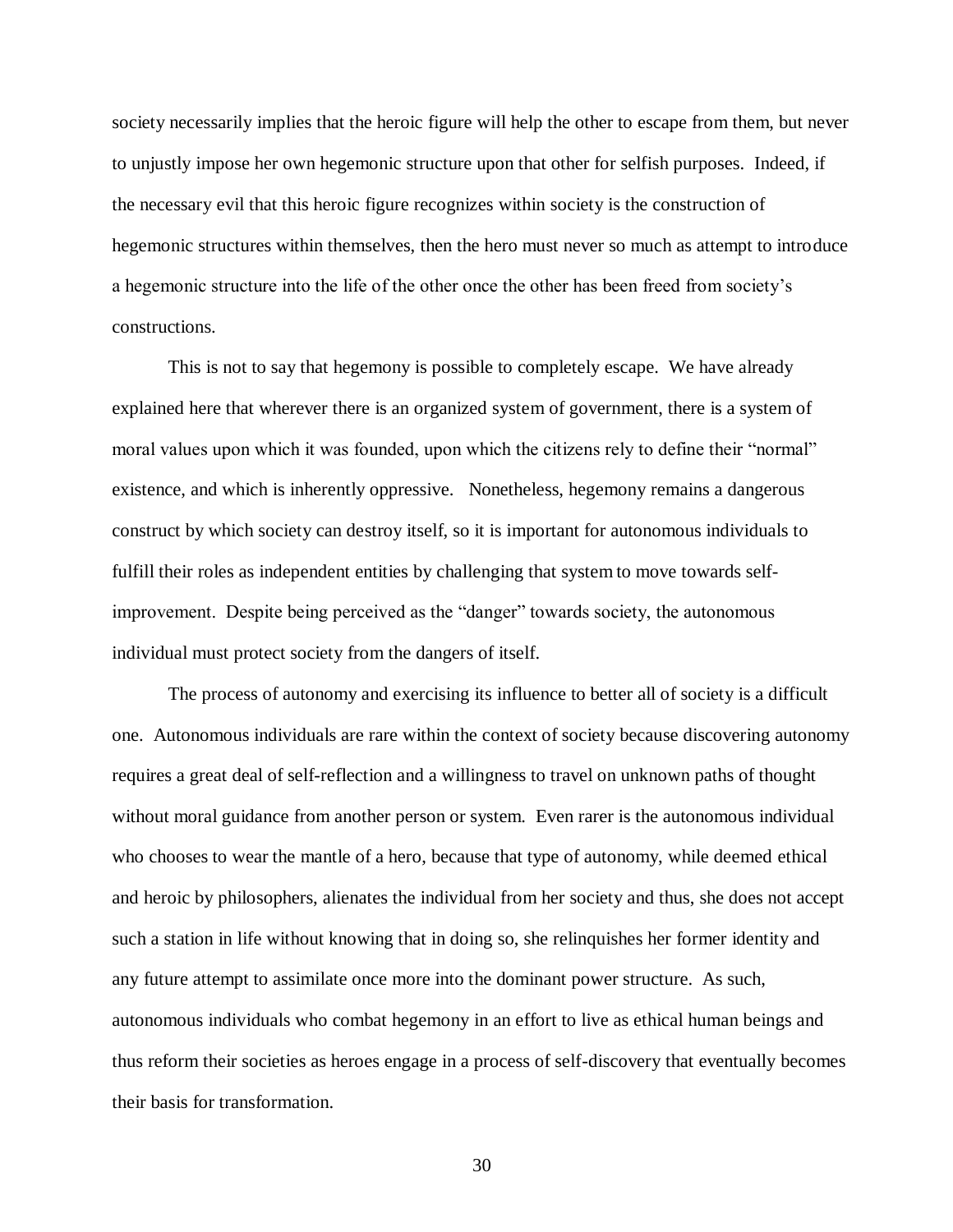society necessarily implies that the heroic figure will help the other to escape from them, but never to unjustly impose her own hegemonic structure upon that other for selfish purposes. Indeed, if the necessary evil that this heroic figure recognizes within society is the construction of hegemonic structures within themselves, then the hero must never so much as attempt to introduce a hegemonic structure into the life of the other once the other has been freed from society's constructions.

This is not to say that hegemony is possible to completely escape. We have already explained here that wherever there is an organized system of government, there is a system of moral values upon which it was founded, upon which the citizens rely to define their "normal" existence, and which is inherently oppressive. Nonetheless, hegemony remains a dangerous construct by which society can destroy itself, so it is important for autonomous individuals to fulfill their roles as independent entities by challenging that system to move towards self-improvement. Despite being perceived as the "danger" towards society, the autonomous individual must protect society from the dangers of itself.

The process of autonomy and exercising its influence to better all of society is a difficult one. Autonomous individuals are rare within the context of society because discovering autonomy requires a great deal of self-reflection and a willingness to travel on unknown paths of thought without moral guidance from another person or system. Even rarer is the autonomous individual who chooses to wear the mantle of a hero, because that type of autonomy, while deemed ethical and heroic by philosophers, alienates the individual from her society and thus, she does not accept such a station in life without knowing that in doing so, she relinquishes her former identity and any future attempt to assimilate once more into the dominant power structure. As such, autonomous individuals who combat hegemony in an effort to live as ethical human beings and thus reform their societies as heroes engage in a process of self-discovery that eventually becomes their basis for transformation.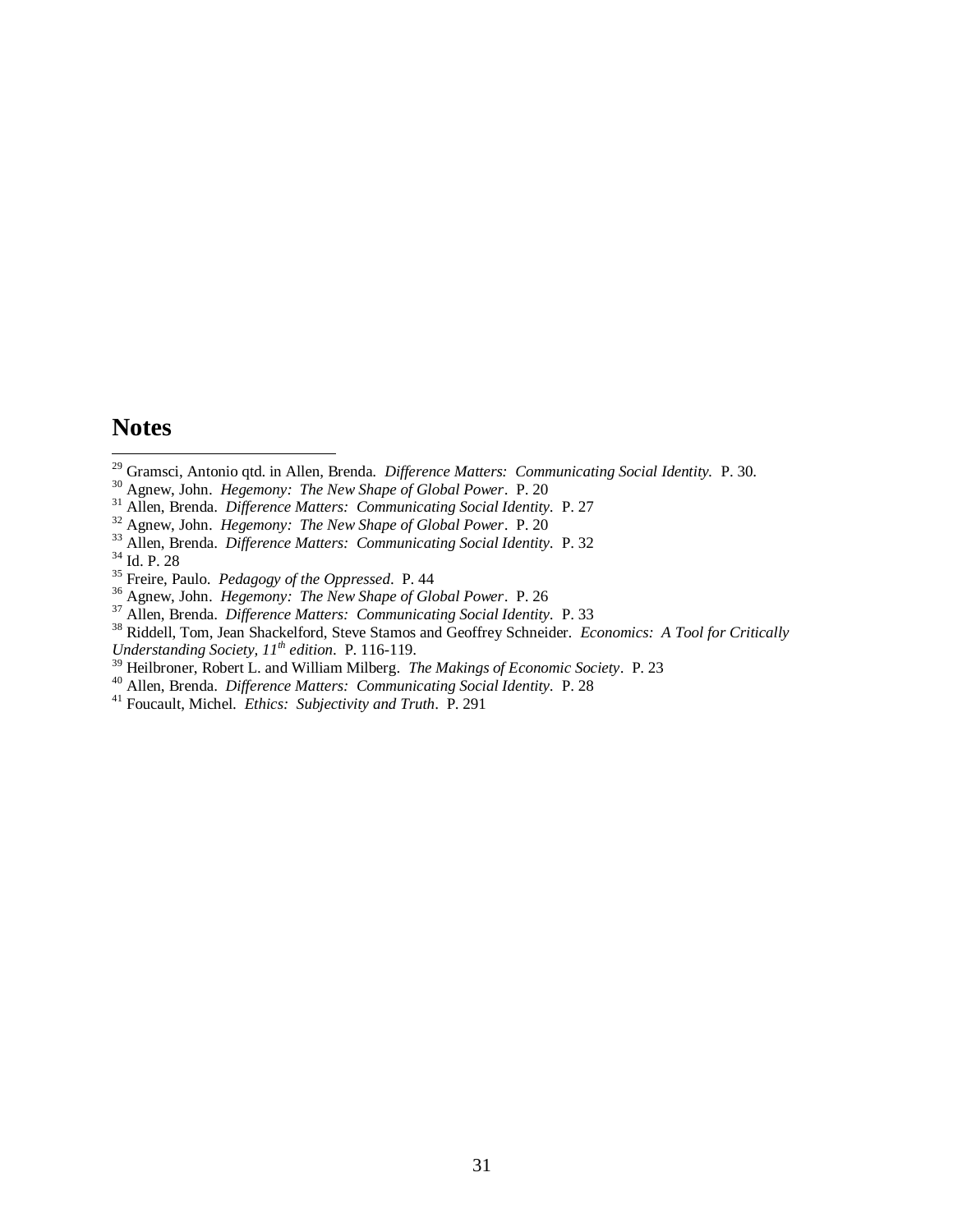## Notes

[29] Gramsci, Antonio qtd. in Allen, Brenda. *Difference Matters: Communicating Social Identity.* P. 30.
[30] Agnew, John. *Hegemony: The New Shape of Global Power*. P. 20
[31] Allen, Brenda. *Difference Matters: Communicating Social Identity*. P. 27
[32] Agnew, John. *Hegemony: The New Shape of Global Power*. P. 20
[33] Allen, Brenda. *Difference Matters: Communicating Social Identity*. P. 32
[34] Id. P. 28
[35] Freire, Paulo. *Pedagogy of the Oppressed*. P. 44
[36] Agnew, John. *Hegemony: The New Shape of Global Power*. P. 26
[37] Allen, Brenda. *Difference Matters: Communicating Social Identity*. P. 33
[38] Riddell, Tom, Jean Shackelford, Steve Stamos and Geoffrey Schneider. *Economics: A Tool for Critically Understanding Society, 11th edition*. P. 116-119.
[39] Heilbroner, Robert L. and William Milberg. *The Makings of Economic Society*. P. 23
[40] Allen, Brenda. *Difference Matters: Communicating Social Identity*. P. 28
[41] Foucault, Michel. *Ethics: Subjectivity and Truth*. P. 291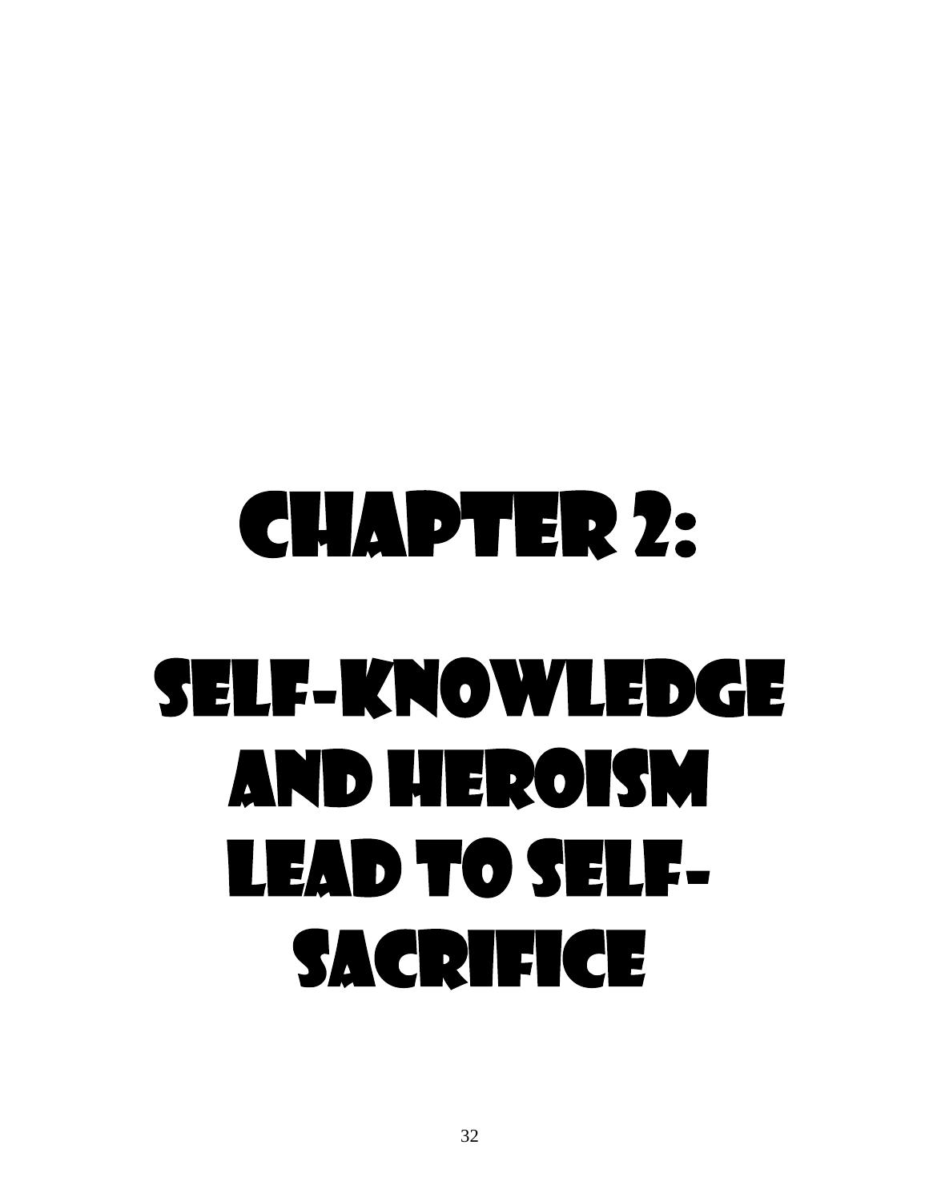# Chapter 2:

# Self-Knowledge and Heroism Lead to Self-Sacrifice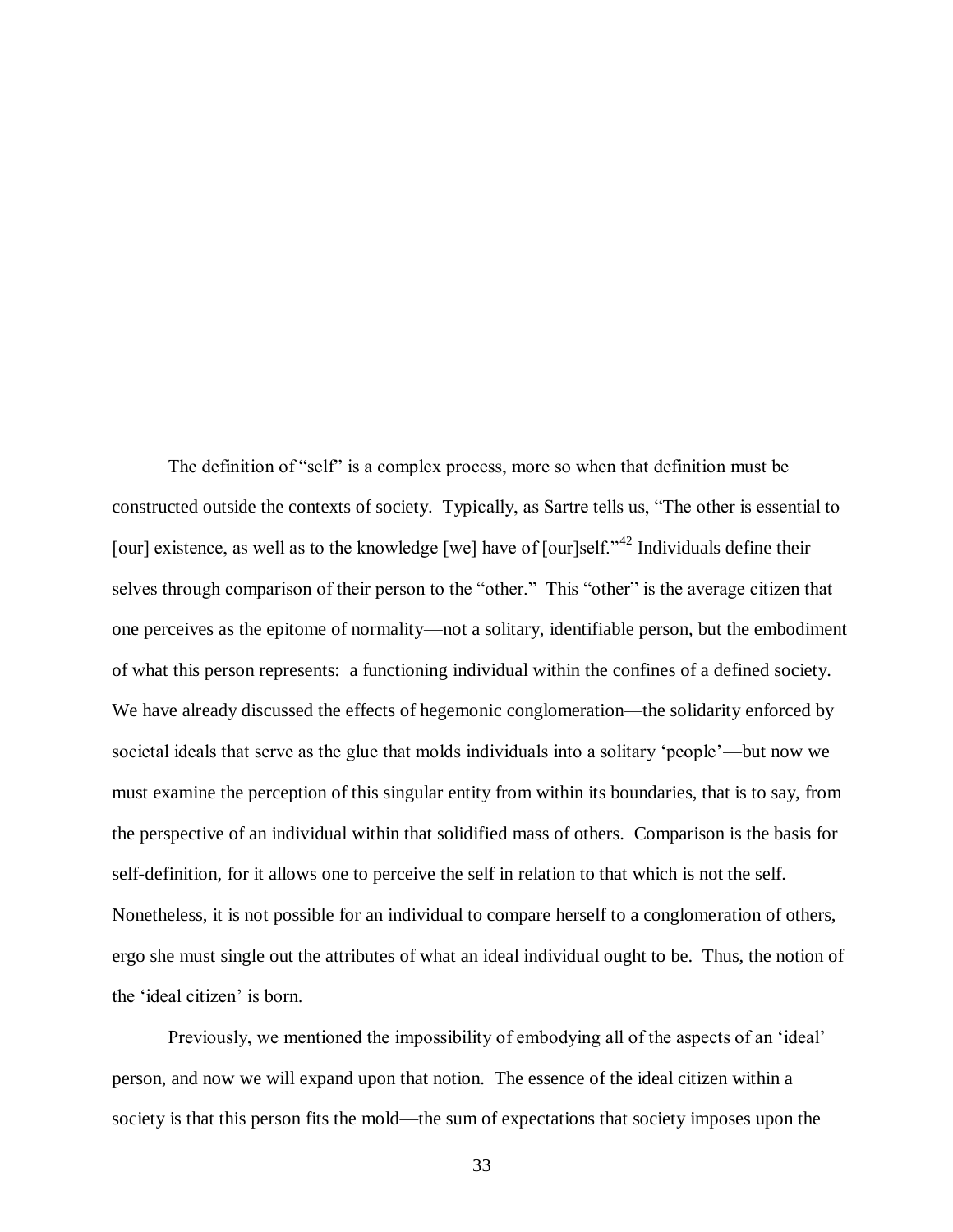The definition of "self" is a complex process, more so when that definition must be constructed outside the contexts of society. Typically, as Sartre tells us, "The other is essential to [our] existence, as well as to the knowledge [we] have of [our]self."[42] Individuals define their selves through comparison of their person to the "other." This "other" is the average citizen that one perceives as the epitome of normality—not a solitary, identifiable person, but the embodiment of what this person represents: a functioning individual within the confines of a defined society. We have already discussed the effects of hegemonic conglomeration—the solidarity enforced by societal ideals that serve as the glue that molds individuals into a solitary 'people'—but now we must examine the perception of this singular entity from within its boundaries, that is to say, from the perspective of an individual within that solidified mass of others. Comparison is the basis for self-definition, for it allows one to perceive the self in relation to that which is not the self. Nonetheless, it is not possible for an individual to compare herself to a conglomeration of others, ergo she must single out the attributes of what an ideal individual ought to be. Thus, the notion of the 'ideal citizen' is born.

Previously, we mentioned the impossibility of embodying all of the aspects of an 'ideal' person, and now we will expand upon that notion. The essence of the ideal citizen within a society is that this person fits the mold—the sum of expectations that society imposes upon the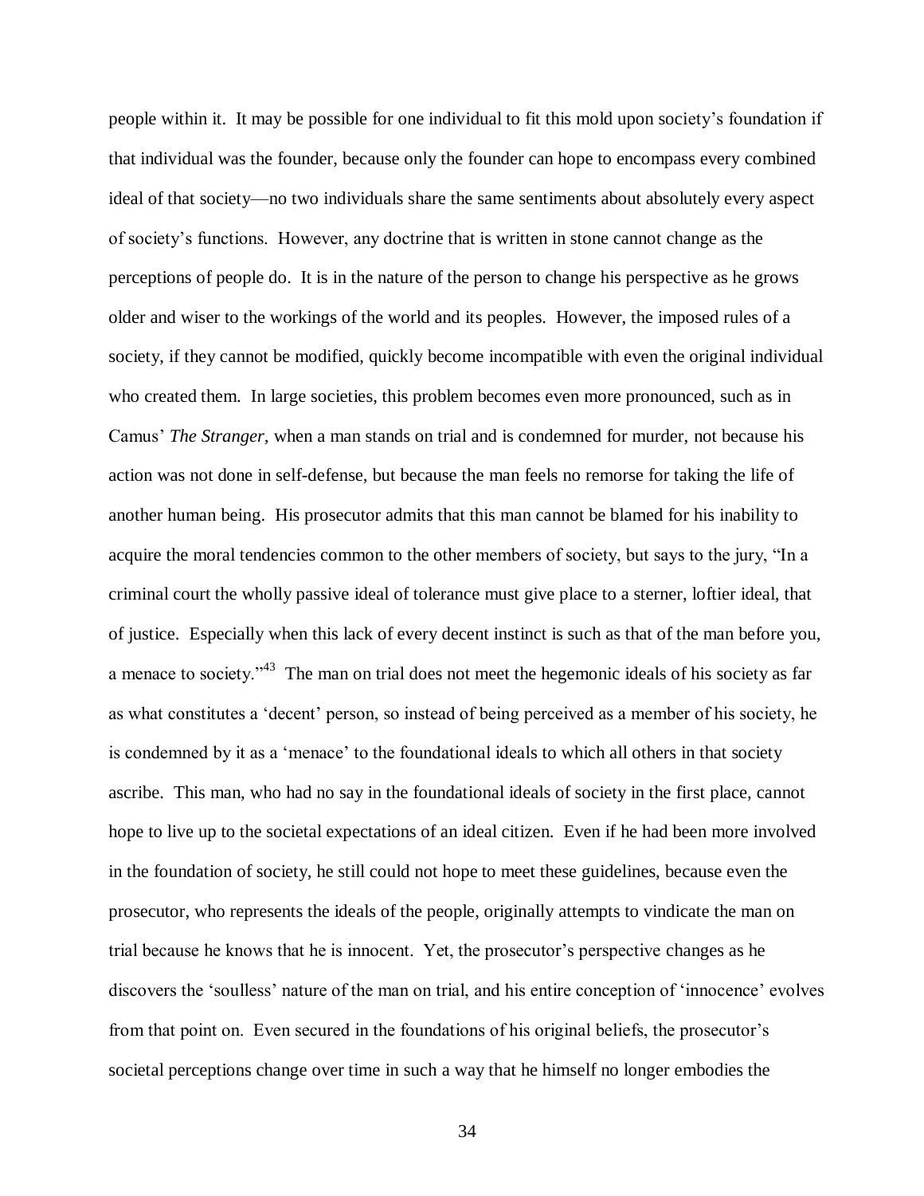people within it. It may be possible for one individual to fit this mold upon society's foundation if that individual was the founder, because only the founder can hope to encompass every combined ideal of that society—no two individuals share the same sentiments about absolutely every aspect of society's functions. However, any doctrine that is written in stone cannot change as the perceptions of people do. It is in the nature of the person to change his perspective as he grows older and wiser to the workings of the world and its peoples. However, the imposed rules of a society, if they cannot be modified, quickly become incompatible with even the original individual who created them. In large societies, this problem becomes even more pronounced, such as in Camus' *The Stranger*, when a man stands on trial and is condemned for murder, not because his action was not done in self-defense, but because the man feels no remorse for taking the life of another human being. His prosecutor admits that this man cannot be blamed for his inability to acquire the moral tendencies common to the other members of society, but says to the jury, "In a criminal court the wholly passive ideal of tolerance must give place to a sterner, loftier ideal, that of justice. Especially when this lack of every decent instinct is such as that of the man before you, a menace to society."[43] The man on trial does not meet the hegemonic ideals of his society as far as what constitutes a 'decent' person, so instead of being perceived as a member of his society, he is condemned by it as a 'menace' to the foundational ideals to which all others in that society ascribe. This man, who had no say in the foundational ideals of society in the first place, cannot hope to live up to the societal expectations of an ideal citizen. Even if he had been more involved in the foundation of society, he still could not hope to meet these guidelines, because even the prosecutor, who represents the ideals of the people, originally attempts to vindicate the man on trial because he knows that he is innocent. Yet, the prosecutor's perspective changes as he discovers the 'soulless' nature of the man on trial, and his entire conception of 'innocence' evolves from that point on. Even secured in the foundations of his original beliefs, the prosecutor's societal perceptions change over time in such a way that he himself no longer embodies the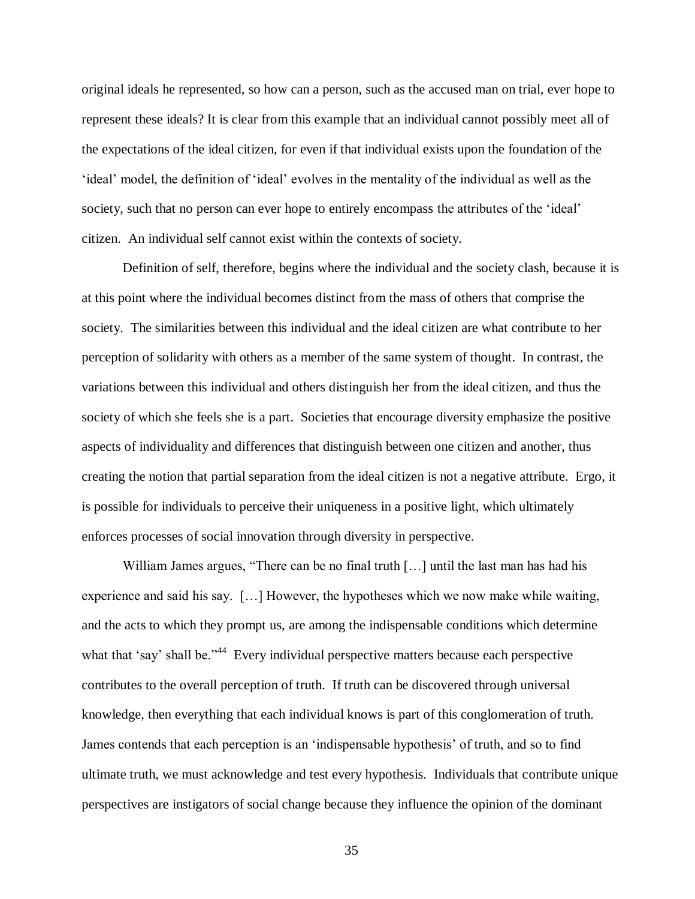original ideals he represented, so how can a person, such as the accused man on trial, ever hope to represent these ideals? It is clear from this example that an individual cannot possibly meet all of the expectations of the ideal citizen, for even if that individual exists upon the foundation of the 'ideal' model, the definition of 'ideal' evolves in the mentality of the individual as well as the society, such that no person can ever hope to entirely encompass the attributes of the 'ideal' citizen. An individual self cannot exist within the contexts of society.

Definition of self, therefore, begins where the individual and the society clash, because it is at this point where the individual becomes distinct from the mass of others that comprise the society. The similarities between this individual and the ideal citizen are what contribute to her perception of solidarity with others as a member of the same system of thought. In contrast, the variations between this individual and others distinguish her from the ideal citizen, and thus the society of which she feels she is a part. Societies that encourage diversity emphasize the positive aspects of individuality and differences that distinguish between one citizen and another, thus creating the notion that partial separation from the ideal citizen is not a negative attribute. Ergo, it is possible for individuals to perceive their uniqueness in a positive light, which ultimately enforces processes of social innovation through diversity in perspective.

William James argues, "There can be no final truth […] until the last man has had his experience and said his say. […] However, the hypotheses which we now make while waiting, and the acts to which they prompt us, are among the indispensable conditions which determine what that 'say' shall be."[44] Every individual perspective matters because each perspective contributes to the overall perception of truth. If truth can be discovered through universal knowledge, then everything that each individual knows is part of this conglomeration of truth. James contends that each perception is an 'indispensable hypothesis' of truth, and so to find ultimate truth, we must acknowledge and test every hypothesis. Individuals that contribute unique perspectives are instigators of social change because they influence the opinion of the dominant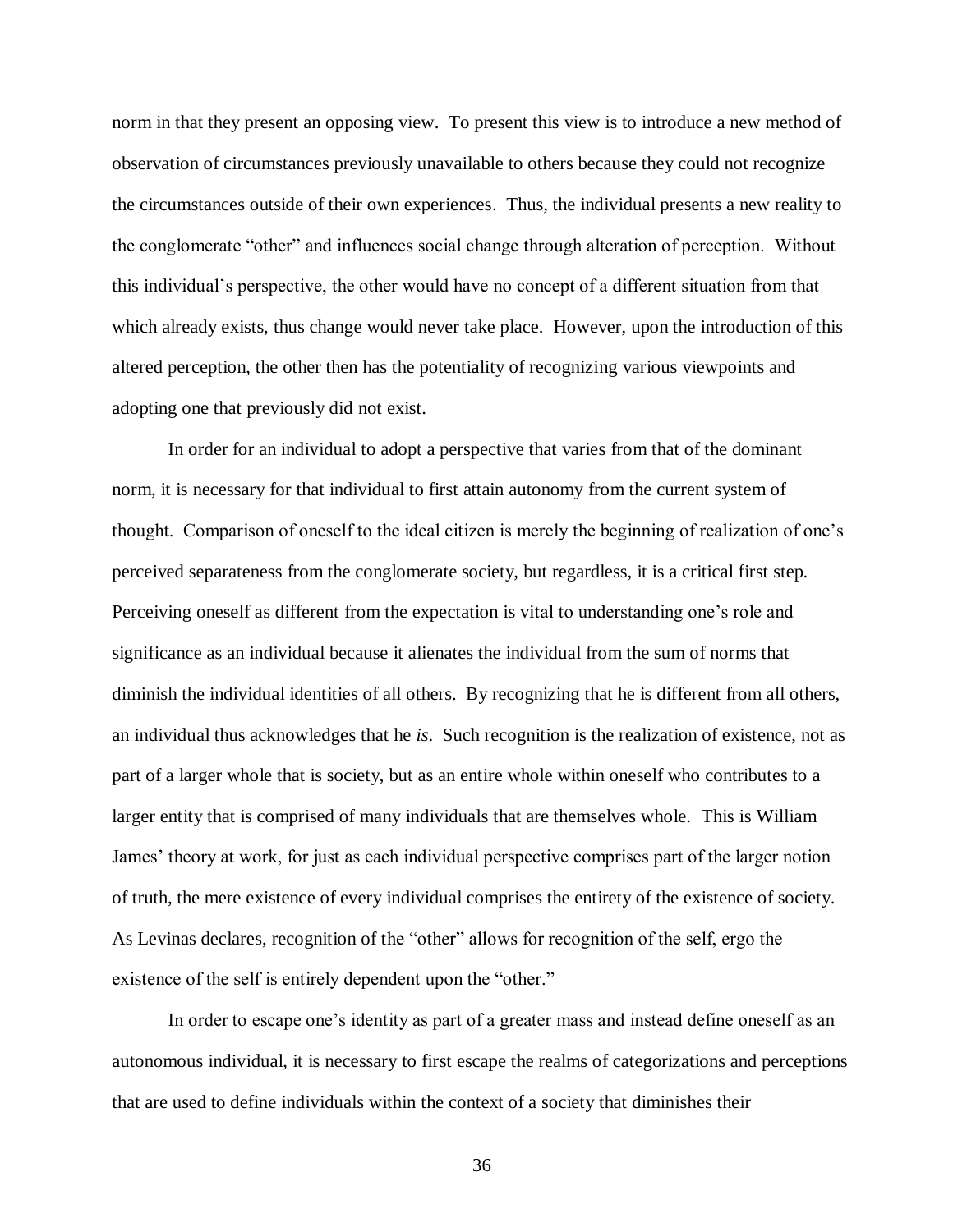norm in that they present an opposing view. To present this view is to introduce a new method of observation of circumstances previously unavailable to others because they could not recognize the circumstances outside of their own experiences. Thus, the individual presents a new reality to the conglomerate "other" and influences social change through alteration of perception. Without this individual's perspective, the other would have no concept of a different situation from that which already exists, thus change would never take place. However, upon the introduction of this altered perception, the other then has the potentiality of recognizing various viewpoints and adopting one that previously did not exist.

In order for an individual to adopt a perspective that varies from that of the dominant norm, it is necessary for that individual to first attain autonomy from the current system of thought. Comparison of oneself to the ideal citizen is merely the beginning of realization of one's perceived separateness from the conglomerate society, but regardless, it is a critical first step. Perceiving oneself as different from the expectation is vital to understanding one's role and significance as an individual because it alienates the individual from the sum of norms that diminish the individual identities of all others. By recognizing that he is different from all others, an individual thus acknowledges that he *is*. Such recognition is the realization of existence, not as part of a larger whole that is society, but as an entire whole within oneself who contributes to a larger entity that is comprised of many individuals that are themselves whole. This is William James' theory at work, for just as each individual perspective comprises part of the larger notion of truth, the mere existence of every individual comprises the entirety of the existence of society. As Levinas declares, recognition of the "other" allows for recognition of the self, ergo the existence of the self is entirely dependent upon the "other."

In order to escape one's identity as part of a greater mass and instead define oneself as an autonomous individual, it is necessary to first escape the realms of categorizations and perceptions that are used to define individuals within the context of a society that diminishes their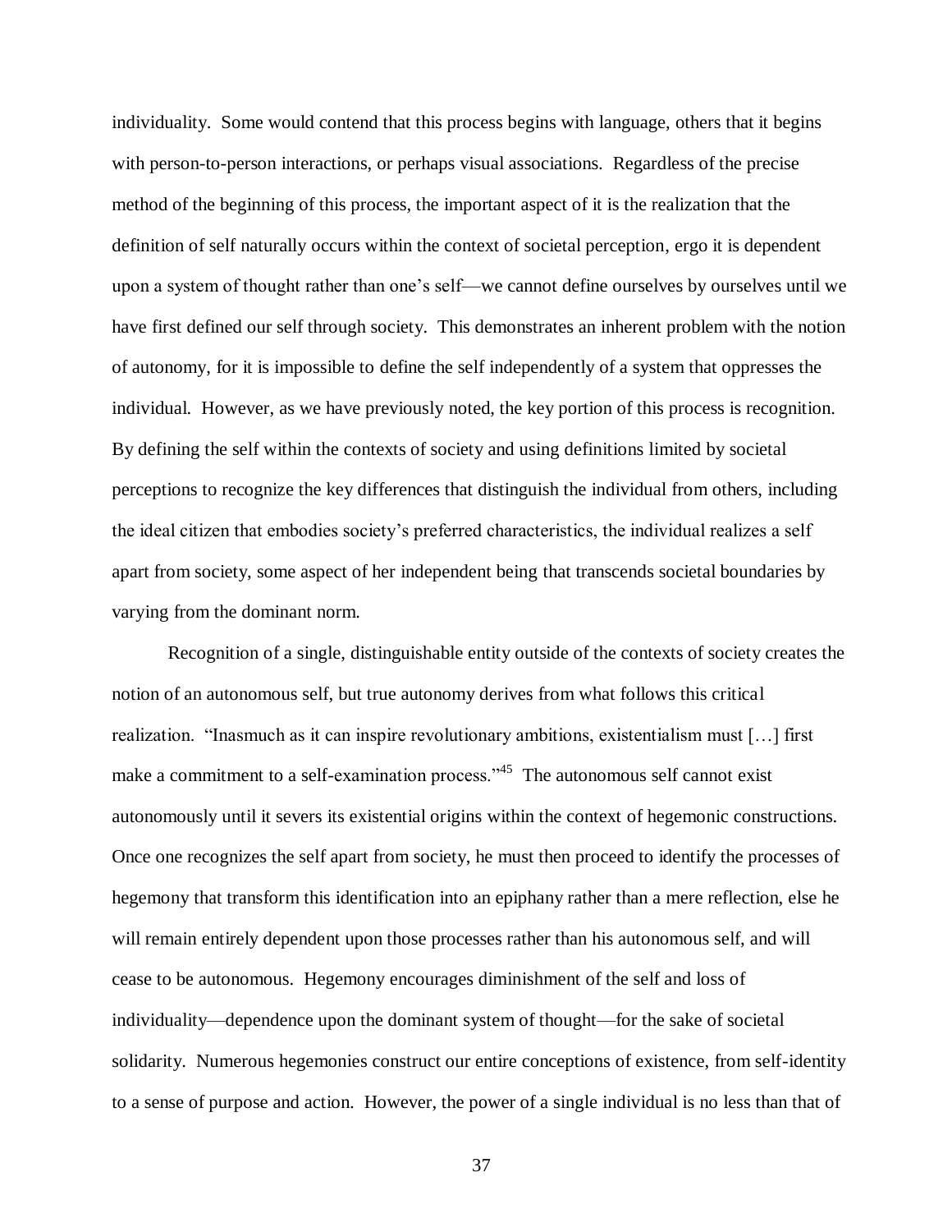individuality. Some would contend that this process begins with language, others that it begins with person-to-person interactions, or perhaps visual associations. Regardless of the precise method of the beginning of this process, the important aspect of it is the realization that the definition of self naturally occurs within the context of societal perception, ergo it is dependent upon a system of thought rather than one's self—we cannot define ourselves by ourselves until we have first defined our self through society. This demonstrates an inherent problem with the notion of autonomy, for it is impossible to define the self independently of a system that oppresses the individual. However, as we have previously noted, the key portion of this process is recognition. By defining the self within the contexts of society and using definitions limited by societal perceptions to recognize the key differences that distinguish the individual from others, including the ideal citizen that embodies society's preferred characteristics, the individual realizes a self apart from society, some aspect of her independent being that transcends societal boundaries by varying from the dominant norm.

Recognition of a single, distinguishable entity outside of the contexts of society creates the notion of an autonomous self, but true autonomy derives from what follows this critical realization. "Inasmuch as it can inspire revolutionary ambitions, existentialism must […] first make a commitment to a self-examination process."[45] The autonomous self cannot exist autonomously until it severs its existential origins within the context of hegemonic constructions. Once one recognizes the self apart from society, he must then proceed to identify the processes of hegemony that transform this identification into an epiphany rather than a mere reflection, else he will remain entirely dependent upon those processes rather than his autonomous self, and will cease to be autonomous. Hegemony encourages diminishment of the self and loss of individuality—dependence upon the dominant system of thought—for the sake of societal solidarity. Numerous hegemonies construct our entire conceptions of existence, from self-identity to a sense of purpose and action. However, the power of a single individual is no less than that of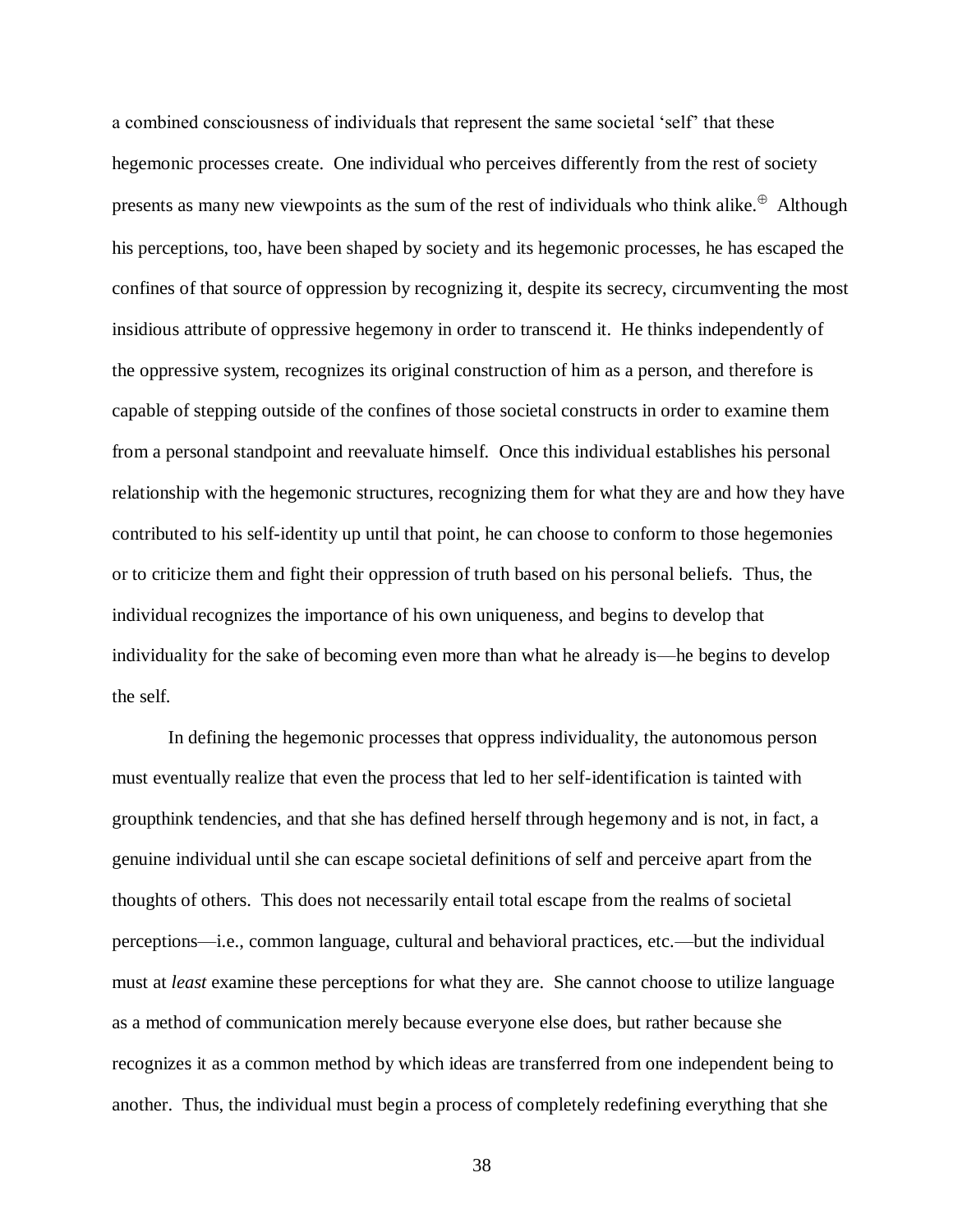a combined consciousness of individuals that represent the same societal 'self' that these hegemonic processes create. One individual who perceives differently from the rest of society presents as many new viewpoints as the sum of the rest of individuals who think alike.⊕ Although his perceptions, too, have been shaped by society and its hegemonic processes, he has escaped the confines of that source of oppression by recognizing it, despite its secrecy, circumventing the most insidious attribute of oppressive hegemony in order to transcend it. He thinks independently of the oppressive system, recognizes its original construction of him as a person, and therefore is capable of stepping outside of the confines of those societal constructs in order to examine them from a personal standpoint and reevaluate himself. Once this individual establishes his personal relationship with the hegemonic structures, recognizing them for what they are and how they have contributed to his self-identity up until that point, he can choose to conform to those hegemonies or to criticize them and fight their oppression of truth based on his personal beliefs. Thus, the individual recognizes the importance of his own uniqueness, and begins to develop that individuality for the sake of becoming even more than what he already is—he begins to develop the self.

In defining the hegemonic processes that oppress individuality, the autonomous person must eventually realize that even the process that led to her self-identification is tainted with groupthink tendencies, and that she has defined herself through hegemony and is not, in fact, a genuine individual until she can escape societal definitions of self and perceive apart from the thoughts of others. This does not necessarily entail total escape from the realms of societal perceptions—i.e., common language, cultural and behavioral practices, etc.—but the individual must at *least* examine these perceptions for what they are. She cannot choose to utilize language as a method of communication merely because everyone else does, but rather because she recognizes it as a common method by which ideas are transferred from one independent being to another. Thus, the individual must begin a process of completely redefining everything that she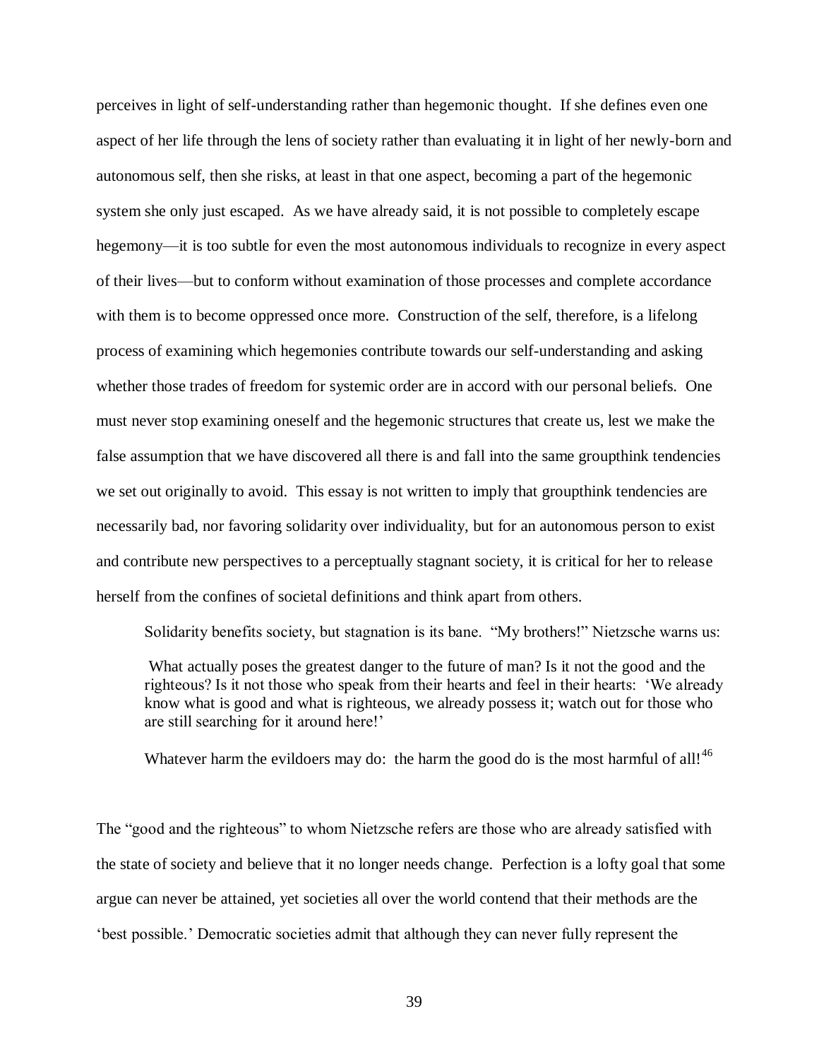perceives in light of self-understanding rather than hegemonic thought. If she defines even one aspect of her life through the lens of society rather than evaluating it in light of her newly-born and autonomous self, then she risks, at least in that one aspect, becoming a part of the hegemonic system she only just escaped. As we have already said, it is not possible to completely escape hegemony—it is too subtle for even the most autonomous individuals to recognize in every aspect of their lives—but to conform without examination of those processes and complete accordance with them is to become oppressed once more. Construction of the self, therefore, is a lifelong process of examining which hegemonies contribute towards our self-understanding and asking whether those trades of freedom for systemic order are in accord with our personal beliefs. One must never stop examining oneself and the hegemonic structures that create us, lest we make the false assumption that we have discovered all there is and fall into the same groupthink tendencies we set out originally to avoid. This essay is not written to imply that groupthink tendencies are necessarily bad, nor favoring solidarity over individuality, but for an autonomous person to exist and contribute new perspectives to a perceptually stagnant society, it is critical for her to release herself from the confines of societal definitions and think apart from others.

Solidarity benefits society, but stagnation is its bane. "My brothers!" Nietzsche warns us:

> What actually poses the greatest danger to the future of man? Is it not the good and the righteous? Is it not those who speak from their hearts and feel in their hearts: 'We already know what is good and what is righteous, we already possess it; watch out for those who are still searching for it around here!'
>
> Whatever harm the evildoers may do: the harm the good do is the most harmful of all![46]

The "good and the righteous" to whom Nietzsche refers are those who are already satisfied with the state of society and believe that it no longer needs change. Perfection is a lofty goal that some argue can never be attained, yet societies all over the world contend that their methods are the 'best possible.' Democratic societies admit that although they can never fully represent the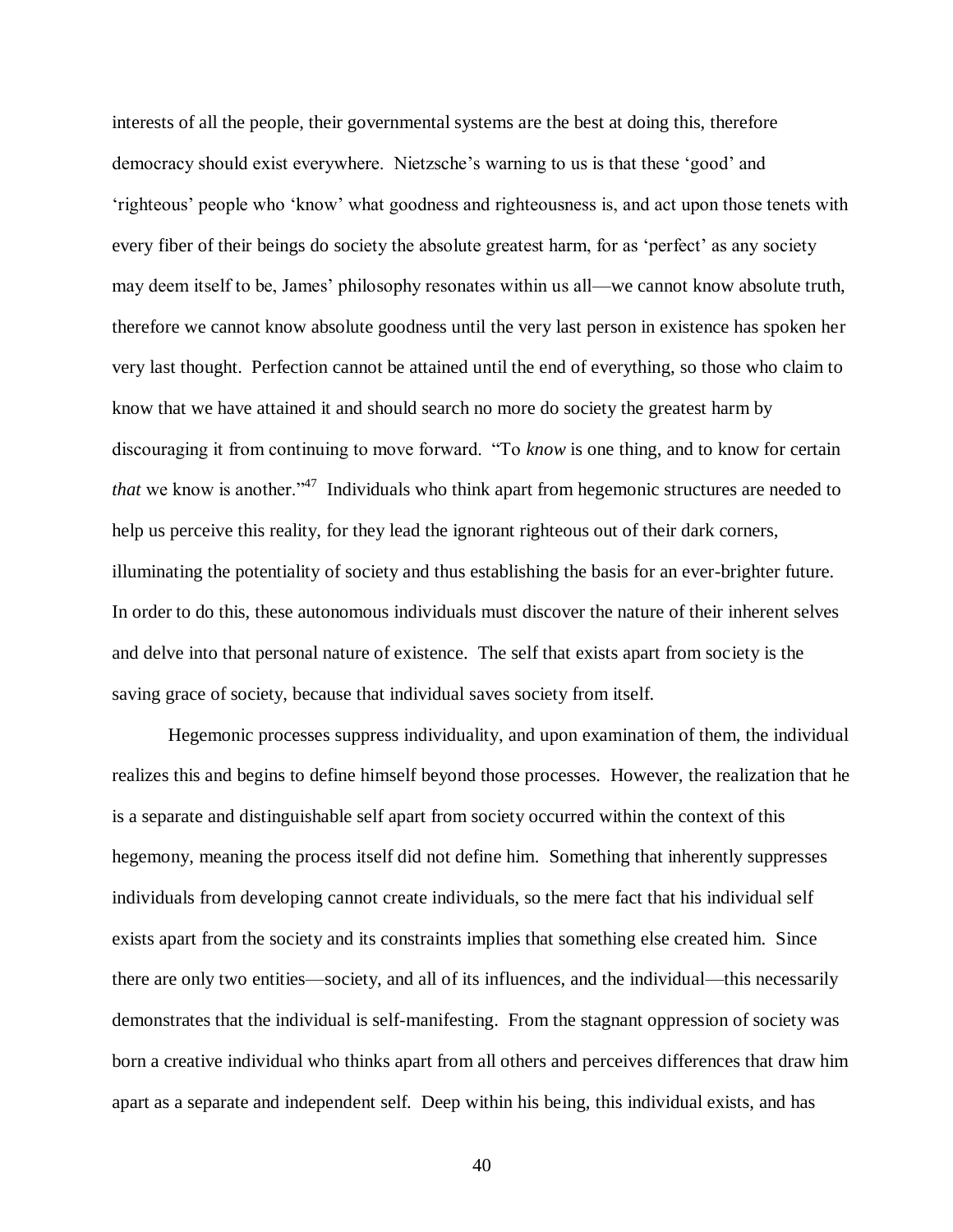interests of all the people, their governmental systems are the best at doing this, therefore democracy should exist everywhere. Nietzsche's warning to us is that these 'good' and 'righteous' people who 'know' what goodness and righteousness is, and act upon those tenets with every fiber of their beings do society the absolute greatest harm, for as 'perfect' as any society may deem itself to be, James' philosophy resonates within us all—we cannot know absolute truth, therefore we cannot know absolute goodness until the very last person in existence has spoken her very last thought. Perfection cannot be attained until the end of everything, so those who claim to know that we have attained it and should search no more do society the greatest harm by discouraging it from continuing to move forward. "To *know* is one thing, and to know for certain *that* we know is another."[47] Individuals who think apart from hegemonic structures are needed to help us perceive this reality, for they lead the ignorant righteous out of their dark corners, illuminating the potentiality of society and thus establishing the basis for an ever-brighter future. In order to do this, these autonomous individuals must discover the nature of their inherent selves and delve into that personal nature of existence. The self that exists apart from society is the saving grace of society, because that individual saves society from itself.

Hegemonic processes suppress individuality, and upon examination of them, the individual realizes this and begins to define himself beyond those processes. However, the realization that he is a separate and distinguishable self apart from society occurred within the context of this hegemony, meaning the process itself did not define him. Something that inherently suppresses individuals from developing cannot create individuals, so the mere fact that his individual self exists apart from the society and its constraints implies that something else created him. Since there are only two entities—society, and all of its influences, and the individual—this necessarily demonstrates that the individual is self-manifesting. From the stagnant oppression of society was born a creative individual who thinks apart from all others and perceives differences that draw him apart as a separate and independent self. Deep within his being, this individual exists, and has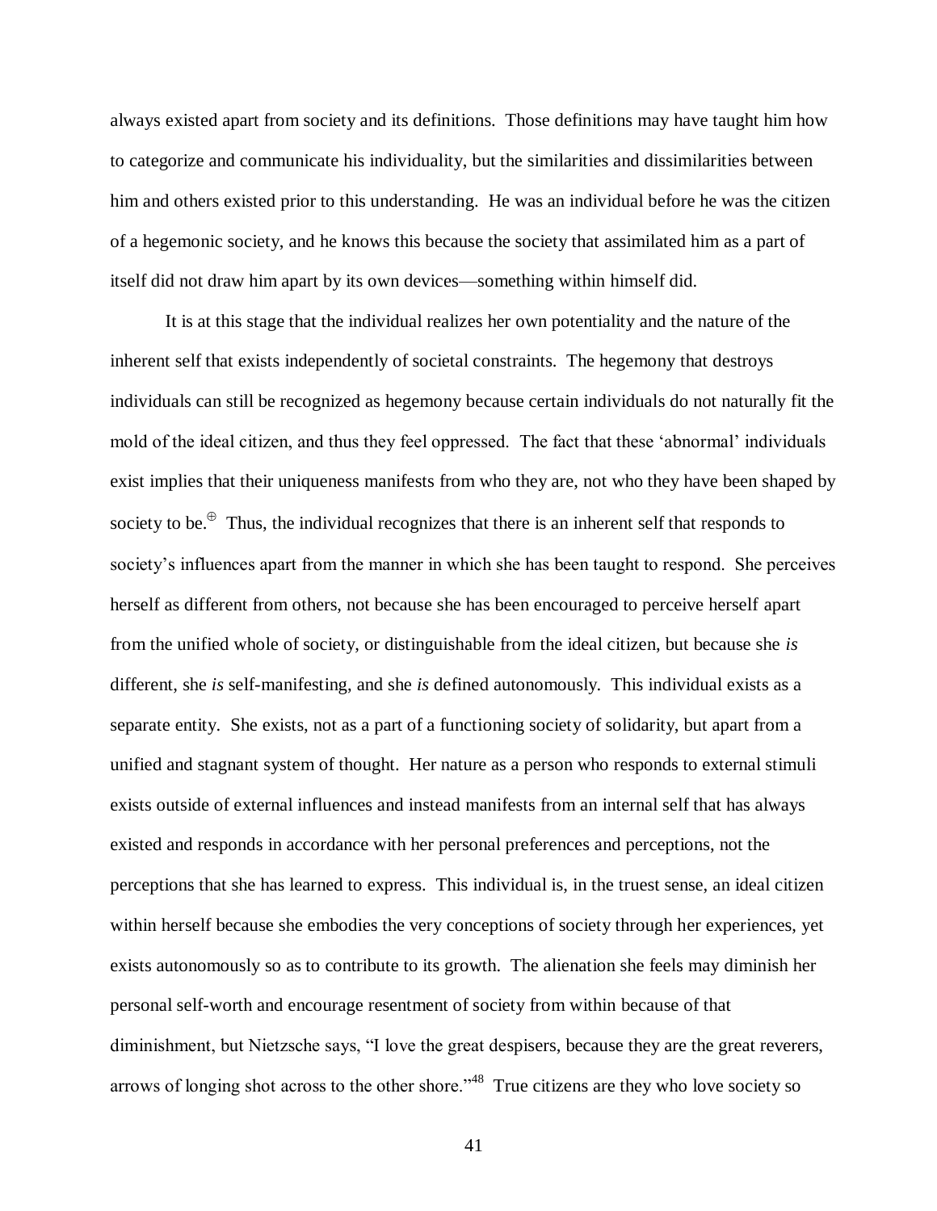always existed apart from society and its definitions. Those definitions may have taught him how to categorize and communicate his individuality, but the similarities and dissimilarities between him and others existed prior to this understanding. He was an individual before he was the citizen of a hegemonic society, and he knows this because the society that assimilated him as a part of itself did not draw him apart by its own devices—something within himself did.

It is at this stage that the individual realizes her own potentiality and the nature of the inherent self that exists independently of societal constraints. The hegemony that destroys individuals can still be recognized as hegemony because certain individuals do not naturally fit the mold of the ideal citizen, and thus they feel oppressed. The fact that these 'abnormal' individuals exist implies that their uniqueness manifests from who they are, not who they have been shaped by society to be.[⊕] Thus, the individual recognizes that there is an inherent self that responds to society's influences apart from the manner in which she has been taught to respond. She perceives herself as different from others, not because she has been encouraged to perceive herself apart from the unified whole of society, or distinguishable from the ideal citizen, but because she *is* different, she *is* self-manifesting, and she *is* defined autonomously. This individual exists as a separate entity. She exists, not as a part of a functioning society of solidarity, but apart from a unified and stagnant system of thought. Her nature as a person who responds to external stimuli exists outside of external influences and instead manifests from an internal self that has always existed and responds in accordance with her personal preferences and perceptions, not the perceptions that she has learned to express. This individual is, in the truest sense, an ideal citizen within herself because she embodies the very conceptions of society through her experiences, yet exists autonomously so as to contribute to its growth. The alienation she feels may diminish her personal self-worth and encourage resentment of society from within because of that diminishment, but Nietzsche says, "I love the great despisers, because they are the great reverers, arrows of longing shot across to the other shore."[48] True citizens are they who love society so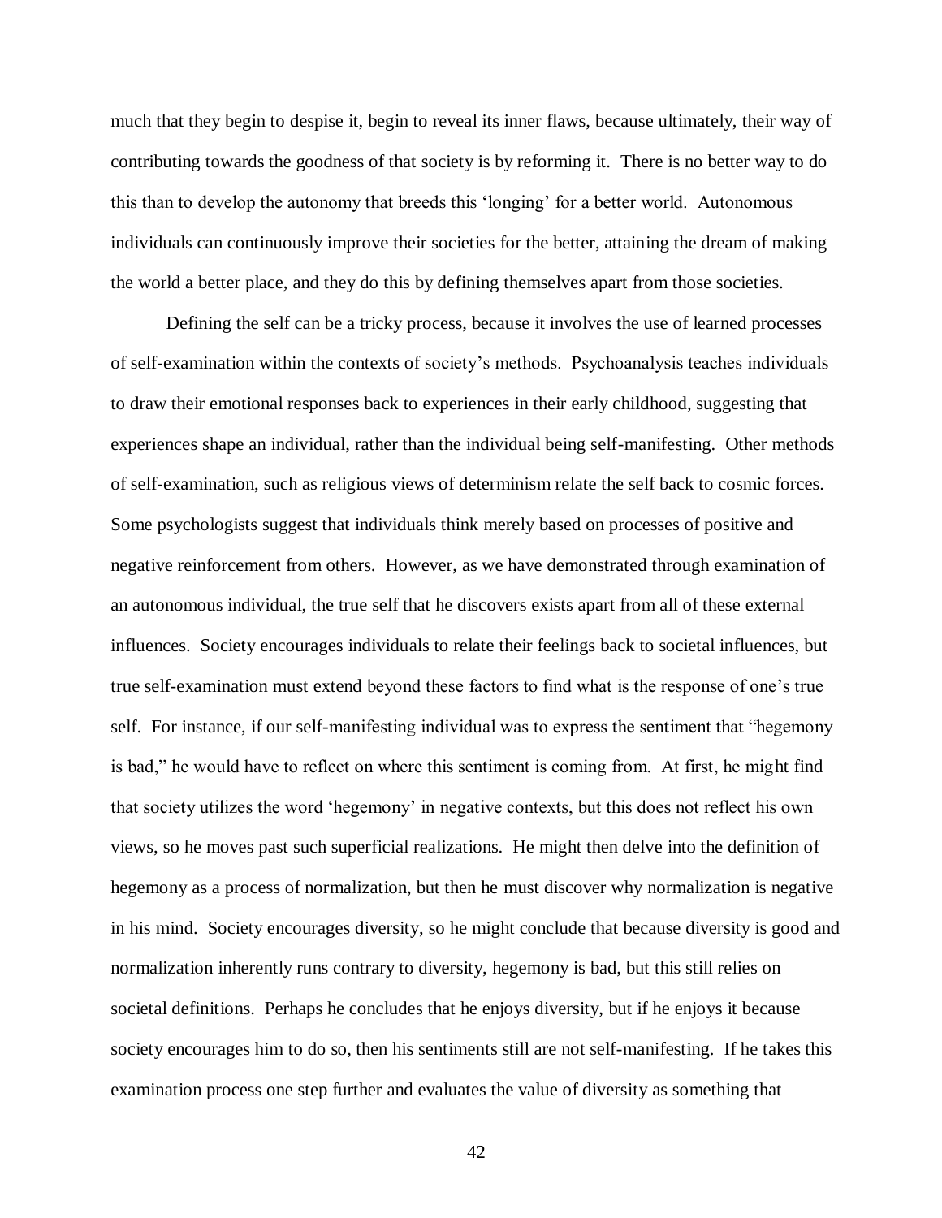much that they begin to despise it, begin to reveal its inner flaws, because ultimately, their way of contributing towards the goodness of that society is by reforming it. There is no better way to do this than to develop the autonomy that breeds this 'longing' for a better world. Autonomous individuals can continuously improve their societies for the better, attaining the dream of making the world a better place, and they do this by defining themselves apart from those societies.

Defining the self can be a tricky process, because it involves the use of learned processes of self-examination within the contexts of society's methods. Psychoanalysis teaches individuals to draw their emotional responses back to experiences in their early childhood, suggesting that experiences shape an individual, rather than the individual being self-manifesting. Other methods of self-examination, such as religious views of determinism relate the self back to cosmic forces. Some psychologists suggest that individuals think merely based on processes of positive and negative reinforcement from others. However, as we have demonstrated through examination of an autonomous individual, the true self that he discovers exists apart from all of these external influences. Society encourages individuals to relate their feelings back to societal influences, but true self-examination must extend beyond these factors to find what is the response of one's true self. For instance, if our self-manifesting individual was to express the sentiment that "hegemony is bad," he would have to reflect on where this sentiment is coming from. At first, he might find that society utilizes the word 'hegemony' in negative contexts, but this does not reflect his own views, so he moves past such superficial realizations. He might then delve into the definition of hegemony as a process of normalization, but then he must discover why normalization is negative in his mind. Society encourages diversity, so he might conclude that because diversity is good and normalization inherently runs contrary to diversity, hegemony is bad, but this still relies on societal definitions. Perhaps he concludes that he enjoys diversity, but if he enjoys it because society encourages him to do so, then his sentiments still are not self-manifesting. If he takes this examination process one step further and evaluates the value of diversity as something that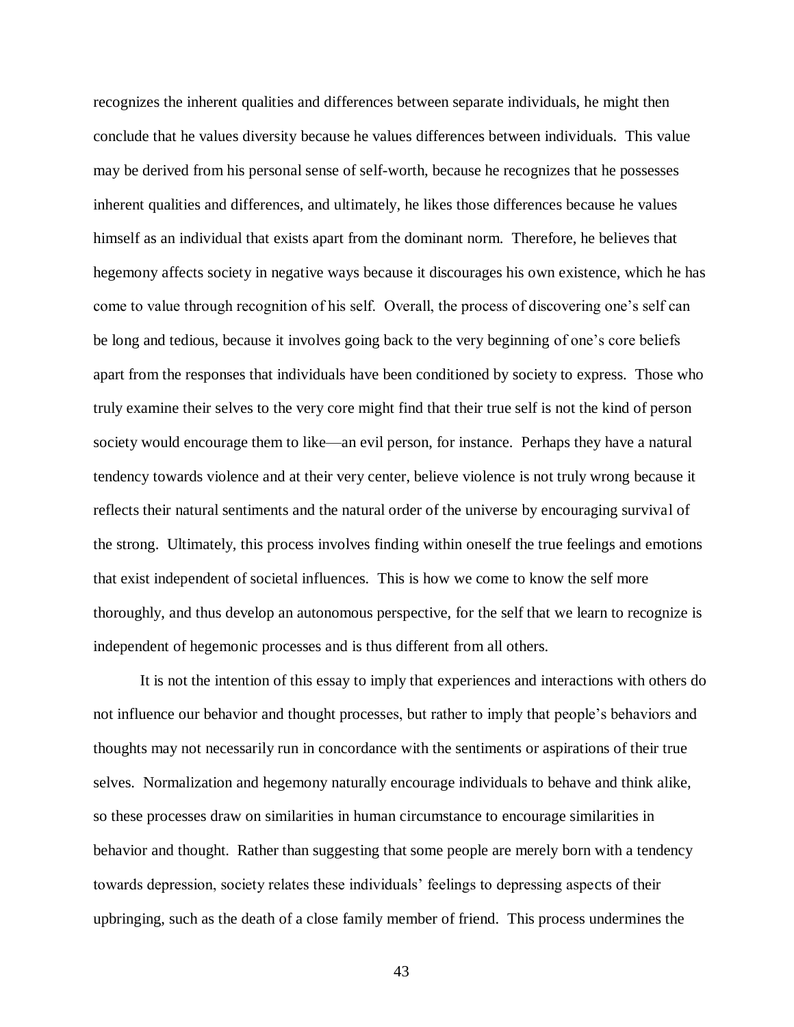recognizes the inherent qualities and differences between separate individuals, he might then conclude that he values diversity because he values differences between individuals. This value may be derived from his personal sense of self-worth, because he recognizes that he possesses inherent qualities and differences, and ultimately, he likes those differences because he values himself as an individual that exists apart from the dominant norm. Therefore, he believes that hegemony affects society in negative ways because it discourages his own existence, which he has come to value through recognition of his self. Overall, the process of discovering one's self can be long and tedious, because it involves going back to the very beginning of one's core beliefs apart from the responses that individuals have been conditioned by society to express. Those who truly examine their selves to the very core might find that their true self is not the kind of person society would encourage them to like—an evil person, for instance. Perhaps they have a natural tendency towards violence and at their very center, believe violence is not truly wrong because it reflects their natural sentiments and the natural order of the universe by encouraging survival of the strong. Ultimately, this process involves finding within oneself the true feelings and emotions that exist independent of societal influences. This is how we come to know the self more thoroughly, and thus develop an autonomous perspective, for the self that we learn to recognize is independent of hegemonic processes and is thus different from all others.

It is not the intention of this essay to imply that experiences and interactions with others do not influence our behavior and thought processes, but rather to imply that people's behaviors and thoughts may not necessarily run in concordance with the sentiments or aspirations of their true selves. Normalization and hegemony naturally encourage individuals to behave and think alike, so these processes draw on similarities in human circumstance to encourage similarities in behavior and thought. Rather than suggesting that some people are merely born with a tendency towards depression, society relates these individuals' feelings to depressing aspects of their upbringing, such as the death of a close family member of friend. This process undermines the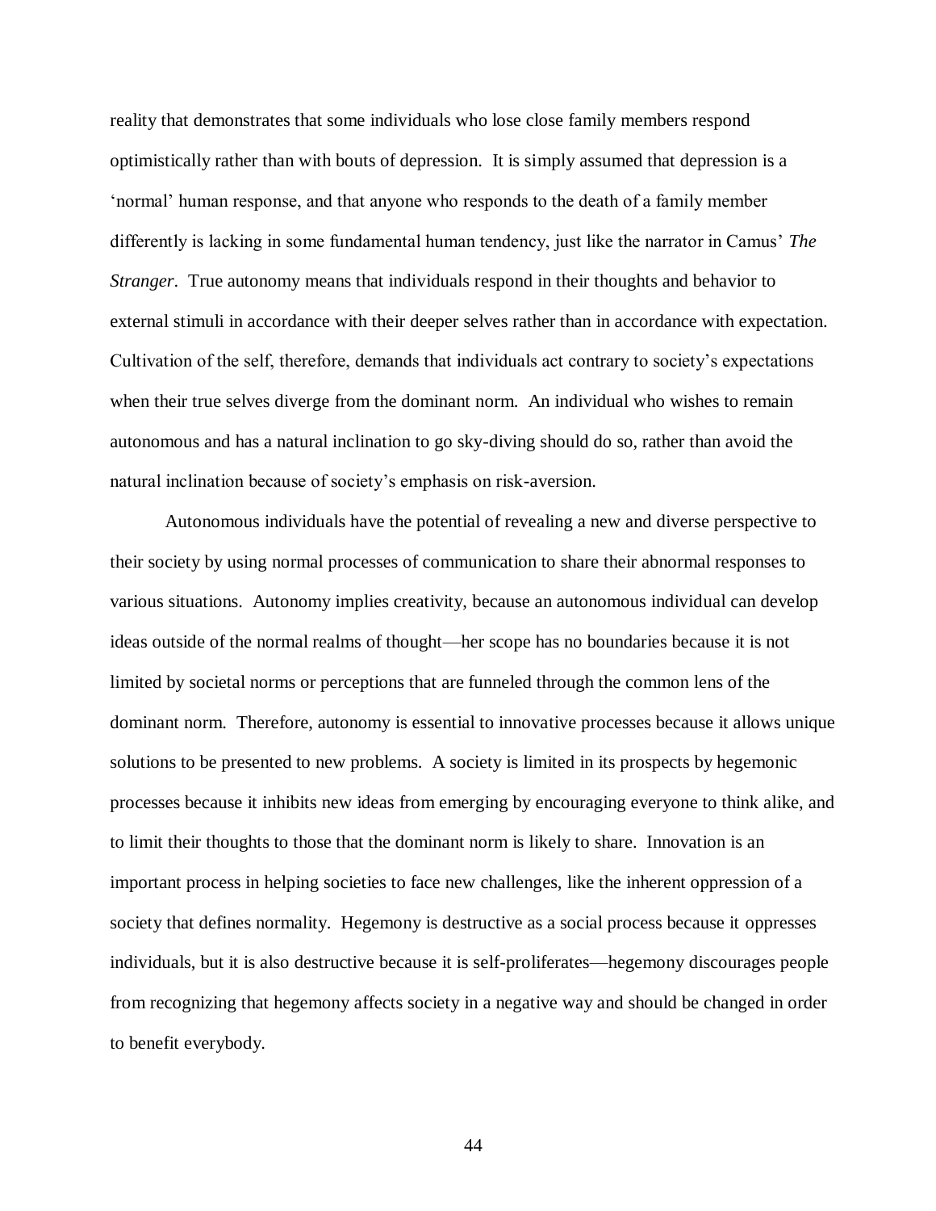reality that demonstrates that some individuals who lose close family members respond optimistically rather than with bouts of depression. It is simply assumed that depression is a 'normal' human response, and that anyone who responds to the death of a family member differently is lacking in some fundamental human tendency, just like the narrator in Camus' *The Stranger*. True autonomy means that individuals respond in their thoughts and behavior to external stimuli in accordance with their deeper selves rather than in accordance with expectation. Cultivation of the self, therefore, demands that individuals act contrary to society's expectations when their true selves diverge from the dominant norm. An individual who wishes to remain autonomous and has a natural inclination to go sky-diving should do so, rather than avoid the natural inclination because of society's emphasis on risk-aversion.

Autonomous individuals have the potential of revealing a new and diverse perspective to their society by using normal processes of communication to share their abnormal responses to various situations. Autonomy implies creativity, because an autonomous individual can develop ideas outside of the normal realms of thought—her scope has no boundaries because it is not limited by societal norms or perceptions that are funneled through the common lens of the dominant norm. Therefore, autonomy is essential to innovative processes because it allows unique solutions to be presented to new problems. A society is limited in its prospects by hegemonic processes because it inhibits new ideas from emerging by encouraging everyone to think alike, and to limit their thoughts to those that the dominant norm is likely to share. Innovation is an important process in helping societies to face new challenges, like the inherent oppression of a society that defines normality. Hegemony is destructive as a social process because it oppresses individuals, but it is also destructive because it is self-proliferates—hegemony discourages people from recognizing that hegemony affects society in a negative way and should be changed in order to benefit everybody.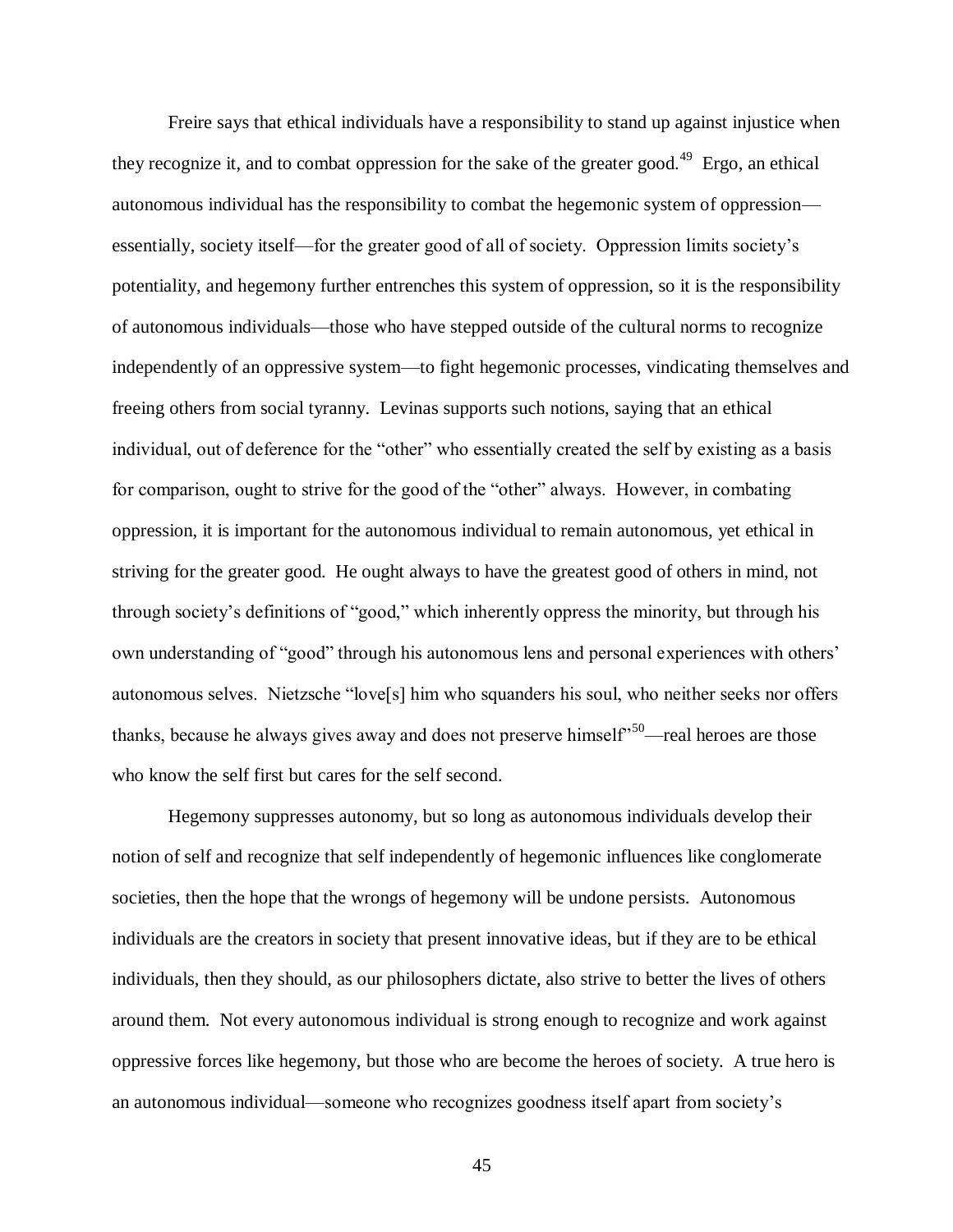Freire says that ethical individuals have a responsibility to stand up against injustice when they recognize it, and to combat oppression for the sake of the greater good.[49] Ergo, an ethical autonomous individual has the responsibility to combat the hegemonic system of oppression—essentially, society itself—for the greater good of all of society. Oppression limits society's potentiality, and hegemony further entrenches this system of oppression, so it is the responsibility of autonomous individuals—those who have stepped outside of the cultural norms to recognize independently of an oppressive system—to fight hegemonic processes, vindicating themselves and freeing others from social tyranny. Levinas supports such notions, saying that an ethical individual, out of deference for the "other" who essentially created the self by existing as a basis for comparison, ought to strive for the good of the "other" always. However, in combating oppression, it is important for the autonomous individual to remain autonomous, yet ethical in striving for the greater good. He ought always to have the greatest good of others in mind, not through society's definitions of "good," which inherently oppress the minority, but through his own understanding of "good" through his autonomous lens and personal experiences with others' autonomous selves. Nietzsche "love[s] him who squanders his soul, who neither seeks nor offers thanks, because he always gives away and does not preserve himself"[50]—real heroes are those who know the self first but cares for the self second.

Hegemony suppresses autonomy, but so long as autonomous individuals develop their notion of self and recognize that self independently of hegemonic influences like conglomerate societies, then the hope that the wrongs of hegemony will be undone persists. Autonomous individuals are the creators in society that present innovative ideas, but if they are to be ethical individuals, then they should, as our philosophers dictate, also strive to better the lives of others around them. Not every autonomous individual is strong enough to recognize and work against oppressive forces like hegemony, but those who are become the heroes of society. A true hero is an autonomous individual—someone who recognizes goodness itself apart from society's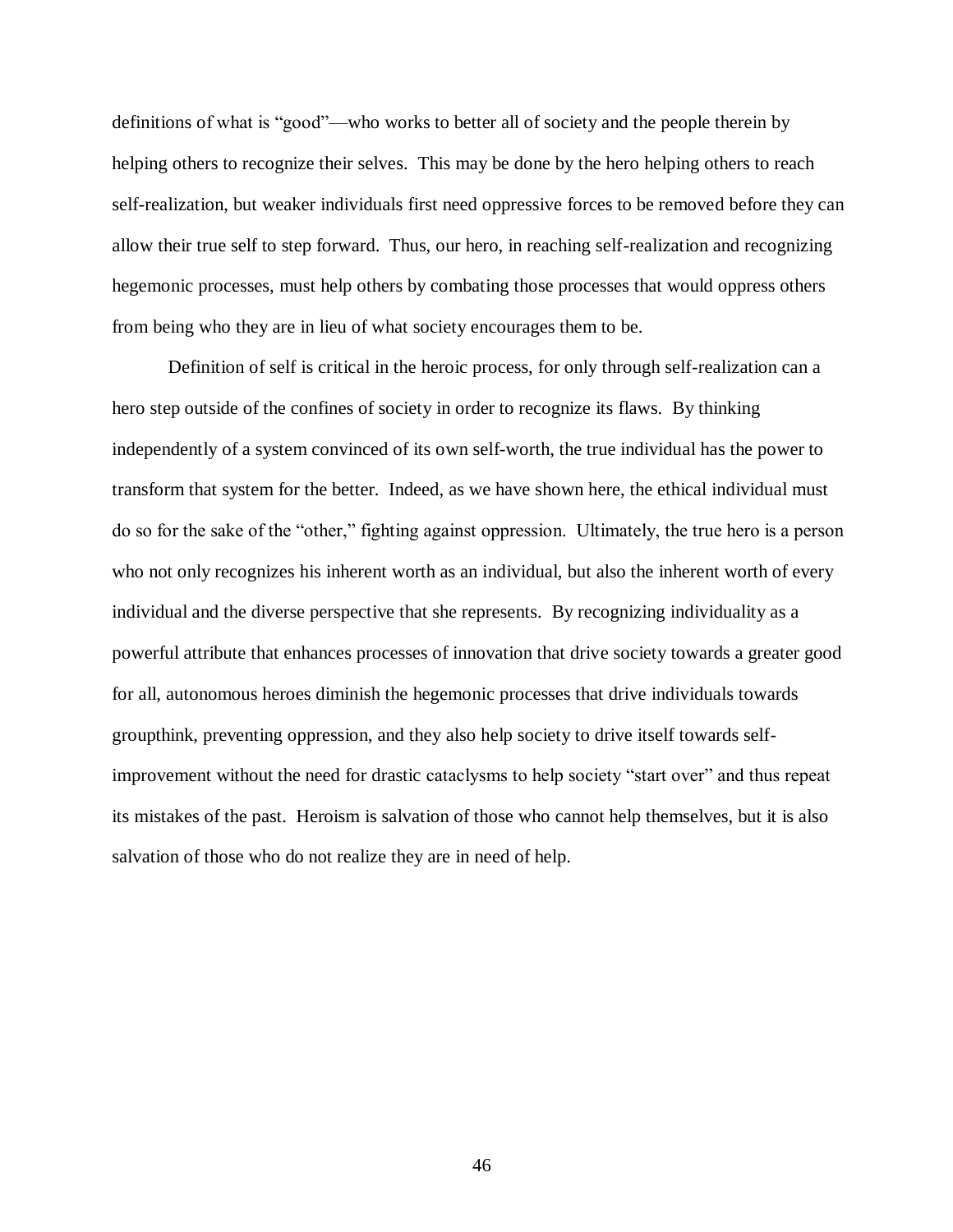definitions of what is "good"—who works to better all of society and the people therein by helping others to recognize their selves. This may be done by the hero helping others to reach self-realization, but weaker individuals first need oppressive forces to be removed before they can allow their true self to step forward. Thus, our hero, in reaching self-realization and recognizing hegemonic processes, must help others by combating those processes that would oppress others from being who they are in lieu of what society encourages them to be.

Definition of self is critical in the heroic process, for only through self-realization can a hero step outside of the confines of society in order to recognize its flaws. By thinking independently of a system convinced of its own self-worth, the true individual has the power to transform that system for the better. Indeed, as we have shown here, the ethical individual must do so for the sake of the "other," fighting against oppression. Ultimately, the true hero is a person who not only recognizes his inherent worth as an individual, but also the inherent worth of every individual and the diverse perspective that she represents. By recognizing individuality as a powerful attribute that enhances processes of innovation that drive society towards a greater good for all, autonomous heroes diminish the hegemonic processes that drive individuals towards groupthink, preventing oppression, and they also help society to drive itself towards self-improvement without the need for drastic cataclysms to help society "start over" and thus repeat its mistakes of the past. Heroism is salvation of those who cannot help themselves, but it is also salvation of those who do not realize they are in need of help.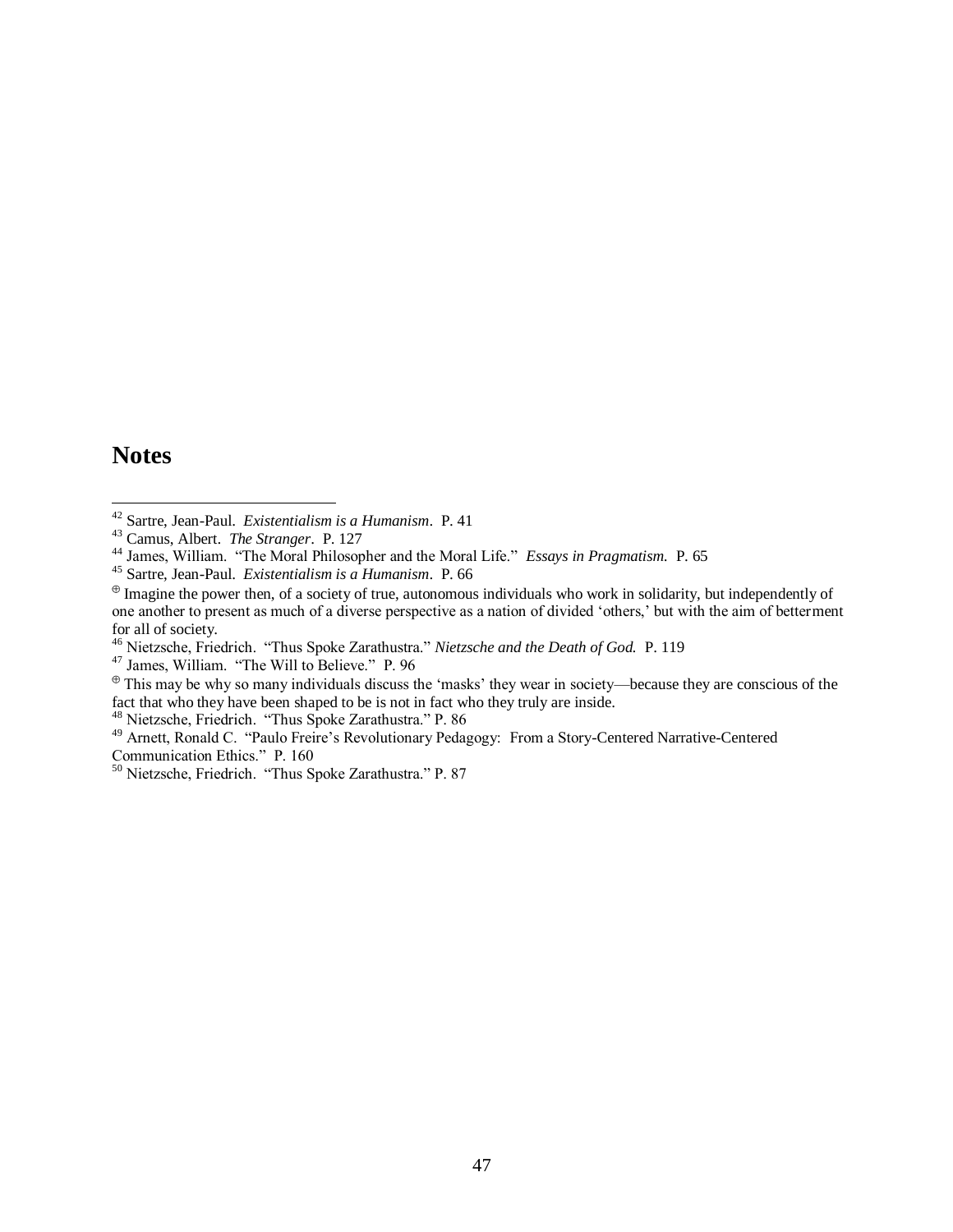## Notes

[42] Sartre, Jean-Paul. *Existentialism is a Humanism*. P. 41

[43] Camus, Albert. *The Stranger*. P. 127

[44] James, William. "The Moral Philosopher and the Moral Life." *Essays in Pragmatism.* P. 65

[45] Sartre, Jean-Paul. *Existentialism is a Humanism*. P. 66

[⊕] Imagine the power then, of a society of true, autonomous individuals who work in solidarity, but independently of one another to present as much of a diverse perspective as a nation of divided 'others,' but with the aim of betterment for all of society.

[46] Nietzsche, Friedrich. "Thus Spoke Zarathustra." *Nietzsche and the Death of God.* P. 119

[47] James, William. "The Will to Believe." P. 96

[⊕] This may be why so many individuals discuss the 'masks' they wear in society—because they are conscious of the fact that who they have been shaped to be is not in fact who they truly are inside.

[48] Nietzsche, Friedrich. "Thus Spoke Zarathustra." P. 86

[49] Arnett, Ronald C. "Paulo Freire's Revolutionary Pedagogy: From a Story-Centered Narrative-Centered Communication Ethics." P. 160

[50] Nietzsche, Friedrich. "Thus Spoke Zarathustra." P. 87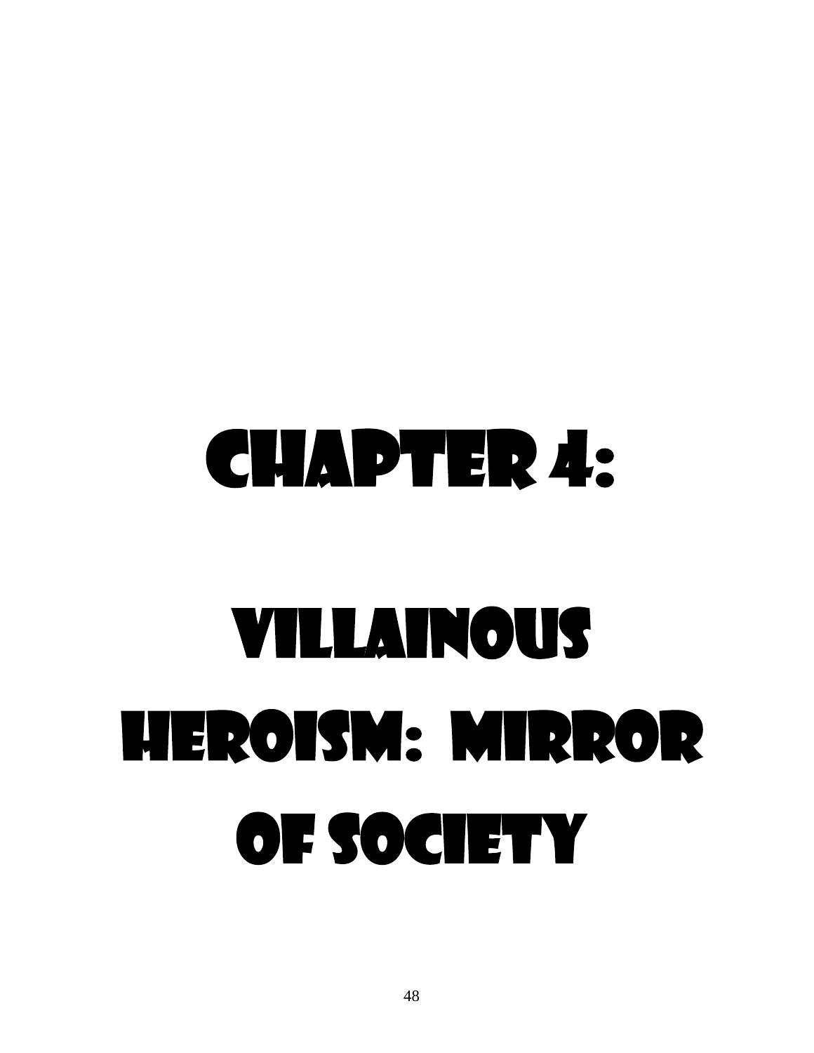# Chapter 4:

# Villainous Heroism: Mirror of Society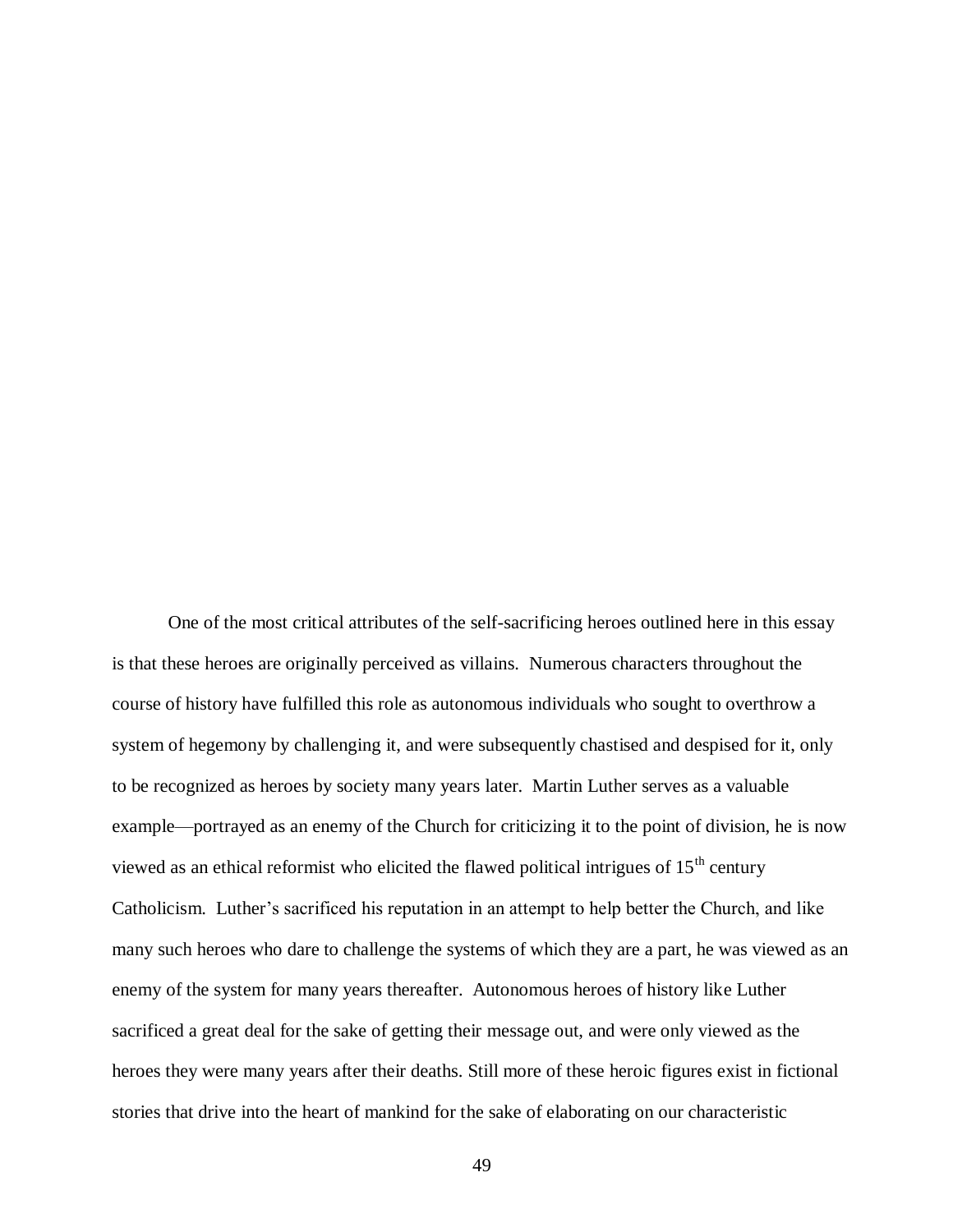One of the most critical attributes of the self-sacrificing heroes outlined here in this essay is that these heroes are originally perceived as villains. Numerous characters throughout the course of history have fulfilled this role as autonomous individuals who sought to overthrow a system of hegemony by challenging it, and were subsequently chastised and despised for it, only to be recognized as heroes by society many years later. Martin Luther serves as a valuable example—portrayed as an enemy of the Church for criticizing it to the point of division, he is now viewed as an ethical reformist who elicited the flawed political intrigues of 15th century Catholicism. Luther's sacrificed his reputation in an attempt to help better the Church, and like many such heroes who dare to challenge the systems of which they are a part, he was viewed as an enemy of the system for many years thereafter. Autonomous heroes of history like Luther sacrificed a great deal for the sake of getting their message out, and were only viewed as the heroes they were many years after their deaths. Still more of these heroic figures exist in fictional stories that drive into the heart of mankind for the sake of elaborating on our characteristic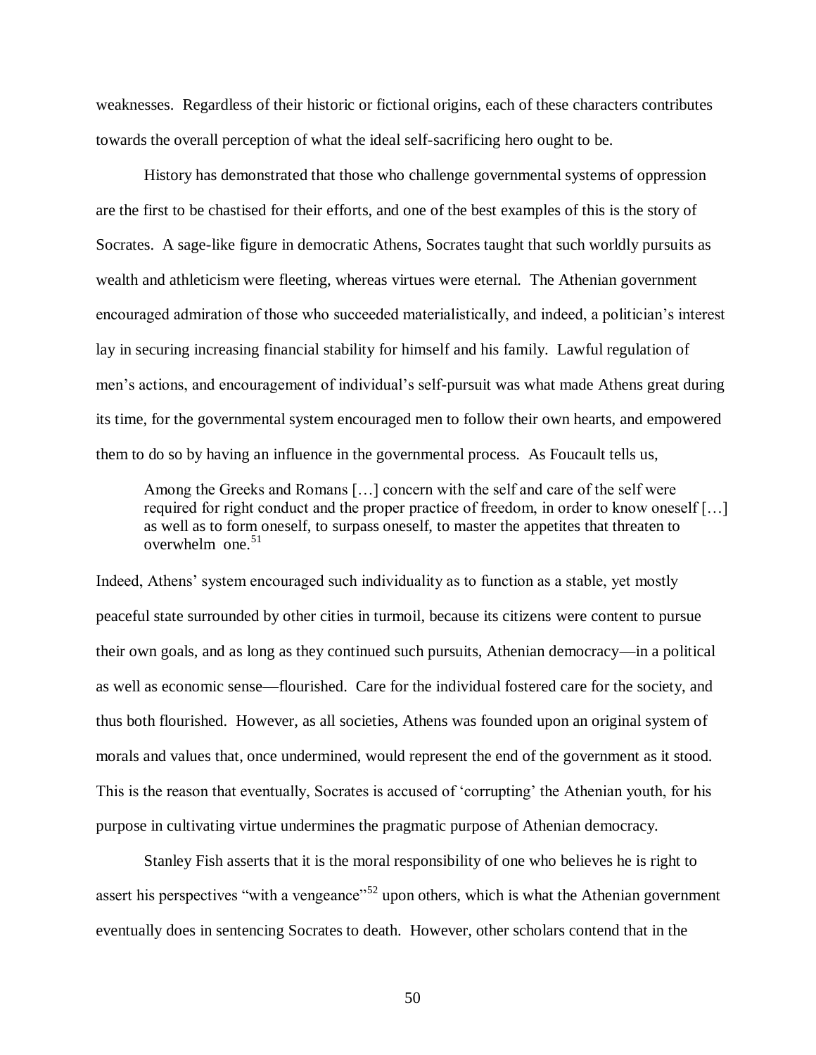weaknesses. Regardless of their historic or fictional origins, each of these characters contributes towards the overall perception of what the ideal self-sacrificing hero ought to be.

History has demonstrated that those who challenge governmental systems of oppression are the first to be chastised for their efforts, and one of the best examples of this is the story of Socrates. A sage-like figure in democratic Athens, Socrates taught that such worldly pursuits as wealth and athleticism were fleeting, whereas virtues were eternal. The Athenian government encouraged admiration of those who succeeded materialistically, and indeed, a politician's interest lay in securing increasing financial stability for himself and his family. Lawful regulation of men's actions, and encouragement of individual's self-pursuit was what made Athens great during its time, for the governmental system encouraged men to follow their own hearts, and empowered them to do so by having an influence in the governmental process. As Foucault tells us,

> Among the Greeks and Romans […] concern with the self and care of the self were required for right conduct and the proper practice of freedom, in order to know oneself […] as well as to form oneself, to surpass oneself, to master the appetites that threaten to overwhelm one.[51]

Indeed, Athens' system encouraged such individuality as to function as a stable, yet mostly peaceful state surrounded by other cities in turmoil, because its citizens were content to pursue their own goals, and as long as they continued such pursuits, Athenian democracy—in a political as well as economic sense—flourished. Care for the individual fostered care for the society, and thus both flourished. However, as all societies, Athens was founded upon an original system of morals and values that, once undermined, would represent the end of the government as it stood. This is the reason that eventually, Socrates is accused of 'corrupting' the Athenian youth, for his purpose in cultivating virtue undermines the pragmatic purpose of Athenian democracy.

Stanley Fish asserts that it is the moral responsibility of one who believes he is right to assert his perspectives "with a vengeance"[52] upon others, which is what the Athenian government eventually does in sentencing Socrates to death. However, other scholars contend that in the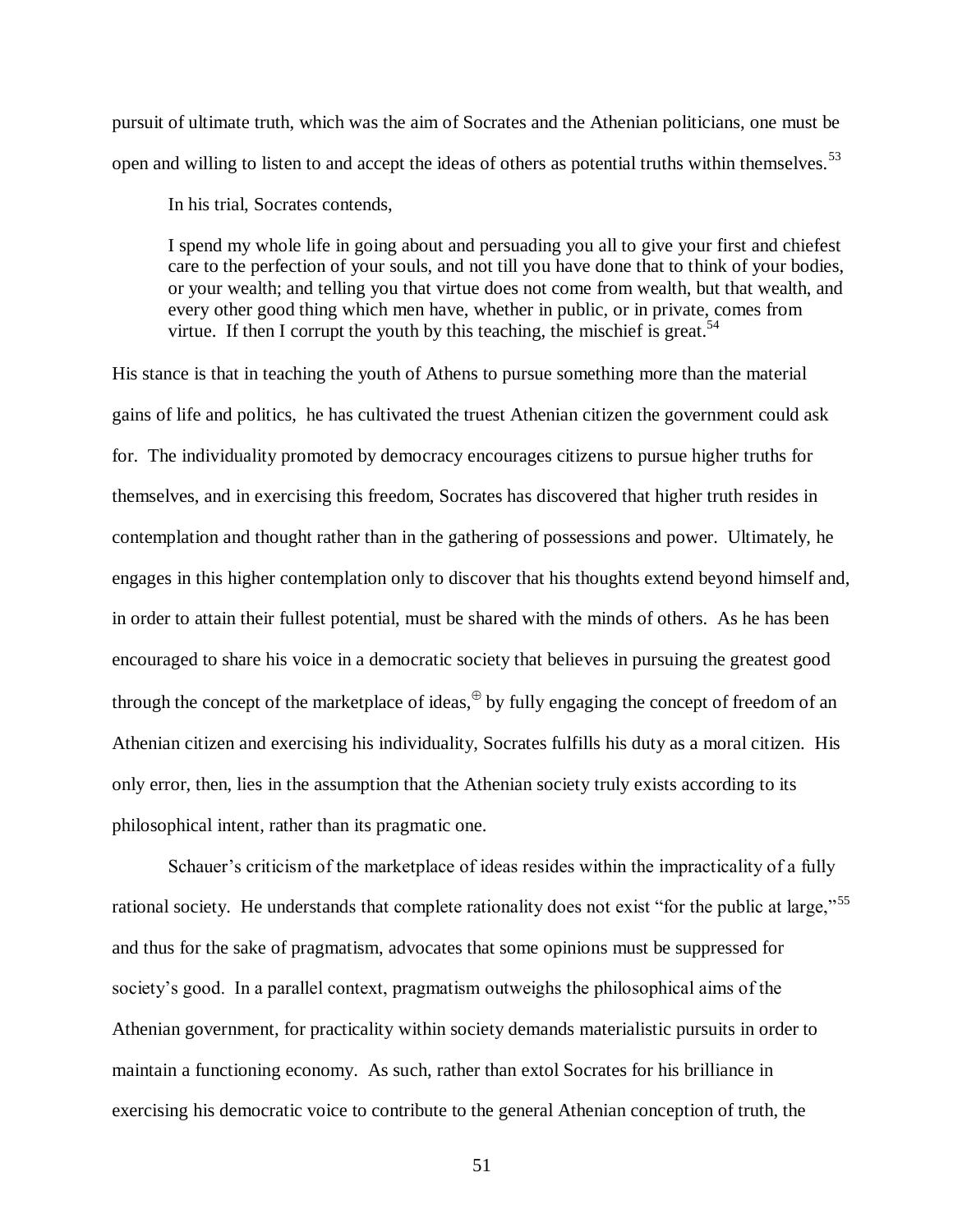pursuit of ultimate truth, which was the aim of Socrates and the Athenian politicians, one must be open and willing to listen to and accept the ideas of others as potential truths within themselves.[53]

In his trial, Socrates contends,

> I spend my whole life in going about and persuading you all to give your first and chiefest care to the perfection of your souls, and not till you have done that to think of your bodies, or your wealth; and telling you that virtue does not come from wealth, but that wealth, and every other good thing which men have, whether in public, or in private, comes from virtue. If then I corrupt the youth by this teaching, the mischief is great.[54]

His stance is that in teaching the youth of Athens to pursue something more than the material gains of life and politics, he has cultivated the truest Athenian citizen the government could ask for. The individuality promoted by democracy encourages citizens to pursue higher truths for themselves, and in exercising this freedom, Socrates has discovered that higher truth resides in contemplation and thought rather than in the gathering of possessions and power. Ultimately, he engages in this higher contemplation only to discover that his thoughts extend beyond himself and, in order to attain their fullest potential, must be shared with the minds of others. As he has been encouraged to share his voice in a democratic society that believes in pursuing the greatest good through the concept of the marketplace of ideas,[⊕] by fully engaging the concept of freedom of an Athenian citizen and exercising his individuality, Socrates fulfills his duty as a moral citizen. His only error, then, lies in the assumption that the Athenian society truly exists according to its philosophical intent, rather than its pragmatic one.

Schauer's criticism of the marketplace of ideas resides within the impracticality of a fully rational society. He understands that complete rationality does not exist "for the public at large,"[55] and thus for the sake of pragmatism, advocates that some opinions must be suppressed for society's good. In a parallel context, pragmatism outweighs the philosophical aims of the Athenian government, for practicality within society demands materialistic pursuits in order to maintain a functioning economy. As such, rather than extol Socrates for his brilliance in exercising his democratic voice to contribute to the general Athenian conception of truth, the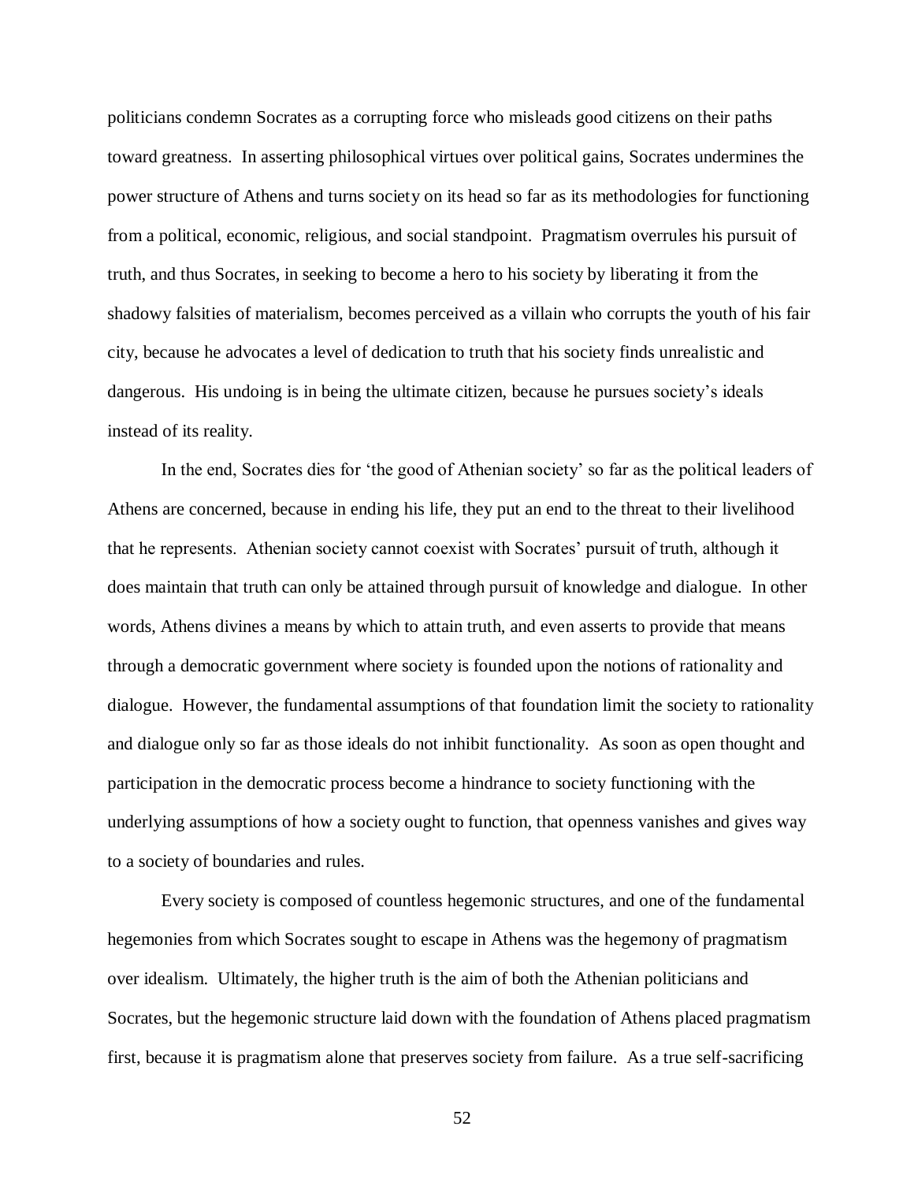politicians condemn Socrates as a corrupting force who misleads good citizens on their paths toward greatness. In asserting philosophical virtues over political gains, Socrates undermines the power structure of Athens and turns society on its head so far as its methodologies for functioning from a political, economic, religious, and social standpoint. Pragmatism overrules his pursuit of truth, and thus Socrates, in seeking to become a hero to his society by liberating it from the shadowy falsities of materialism, becomes perceived as a villain who corrupts the youth of his fair city, because he advocates a level of dedication to truth that his society finds unrealistic and dangerous. His undoing is in being the ultimate citizen, because he pursues society's ideals instead of its reality.

In the end, Socrates dies for 'the good of Athenian society' so far as the political leaders of Athens are concerned, because in ending his life, they put an end to the threat to their livelihood that he represents. Athenian society cannot coexist with Socrates' pursuit of truth, although it does maintain that truth can only be attained through pursuit of knowledge and dialogue. In other words, Athens divines a means by which to attain truth, and even asserts to provide that means through a democratic government where society is founded upon the notions of rationality and dialogue. However, the fundamental assumptions of that foundation limit the society to rationality and dialogue only so far as those ideals do not inhibit functionality. As soon as open thought and participation in the democratic process become a hindrance to society functioning with the underlying assumptions of how a society ought to function, that openness vanishes and gives way to a society of boundaries and rules.

Every society is composed of countless hegemonic structures, and one of the fundamental hegemonies from which Socrates sought to escape in Athens was the hegemony of pragmatism over idealism. Ultimately, the higher truth is the aim of both the Athenian politicians and Socrates, but the hegemonic structure laid down with the foundation of Athens placed pragmatism first, because it is pragmatism alone that preserves society from failure. As a true self-sacrificing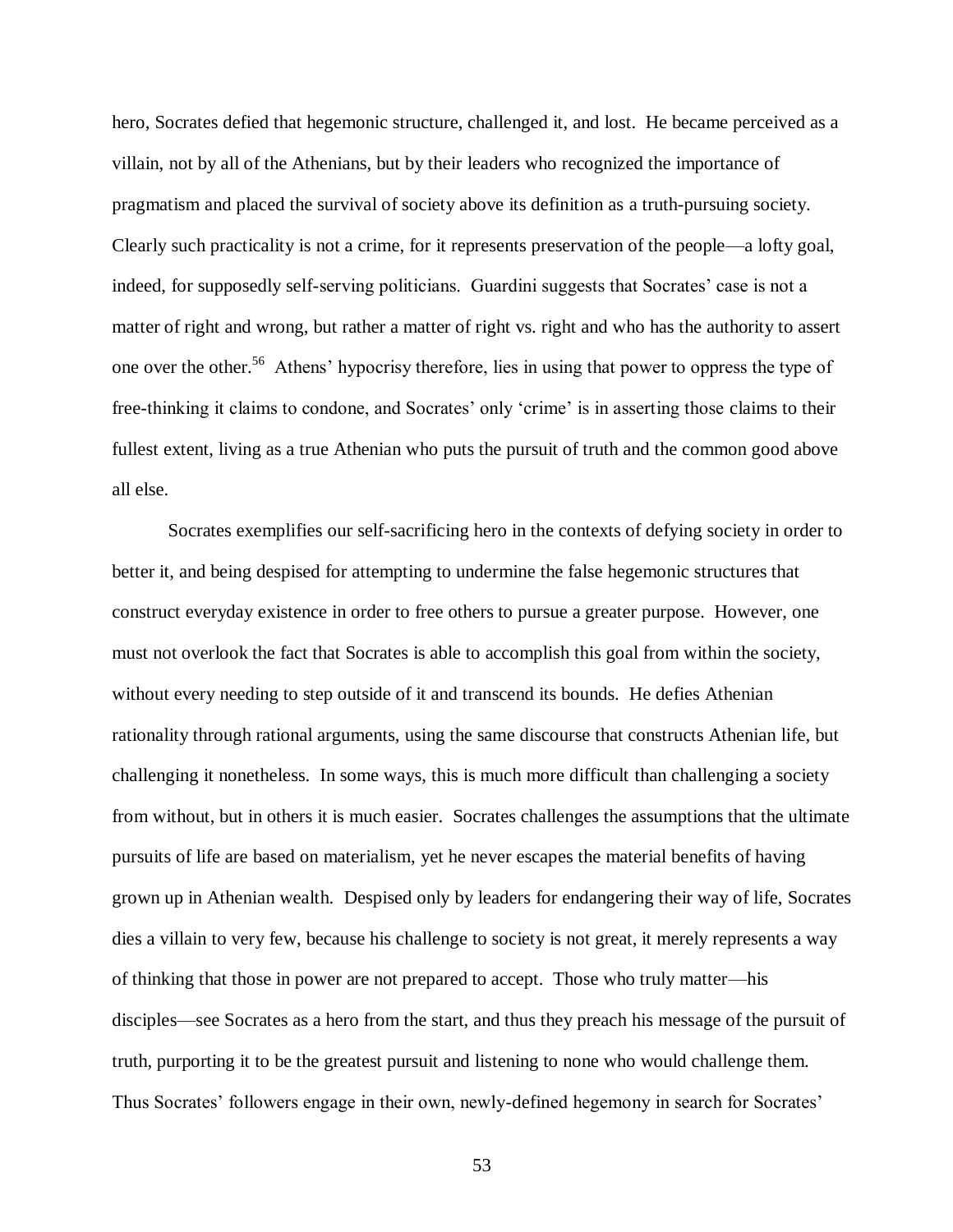hero, Socrates defied that hegemonic structure, challenged it, and lost. He became perceived as a villain, not by all of the Athenians, but by their leaders who recognized the importance of pragmatism and placed the survival of society above its definition as a truth-pursuing society. Clearly such practicality is not a crime, for it represents preservation of the people—a lofty goal, indeed, for supposedly self-serving politicians. Guardini suggests that Socrates' case is not a matter of right and wrong, but rather a matter of right vs. right and who has the authority to assert one over the other.[56] Athens' hypocrisy therefore, lies in using that power to oppress the type of free-thinking it claims to condone, and Socrates' only 'crime' is in asserting those claims to their fullest extent, living as a true Athenian who puts the pursuit of truth and the common good above all else.

Socrates exemplifies our self-sacrificing hero in the contexts of defying society in order to better it, and being despised for attempting to undermine the false hegemonic structures that construct everyday existence in order to free others to pursue a greater purpose. However, one must not overlook the fact that Socrates is able to accomplish this goal from within the society, without every needing to step outside of it and transcend its bounds. He defies Athenian rationality through rational arguments, using the same discourse that constructs Athenian life, but challenging it nonetheless. In some ways, this is much more difficult than challenging a society from without, but in others it is much easier. Socrates challenges the assumptions that the ultimate pursuits of life are based on materialism, yet he never escapes the material benefits of having grown up in Athenian wealth. Despised only by leaders for endangering their way of life, Socrates dies a villain to very few, because his challenge to society is not great, it merely represents a way of thinking that those in power are not prepared to accept. Those who truly matter—his disciples—see Socrates as a hero from the start, and thus they preach his message of the pursuit of truth, purporting it to be the greatest pursuit and listening to none who would challenge them. Thus Socrates' followers engage in their own, newly-defined hegemony in search for Socrates'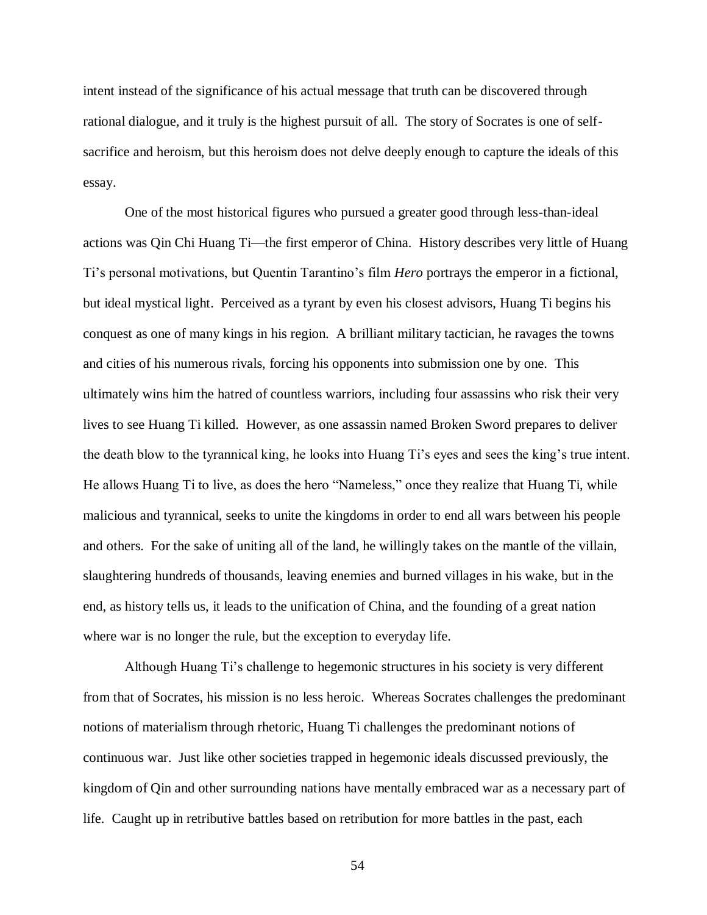intent instead of the significance of his actual message that truth can be discovered through rational dialogue, and it truly is the highest pursuit of all. The story of Socrates is one of self-sacrifice and heroism, but this heroism does not delve deeply enough to capture the ideals of this essay.

One of the most historical figures who pursued a greater good through less-than-ideal actions was Qin Chi Huang Ti—the first emperor of China. History describes very little of Huang Ti's personal motivations, but Quentin Tarantino's film *Hero* portrays the emperor in a fictional, but ideal mystical light. Perceived as a tyrant by even his closest advisors, Huang Ti begins his conquest as one of many kings in his region. A brilliant military tactician, he ravages the towns and cities of his numerous rivals, forcing his opponents into submission one by one. This ultimately wins him the hatred of countless warriors, including four assassins who risk their very lives to see Huang Ti killed. However, as one assassin named Broken Sword prepares to deliver the death blow to the tyrannical king, he looks into Huang Ti's eyes and sees the king's true intent. He allows Huang Ti to live, as does the hero "Nameless," once they realize that Huang Ti, while malicious and tyrannical, seeks to unite the kingdoms in order to end all wars between his people and others. For the sake of uniting all of the land, he willingly takes on the mantle of the villain, slaughtering hundreds of thousands, leaving enemies and burned villages in his wake, but in the end, as history tells us, it leads to the unification of China, and the founding of a great nation where war is no longer the rule, but the exception to everyday life.

Although Huang Ti's challenge to hegemonic structures in his society is very different from that of Socrates, his mission is no less heroic. Whereas Socrates challenges the predominant notions of materialism through rhetoric, Huang Ti challenges the predominant notions of continuous war. Just like other societies trapped in hegemonic ideals discussed previously, the kingdom of Qin and other surrounding nations have mentally embraced war as a necessary part of life. Caught up in retributive battles based on retribution for more battles in the past, each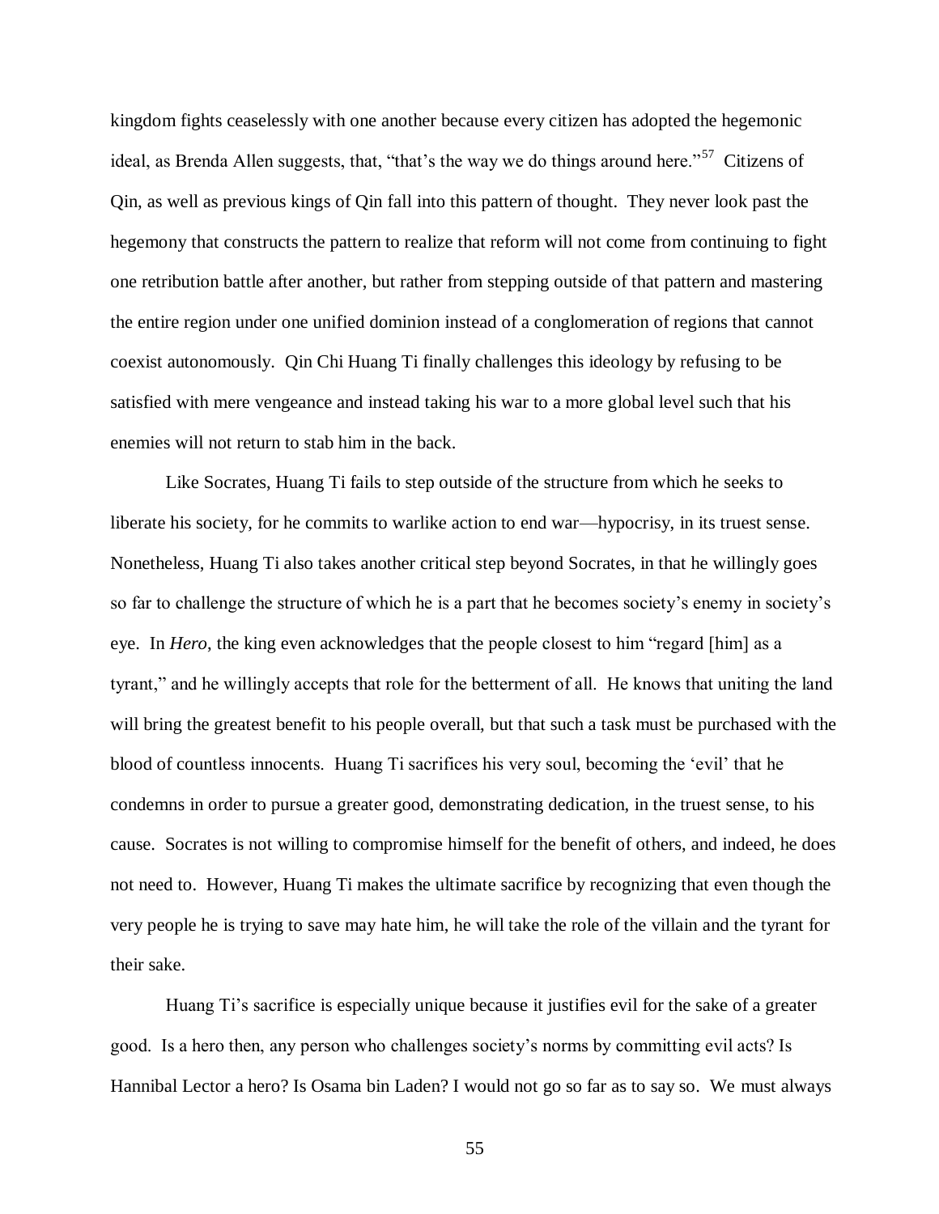kingdom fights ceaselessly with one another because every citizen has adopted the hegemonic ideal, as Brenda Allen suggests, that, "that's the way we do things around here."[57] Citizens of Qin, as well as previous kings of Qin fall into this pattern of thought. They never look past the hegemony that constructs the pattern to realize that reform will not come from continuing to fight one retribution battle after another, but rather from stepping outside of that pattern and mastering the entire region under one unified dominion instead of a conglomeration of regions that cannot coexist autonomously. Qin Chi Huang Ti finally challenges this ideology by refusing to be satisfied with mere vengeance and instead taking his war to a more global level such that his enemies will not return to stab him in the back.

Like Socrates, Huang Ti fails to step outside of the structure from which he seeks to liberate his society, for he commits to warlike action to end war—hypocrisy, in its truest sense. Nonetheless, Huang Ti also takes another critical step beyond Socrates, in that he willingly goes so far to challenge the structure of which he is a part that he becomes society's enemy in society's eye. In *Hero*, the king even acknowledges that the people closest to him "regard [him] as a tyrant," and he willingly accepts that role for the betterment of all. He knows that uniting the land will bring the greatest benefit to his people overall, but that such a task must be purchased with the blood of countless innocents. Huang Ti sacrifices his very soul, becoming the 'evil' that he condemns in order to pursue a greater good, demonstrating dedication, in the truest sense, to his cause. Socrates is not willing to compromise himself for the benefit of others, and indeed, he does not need to. However, Huang Ti makes the ultimate sacrifice by recognizing that even though the very people he is trying to save may hate him, he will take the role of the villain and the tyrant for their sake.

Huang Ti's sacrifice is especially unique because it justifies evil for the sake of a greater good. Is a hero then, any person who challenges society's norms by committing evil acts? Is Hannibal Lector a hero? Is Osama bin Laden? I would not go so far as to say so. We must always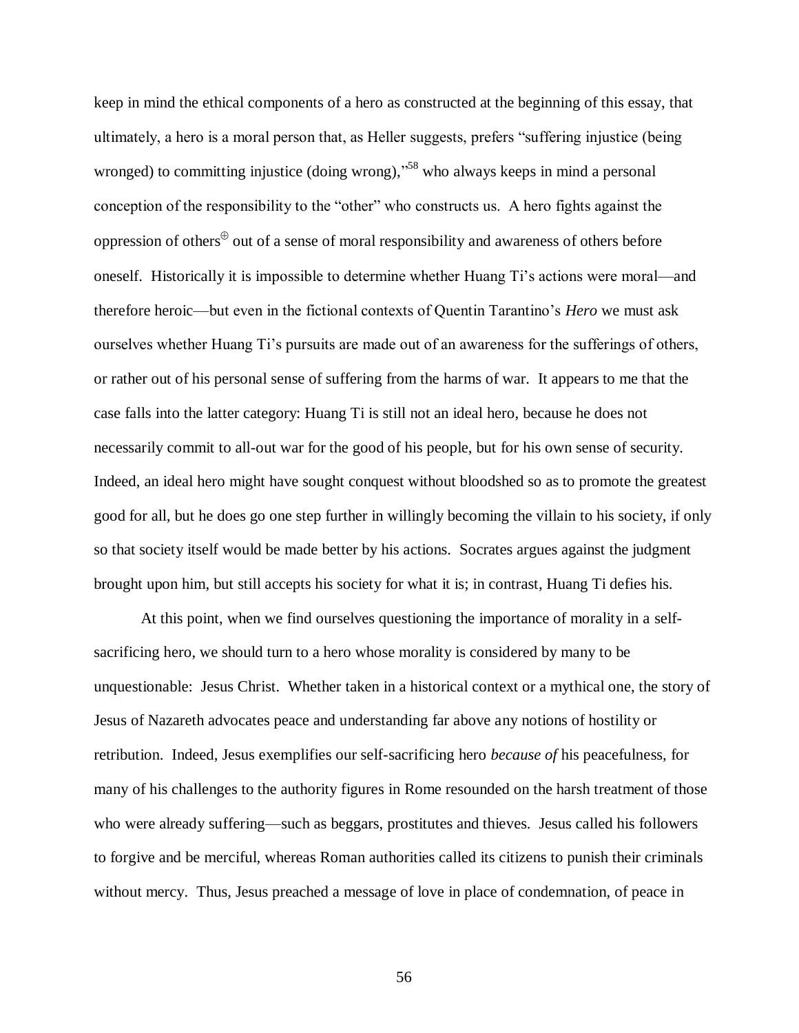keep in mind the ethical components of a hero as constructed at the beginning of this essay, that ultimately, a hero is a moral person that, as Heller suggests, prefers "suffering injustice (being wronged) to committing injustice (doing wrong),"[58] who always keeps in mind a personal conception of the responsibility to the "other" who constructs us. A hero fights against the oppression of others[⊕] out of a sense of moral responsibility and awareness of others before oneself. Historically it is impossible to determine whether Huang Ti's actions were moral—and therefore heroic—but even in the fictional contexts of Quentin Tarantino's *Hero* we must ask ourselves whether Huang Ti's pursuits are made out of an awareness for the sufferings of others, or rather out of his personal sense of suffering from the harms of war. It appears to me that the case falls into the latter category: Huang Ti is still not an ideal hero, because he does not necessarily commit to all-out war for the good of his people, but for his own sense of security. Indeed, an ideal hero might have sought conquest without bloodshed so as to promote the greatest good for all, but he does go one step further in willingly becoming the villain to his society, if only so that society itself would be made better by his actions. Socrates argues against the judgment brought upon him, but still accepts his society for what it is; in contrast, Huang Ti defies his.

At this point, when we find ourselves questioning the importance of morality in a self-sacrificing hero, we should turn to a hero whose morality is considered by many to be unquestionable: Jesus Christ. Whether taken in a historical context or a mythical one, the story of Jesus of Nazareth advocates peace and understanding far above any notions of hostility or retribution. Indeed, Jesus exemplifies our self-sacrificing hero *because of* his peacefulness, for many of his challenges to the authority figures in Rome resounded on the harsh treatment of those who were already suffering—such as beggars, prostitutes and thieves. Jesus called his followers to forgive and be merciful, whereas Roman authorities called its citizens to punish their criminals without mercy. Thus, Jesus preached a message of love in place of condemnation, of peace in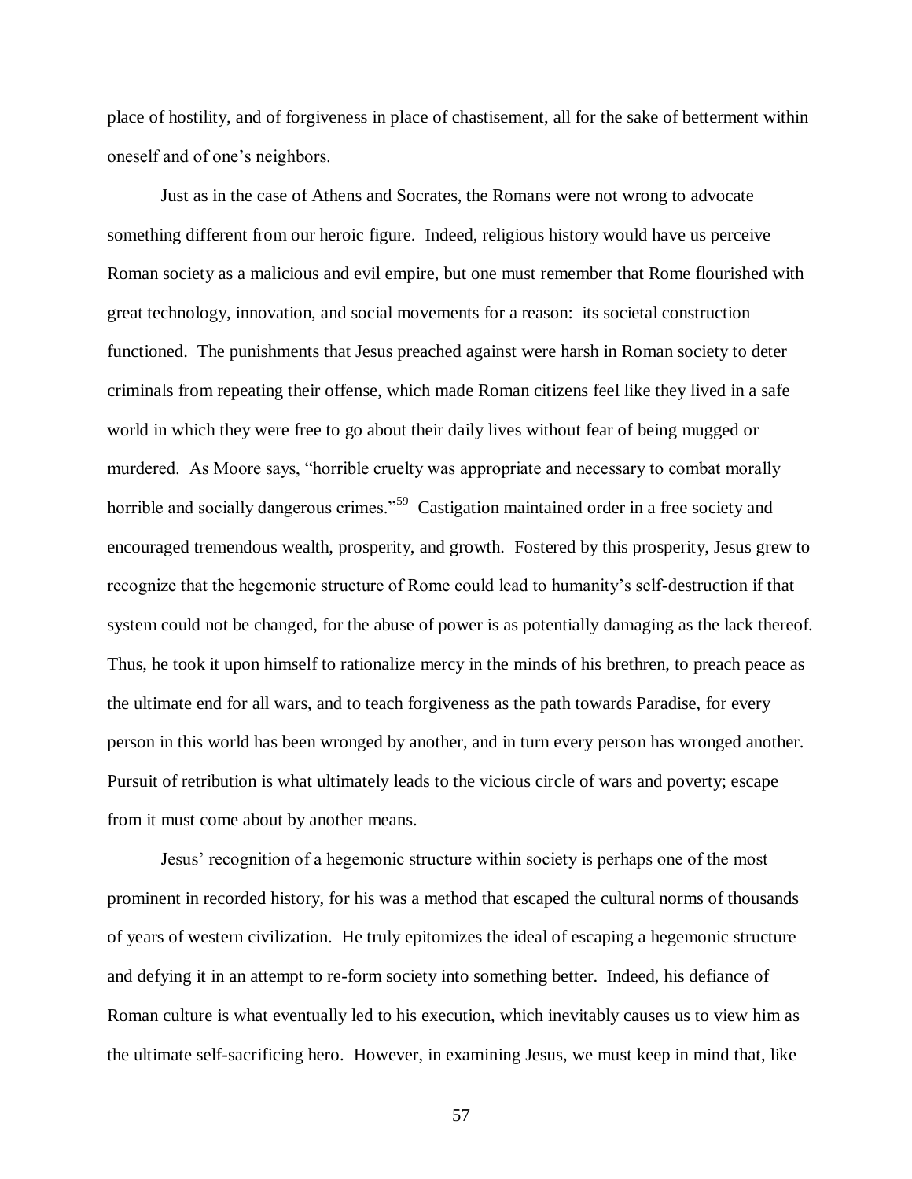place of hostility, and of forgiveness in place of chastisement, all for the sake of betterment within oneself and of one's neighbors.

Just as in the case of Athens and Socrates, the Romans were not wrong to advocate something different from our heroic figure. Indeed, religious history would have us perceive Roman society as a malicious and evil empire, but one must remember that Rome flourished with great technology, innovation, and social movements for a reason: its societal construction functioned. The punishments that Jesus preached against were harsh in Roman society to deter criminals from repeating their offense, which made Roman citizens feel like they lived in a safe world in which they were free to go about their daily lives without fear of being mugged or murdered. As Moore says, "horrible cruelty was appropriate and necessary to combat morally horrible and socially dangerous crimes."[59] Castigation maintained order in a free society and encouraged tremendous wealth, prosperity, and growth. Fostered by this prosperity, Jesus grew to recognize that the hegemonic structure of Rome could lead to humanity's self-destruction if that system could not be changed, for the abuse of power is as potentially damaging as the lack thereof. Thus, he took it upon himself to rationalize mercy in the minds of his brethren, to preach peace as the ultimate end for all wars, and to teach forgiveness as the path towards Paradise, for every person in this world has been wronged by another, and in turn every person has wronged another. Pursuit of retribution is what ultimately leads to the vicious circle of wars and poverty; escape from it must come about by another means.

Jesus' recognition of a hegemonic structure within society is perhaps one of the most prominent in recorded history, for his was a method that escaped the cultural norms of thousands of years of western civilization. He truly epitomizes the ideal of escaping a hegemonic structure and defying it in an attempt to re-form society into something better. Indeed, his defiance of Roman culture is what eventually led to his execution, which inevitably causes us to view him as the ultimate self-sacrificing hero. However, in examining Jesus, we must keep in mind that, like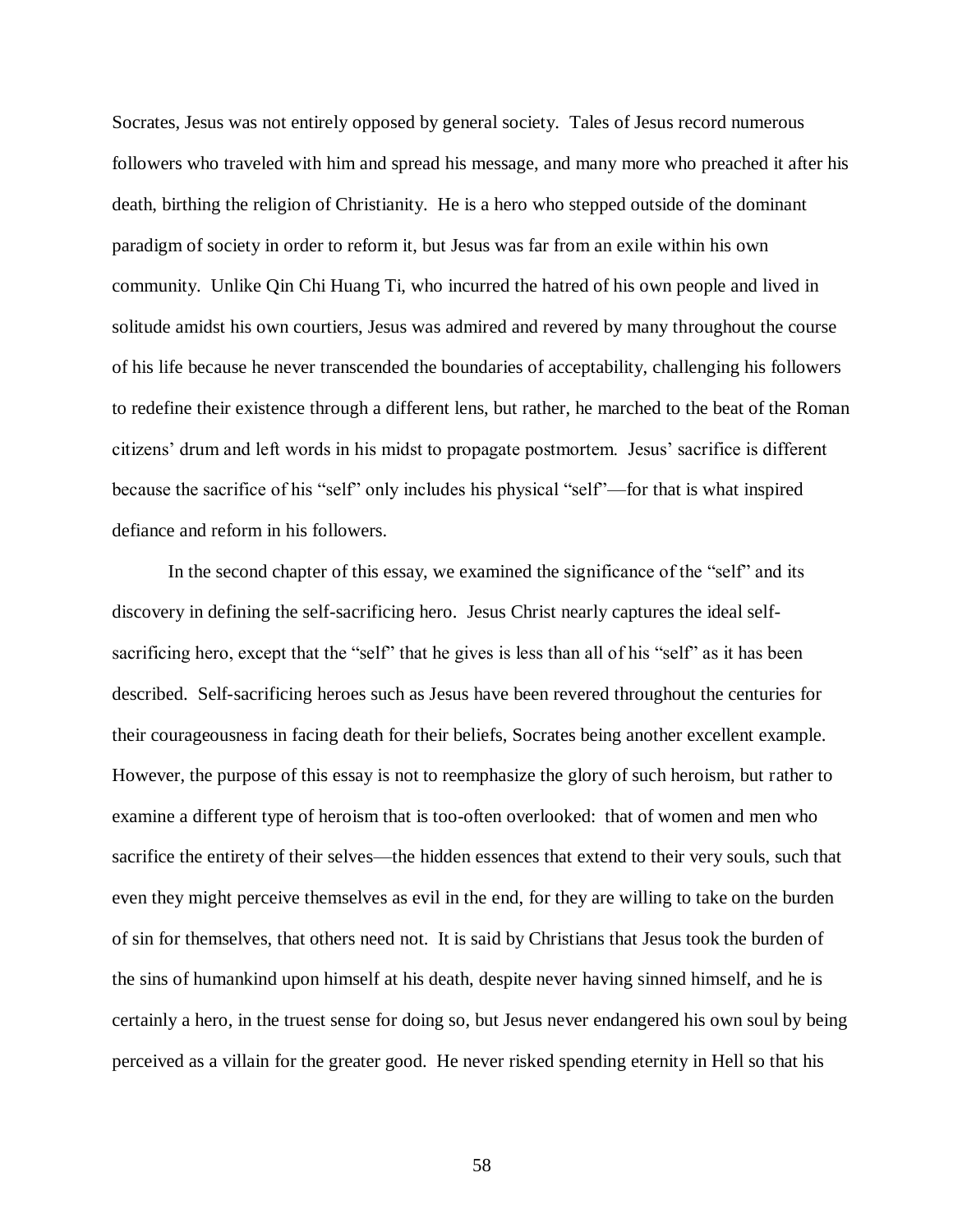Socrates, Jesus was not entirely opposed by general society. Tales of Jesus record numerous followers who traveled with him and spread his message, and many more who preached it after his death, birthing the religion of Christianity. He is a hero who stepped outside of the dominant paradigm of society in order to reform it, but Jesus was far from an exile within his own community. Unlike Qin Chi Huang Ti, who incurred the hatred of his own people and lived in solitude amidst his own courtiers, Jesus was admired and revered by many throughout the course of his life because he never transcended the boundaries of acceptability, challenging his followers to redefine their existence through a different lens, but rather, he marched to the beat of the Roman citizens' drum and left words in his midst to propagate postmortem. Jesus' sacrifice is different because the sacrifice of his "self" only includes his physical "self"—for that is what inspired defiance and reform in his followers.

In the second chapter of this essay, we examined the significance of the "self" and its discovery in defining the self-sacrificing hero. Jesus Christ nearly captures the ideal self-sacrificing hero, except that the "self" that he gives is less than all of his "self" as it has been described. Self-sacrificing heroes such as Jesus have been revered throughout the centuries for their courageousness in facing death for their beliefs, Socrates being another excellent example. However, the purpose of this essay is not to reemphasize the glory of such heroism, but rather to examine a different type of heroism that is too-often overlooked: that of women and men who sacrifice the entirety of their selves—the hidden essences that extend to their very souls, such that even they might perceive themselves as evil in the end, for they are willing to take on the burden of sin for themselves, that others need not. It is said by Christians that Jesus took the burden of the sins of humankind upon himself at his death, despite never having sinned himself, and he is certainly a hero, in the truest sense for doing so, but Jesus never endangered his own soul by being perceived as a villain for the greater good. He never risked spending eternity in Hell so that his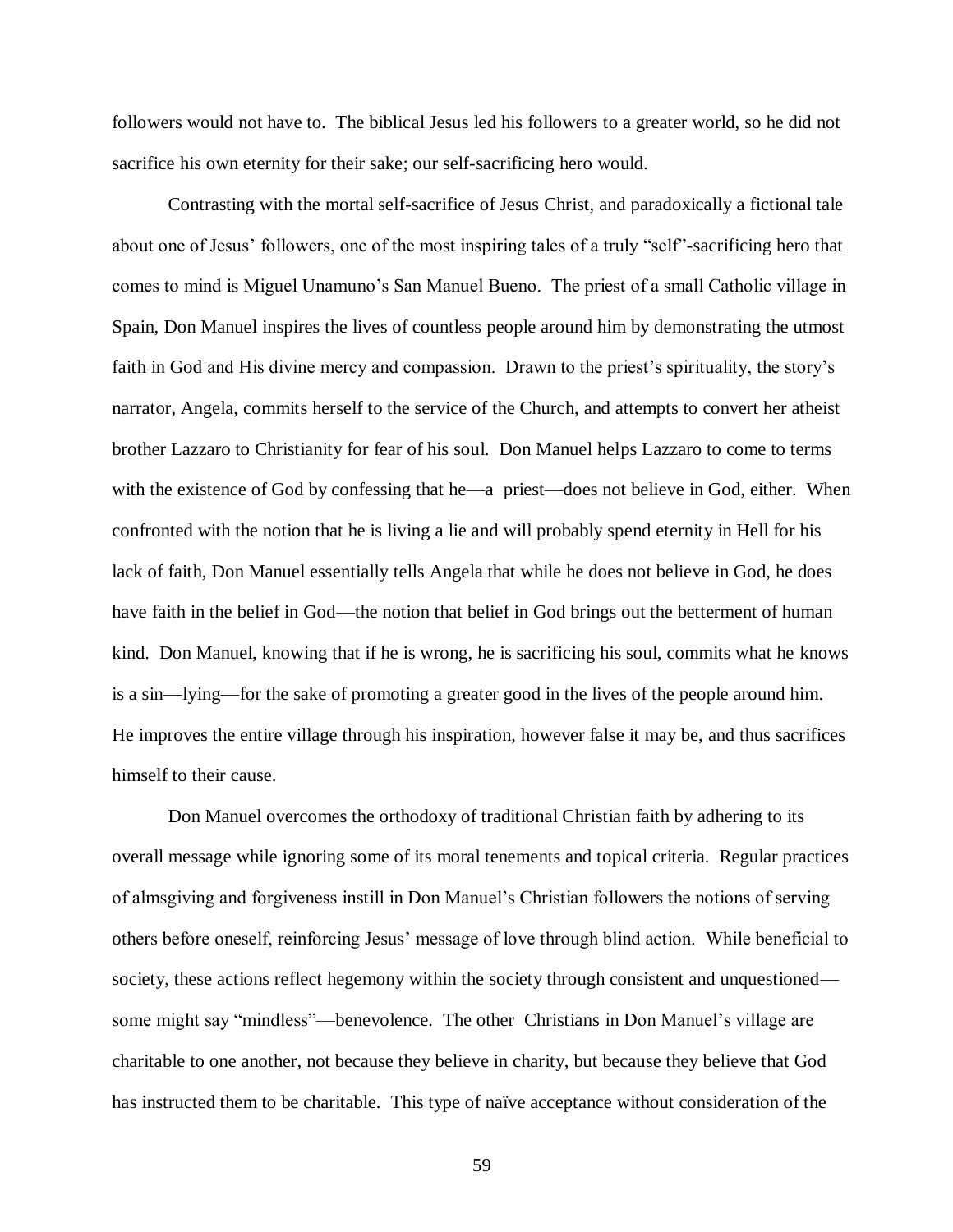followers would not have to. The biblical Jesus led his followers to a greater world, so he did not sacrifice his own eternity for their sake; our self-sacrificing hero would.

Contrasting with the mortal self-sacrifice of Jesus Christ, and paradoxically a fictional tale about one of Jesus' followers, one of the most inspiring tales of a truly "self"-sacrificing hero that comes to mind is Miguel Unamuno's San Manuel Bueno. The priest of a small Catholic village in Spain, Don Manuel inspires the lives of countless people around him by demonstrating the utmost faith in God and His divine mercy and compassion. Drawn to the priest's spirituality, the story's narrator, Angela, commits herself to the service of the Church, and attempts to convert her atheist brother Lazzaro to Christianity for fear of his soul. Don Manuel helps Lazzaro to come to terms with the existence of God by confessing that he—a priest—does not believe in God, either. When confronted with the notion that he is living a lie and will probably spend eternity in Hell for his lack of faith, Don Manuel essentially tells Angela that while he does not believe in God, he does have faith in the belief in God—the notion that belief in God brings out the betterment of human kind. Don Manuel, knowing that if he is wrong, he is sacrificing his soul, commits what he knows is a sin—lying—for the sake of promoting a greater good in the lives of the people around him. He improves the entire village through his inspiration, however false it may be, and thus sacrifices himself to their cause.

Don Manuel overcomes the orthodoxy of traditional Christian faith by adhering to its overall message while ignoring some of its moral tenements and topical criteria. Regular practices of almsgiving and forgiveness instill in Don Manuel's Christian followers the notions of serving others before oneself, reinforcing Jesus' message of love through blind action. While beneficial to society, these actions reflect hegemony within the society through consistent and unquestioned—some might say "mindless"—benevolence. The other Christians in Don Manuel's village are charitable to one another, not because they believe in charity, but because they believe that God has instructed them to be charitable. This type of naïve acceptance without consideration of the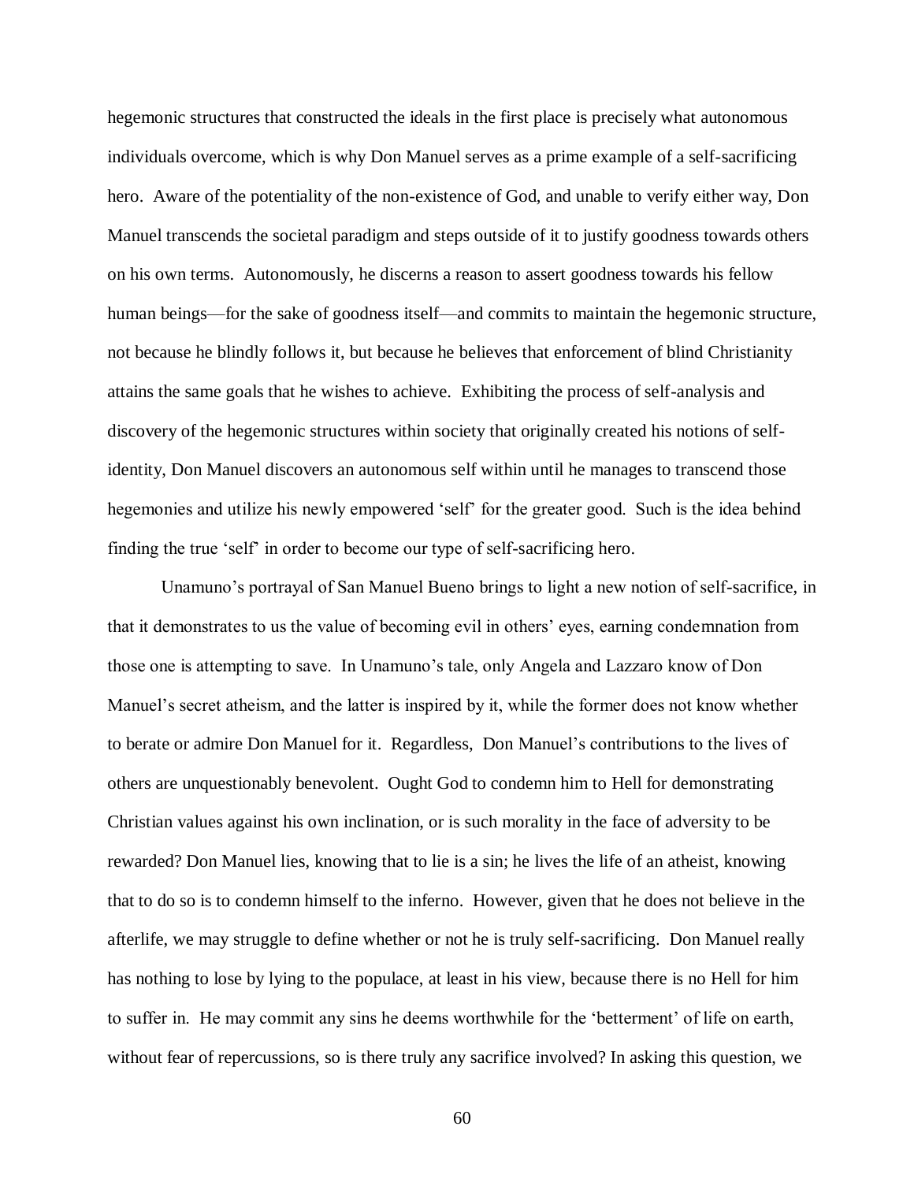hegemonic structures that constructed the ideals in the first place is precisely what autonomous individuals overcome, which is why Don Manuel serves as a prime example of a self-sacrificing hero. Aware of the potentiality of the non-existence of God, and unable to verify either way, Don Manuel transcends the societal paradigm and steps outside of it to justify goodness towards others on his own terms. Autonomously, he discerns a reason to assert goodness towards his fellow human beings—for the sake of goodness itself—and commits to maintain the hegemonic structure, not because he blindly follows it, but because he believes that enforcement of blind Christianity attains the same goals that he wishes to achieve. Exhibiting the process of self-analysis and discovery of the hegemonic structures within society that originally created his notions of self-identity, Don Manuel discovers an autonomous self within until he manages to transcend those hegemonies and utilize his newly empowered 'self' for the greater good. Such is the idea behind finding the true 'self' in order to become our type of self-sacrificing hero.

Unamuno's portrayal of San Manuel Bueno brings to light a new notion of self-sacrifice, in that it demonstrates to us the value of becoming evil in others' eyes, earning condemnation from those one is attempting to save. In Unamuno's tale, only Angela and Lazzaro know of Don Manuel's secret atheism, and the latter is inspired by it, while the former does not know whether to berate or admire Don Manuel for it. Regardless, Don Manuel's contributions to the lives of others are unquestionably benevolent. Ought God to condemn him to Hell for demonstrating Christian values against his own inclination, or is such morality in the face of adversity to be rewarded? Don Manuel lies, knowing that to lie is a sin; he lives the life of an atheist, knowing that to do so is to condemn himself to the inferno. However, given that he does not believe in the afterlife, we may struggle to define whether or not he is truly self-sacrificing. Don Manuel really has nothing to lose by lying to the populace, at least in his view, because there is no Hell for him to suffer in. He may commit any sins he deems worthwhile for the 'betterment' of life on earth, without fear of repercussions, so is there truly any sacrifice involved? In asking this question, we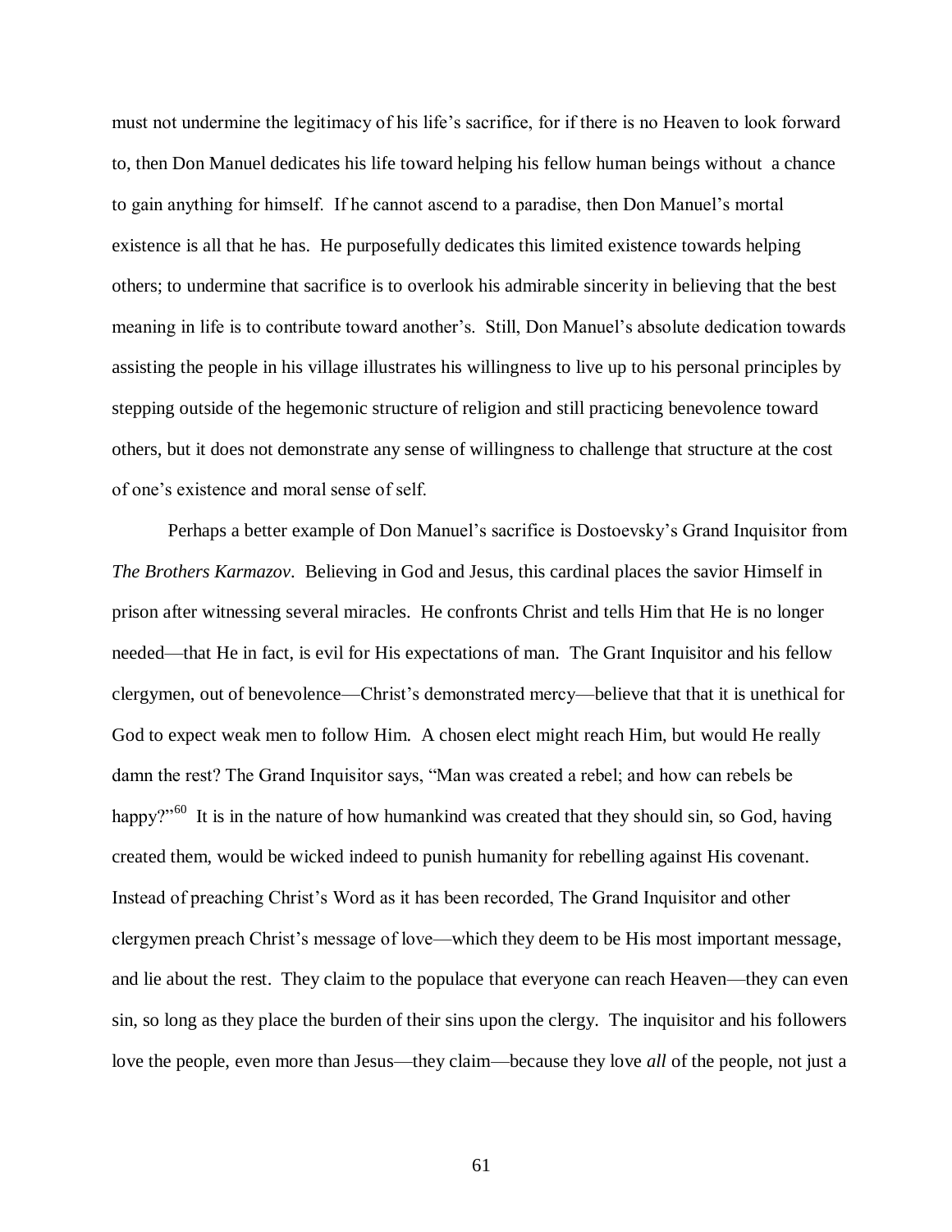must not undermine the legitimacy of his life's sacrifice, for if there is no Heaven to look forward to, then Don Manuel dedicates his life toward helping his fellow human beings without a chance to gain anything for himself. If he cannot ascend to a paradise, then Don Manuel's mortal existence is all that he has. He purposefully dedicates this limited existence towards helping others; to undermine that sacrifice is to overlook his admirable sincerity in believing that the best meaning in life is to contribute toward another's. Still, Don Manuel's absolute dedication towards assisting the people in his village illustrates his willingness to live up to his personal principles by stepping outside of the hegemonic structure of religion and still practicing benevolence toward others, but it does not demonstrate any sense of willingness to challenge that structure at the cost of one's existence and moral sense of self.

Perhaps a better example of Don Manuel's sacrifice is Dostoevsky's Grand Inquisitor from *The Brothers Karmazov*. Believing in God and Jesus, this cardinal places the savior Himself in prison after witnessing several miracles. He confronts Christ and tells Him that He is no longer needed—that He in fact, is evil for His expectations of man. The Grant Inquisitor and his fellow clergymen, out of benevolence—Christ's demonstrated mercy—believe that that it is unethical for God to expect weak men to follow Him. A chosen elect might reach Him, but would He really damn the rest? The Grand Inquisitor says, "Man was created a rebel; and how can rebels be happy?"[60] It is in the nature of how humankind was created that they should sin, so God, having created them, would be wicked indeed to punish humanity for rebelling against His covenant. Instead of preaching Christ's Word as it has been recorded, The Grand Inquisitor and other clergymen preach Christ's message of love—which they deem to be His most important message, and lie about the rest. They claim to the populace that everyone can reach Heaven—they can even sin, so long as they place the burden of their sins upon the clergy. The inquisitor and his followers love the people, even more than Jesus—they claim—because they love *all* of the people, not just a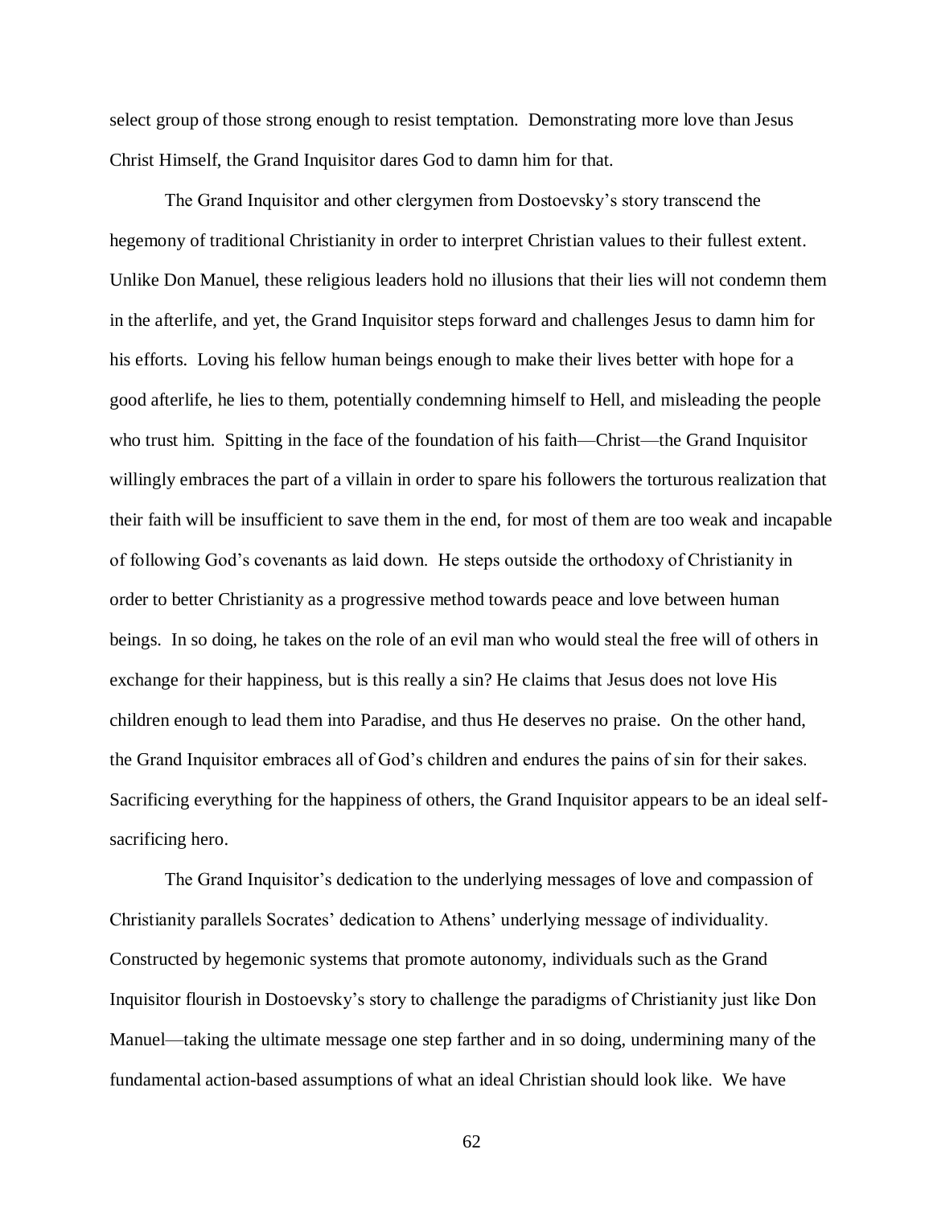select group of those strong enough to resist temptation. Demonstrating more love than Jesus Christ Himself, the Grand Inquisitor dares God to damn him for that.

The Grand Inquisitor and other clergymen from Dostoevsky's story transcend the hegemony of traditional Christianity in order to interpret Christian values to their fullest extent. Unlike Don Manuel, these religious leaders hold no illusions that their lies will not condemn them in the afterlife, and yet, the Grand Inquisitor steps forward and challenges Jesus to damn him for his efforts. Loving his fellow human beings enough to make their lives better with hope for a good afterlife, he lies to them, potentially condemning himself to Hell, and misleading the people who trust him. Spitting in the face of the foundation of his faith—Christ—the Grand Inquisitor willingly embraces the part of a villain in order to spare his followers the torturous realization that their faith will be insufficient to save them in the end, for most of them are too weak and incapable of following God's covenants as laid down. He steps outside the orthodoxy of Christianity in order to better Christianity as a progressive method towards peace and love between human beings. In so doing, he takes on the role of an evil man who would steal the free will of others in exchange for their happiness, but is this really a sin? He claims that Jesus does not love His children enough to lead them into Paradise, and thus He deserves no praise. On the other hand, the Grand Inquisitor embraces all of God's children and endures the pains of sin for their sakes. Sacrificing everything for the happiness of others, the Grand Inquisitor appears to be an ideal self-sacrificing hero.

The Grand Inquisitor's dedication to the underlying messages of love and compassion of Christianity parallels Socrates' dedication to Athens' underlying message of individuality. Constructed by hegemonic systems that promote autonomy, individuals such as the Grand Inquisitor flourish in Dostoevsky's story to challenge the paradigms of Christianity just like Don Manuel—taking the ultimate message one step farther and in so doing, undermining many of the fundamental action-based assumptions of what an ideal Christian should look like. We have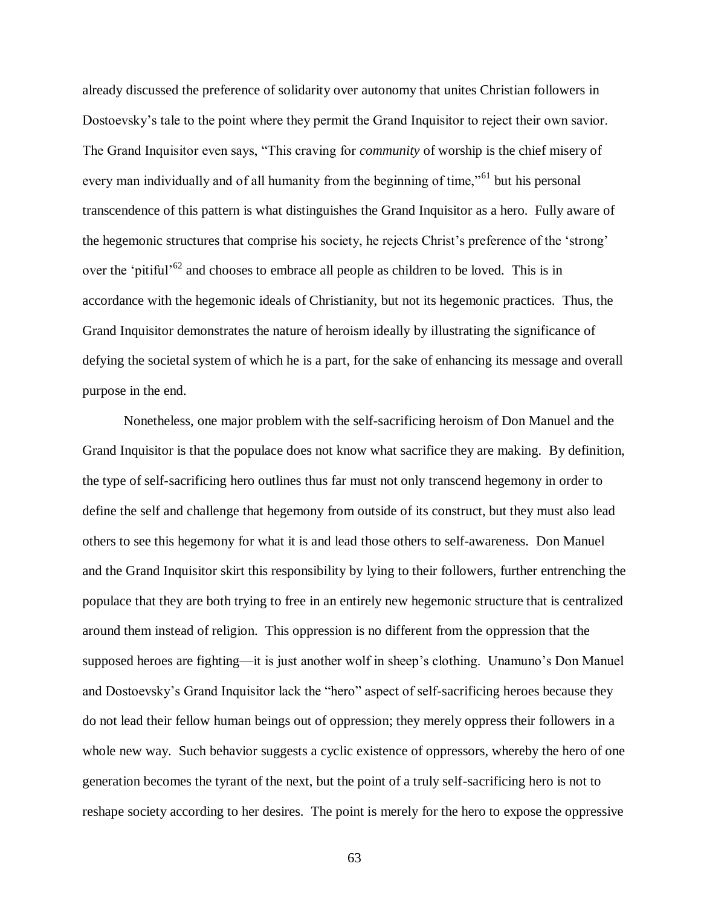already discussed the preference of solidarity over autonomy that unites Christian followers in Dostoevsky's tale to the point where they permit the Grand Inquisitor to reject their own savior. The Grand Inquisitor even says, "This craving for *community* of worship is the chief misery of every man individually and of all humanity from the beginning of time,"[61] but his personal transcendence of this pattern is what distinguishes the Grand Inquisitor as a hero. Fully aware of the hegemonic structures that comprise his society, he rejects Christ's preference of the 'strong' over the 'pitiful'[62] and chooses to embrace all people as children to be loved. This is in accordance with the hegemonic ideals of Christianity, but not its hegemonic practices. Thus, the Grand Inquisitor demonstrates the nature of heroism ideally by illustrating the significance of defying the societal system of which he is a part, for the sake of enhancing its message and overall purpose in the end.

Nonetheless, one major problem with the self-sacrificing heroism of Don Manuel and the Grand Inquisitor is that the populace does not know what sacrifice they are making. By definition, the type of self-sacrificing hero outlines thus far must not only transcend hegemony in order to define the self and challenge that hegemony from outside of its construct, but they must also lead others to see this hegemony for what it is and lead those others to self-awareness. Don Manuel and the Grand Inquisitor skirt this responsibility by lying to their followers, further entrenching the populace that they are both trying to free in an entirely new hegemonic structure that is centralized around them instead of religion. This oppression is no different from the oppression that the supposed heroes are fighting—it is just another wolf in sheep's clothing. Unamuno's Don Manuel and Dostoevsky's Grand Inquisitor lack the "hero" aspect of self-sacrificing heroes because they do not lead their fellow human beings out of oppression; they merely oppress their followers in a whole new way. Such behavior suggests a cyclic existence of oppressors, whereby the hero of one generation becomes the tyrant of the next, but the point of a truly self-sacrificing hero is not to reshape society according to her desires. The point is merely for the hero to expose the oppressive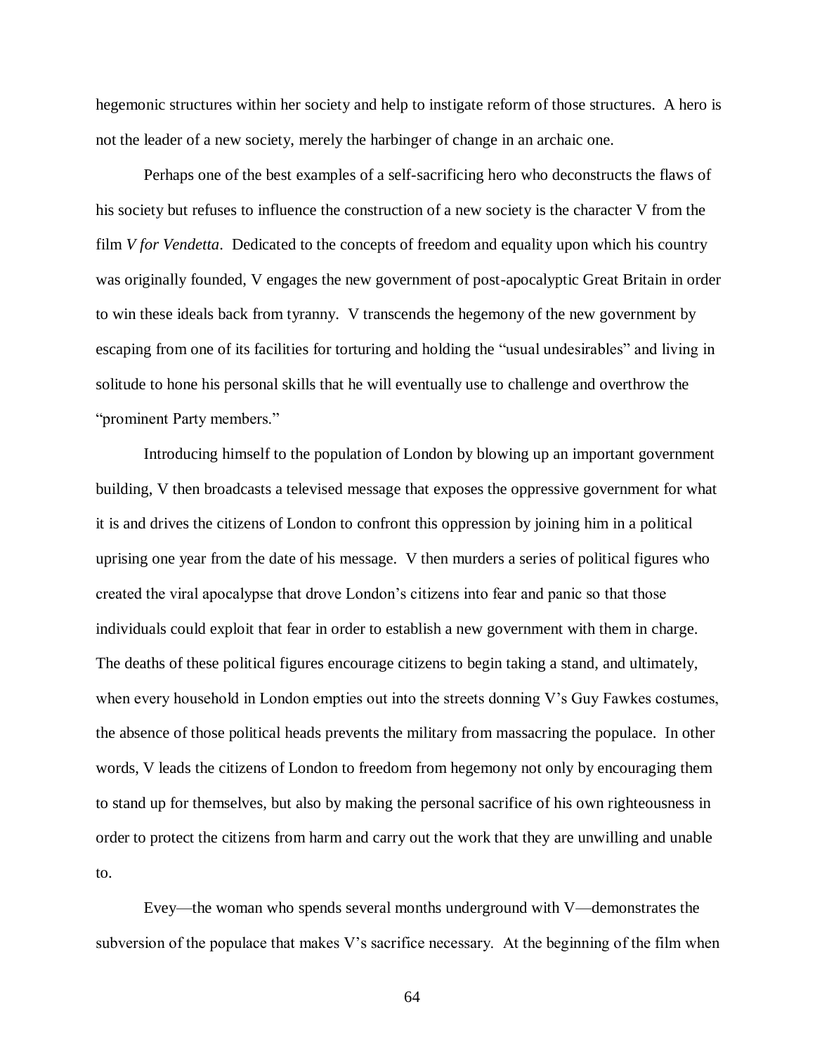hegemonic structures within her society and help to instigate reform of those structures. A hero is not the leader of a new society, merely the harbinger of change in an archaic one.

Perhaps one of the best examples of a self-sacrificing hero who deconstructs the flaws of his society but refuses to influence the construction of a new society is the character V from the film *V for Vendetta*. Dedicated to the concepts of freedom and equality upon which his country was originally founded, V engages the new government of post-apocalyptic Great Britain in order to win these ideals back from tyranny. V transcends the hegemony of the new government by escaping from one of its facilities for torturing and holding the "usual undesirables" and living in solitude to hone his personal skills that he will eventually use to challenge and overthrow the "prominent Party members."

Introducing himself to the population of London by blowing up an important government building, V then broadcasts a televised message that exposes the oppressive government for what it is and drives the citizens of London to confront this oppression by joining him in a political uprising one year from the date of his message. V then murders a series of political figures who created the viral apocalypse that drove London's citizens into fear and panic so that those individuals could exploit that fear in order to establish a new government with them in charge. The deaths of these political figures encourage citizens to begin taking a stand, and ultimately, when every household in London empties out into the streets donning V's Guy Fawkes costumes, the absence of those political heads prevents the military from massacring the populace. In other words, V leads the citizens of London to freedom from hegemony not only by encouraging them to stand up for themselves, but also by making the personal sacrifice of his own righteousness in order to protect the citizens from harm and carry out the work that they are unwilling and unable to.

Evey—the woman who spends several months underground with V—demonstrates the subversion of the populace that makes V's sacrifice necessary. At the beginning of the film when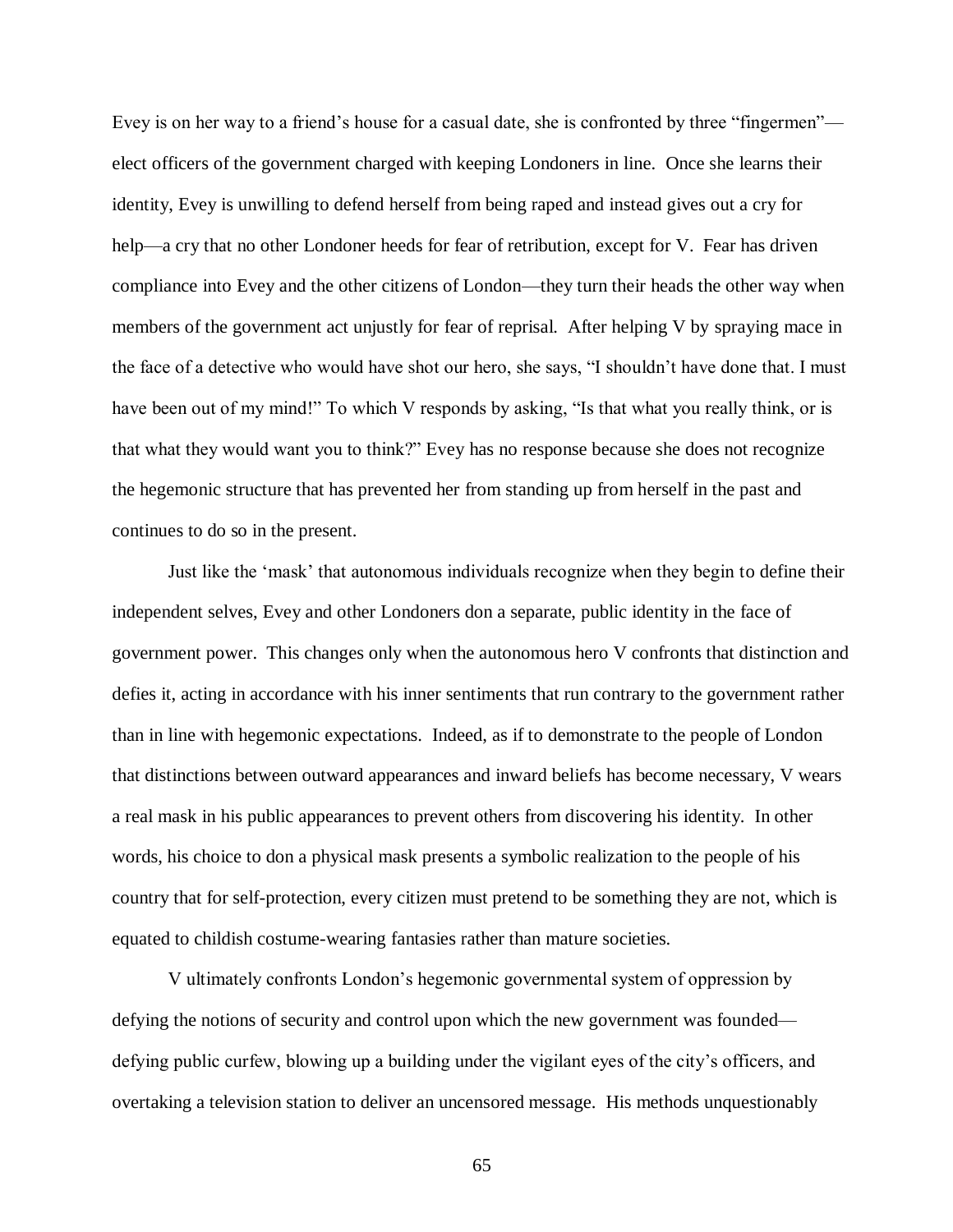Evey is on her way to a friend's house for a casual date, she is confronted by three "fingermen"—elect officers of the government charged with keeping Londoners in line. Once she learns their identity, Evey is unwilling to defend herself from being raped and instead gives out a cry for help—a cry that no other Londoner heeds for fear of retribution, except for V. Fear has driven compliance into Evey and the other citizens of London—they turn their heads the other way when members of the government act unjustly for fear of reprisal. After helping V by spraying mace in the face of a detective who would have shot our hero, she says, "I shouldn't have done that. I must have been out of my mind!" To which V responds by asking, "Is that what you really think, or is that what they would want you to think?" Evey has no response because she does not recognize the hegemonic structure that has prevented her from standing up from herself in the past and continues to do so in the present.

Just like the 'mask' that autonomous individuals recognize when they begin to define their independent selves, Evey and other Londoners don a separate, public identity in the face of government power. This changes only when the autonomous hero V confronts that distinction and defies it, acting in accordance with his inner sentiments that run contrary to the government rather than in line with hegemonic expectations. Indeed, as if to demonstrate to the people of London that distinctions between outward appearances and inward beliefs has become necessary, V wears a real mask in his public appearances to prevent others from discovering his identity. In other words, his choice to don a physical mask presents a symbolic realization to the people of his country that for self-protection, every citizen must pretend to be something they are not, which is equated to childish costume-wearing fantasies rather than mature societies.

V ultimately confronts London's hegemonic governmental system of oppression by defying the notions of security and control upon which the new government was founded—defying public curfew, blowing up a building under the vigilant eyes of the city's officers, and overtaking a television station to deliver an uncensored message. His methods unquestionably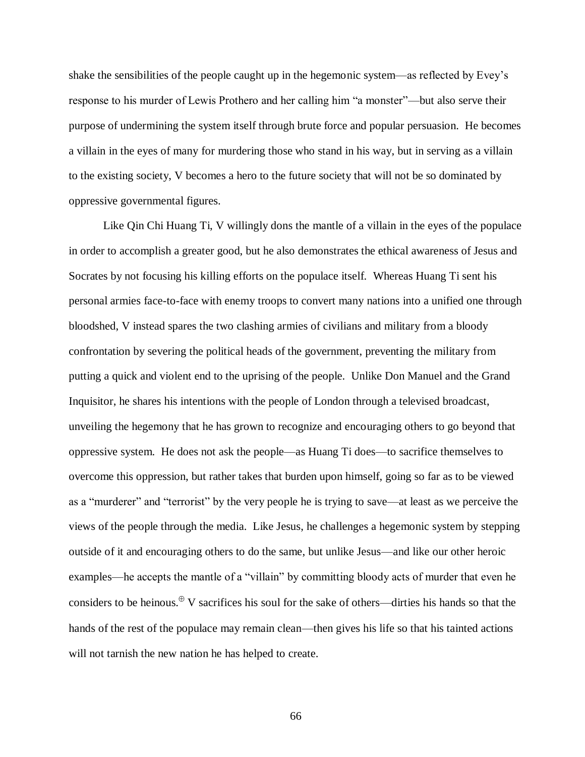shake the sensibilities of the people caught up in the hegemonic system—as reflected by Evey's response to his murder of Lewis Prothero and her calling him "a monster"—but also serve their purpose of undermining the system itself through brute force and popular persuasion. He becomes a villain in the eyes of many for murdering those who stand in his way, but in serving as a villain to the existing society, V becomes a hero to the future society that will not be so dominated by oppressive governmental figures.

Like Qin Chi Huang Ti, V willingly dons the mantle of a villain in the eyes of the populace in order to accomplish a greater good, but he also demonstrates the ethical awareness of Jesus and Socrates by not focusing his killing efforts on the populace itself. Whereas Huang Ti sent his personal armies face-to-face with enemy troops to convert many nations into a unified one through bloodshed, V instead spares the two clashing armies of civilians and military from a bloody confrontation by severing the political heads of the government, preventing the military from putting a quick and violent end to the uprising of the people. Unlike Don Manuel and the Grand Inquisitor, he shares his intentions with the people of London through a televised broadcast, unveiling the hegemony that he has grown to recognize and encouraging others to go beyond that oppressive system. He does not ask the people—as Huang Ti does—to sacrifice themselves to overcome this oppression, but rather takes that burden upon himself, going so far as to be viewed as a "murderer" and "terrorist" by the very people he is trying to save—at least as we perceive the views of the people through the media. Like Jesus, he challenges a hegemonic system by stepping outside of it and encouraging others to do the same, but unlike Jesus—and like our other heroic examples—he accepts the mantle of a "villain" by committing bloody acts of murder that even he considers to be heinous.[⊕] V sacrifices his soul for the sake of others—dirties his hands so that the hands of the rest of the populace may remain clean—then gives his life so that his tainted actions will not tarnish the new nation he has helped to create.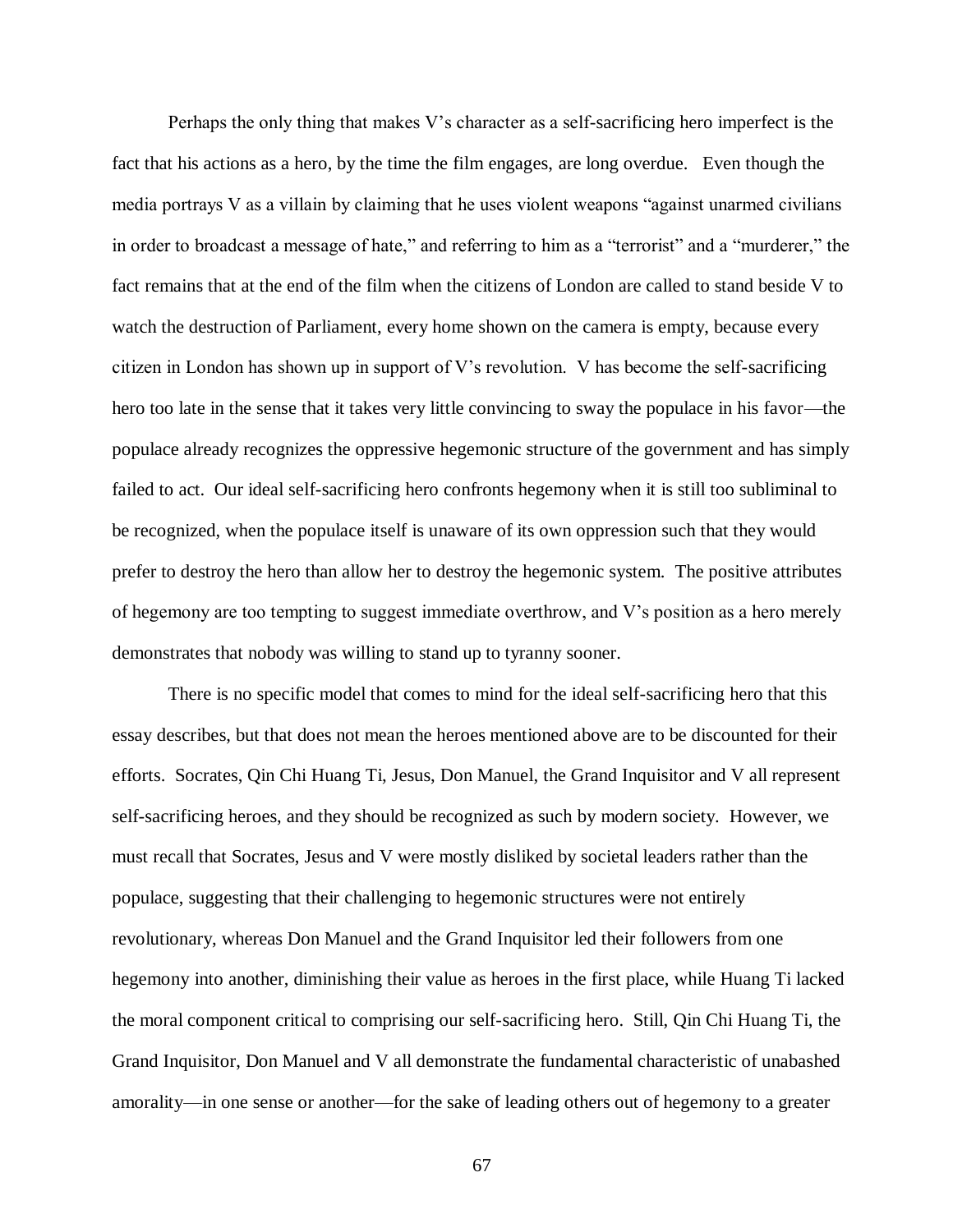Perhaps the only thing that makes V's character as a self-sacrificing hero imperfect is the fact that his actions as a hero, by the time the film engages, are long overdue. Even though the media portrays V as a villain by claiming that he uses violent weapons "against unarmed civilians in order to broadcast a message of hate," and referring to him as a "terrorist" and a "murderer," the fact remains that at the end of the film when the citizens of London are called to stand beside V to watch the destruction of Parliament, every home shown on the camera is empty, because every citizen in London has shown up in support of V's revolution. V has become the self-sacrificing hero too late in the sense that it takes very little convincing to sway the populace in his favor—the populace already recognizes the oppressive hegemonic structure of the government and has simply failed to act. Our ideal self-sacrificing hero confronts hegemony when it is still too subliminal to be recognized, when the populace itself is unaware of its own oppression such that they would prefer to destroy the hero than allow her to destroy the hegemonic system. The positive attributes of hegemony are too tempting to suggest immediate overthrow, and V's position as a hero merely demonstrates that nobody was willing to stand up to tyranny sooner.

There is no specific model that comes to mind for the ideal self-sacrificing hero that this essay describes, but that does not mean the heroes mentioned above are to be discounted for their efforts. Socrates, Qin Chi Huang Ti, Jesus, Don Manuel, the Grand Inquisitor and V all represent self-sacrificing heroes, and they should be recognized as such by modern society. However, we must recall that Socrates, Jesus and V were mostly disliked by societal leaders rather than the populace, suggesting that their challenging to hegemonic structures were not entirely revolutionary, whereas Don Manuel and the Grand Inquisitor led their followers from one hegemony into another, diminishing their value as heroes in the first place, while Huang Ti lacked the moral component critical to comprising our self-sacrificing hero. Still, Qin Chi Huang Ti, the Grand Inquisitor, Don Manuel and V all demonstrate the fundamental characteristic of unabashed amorality—in one sense or another—for the sake of leading others out of hegemony to a greater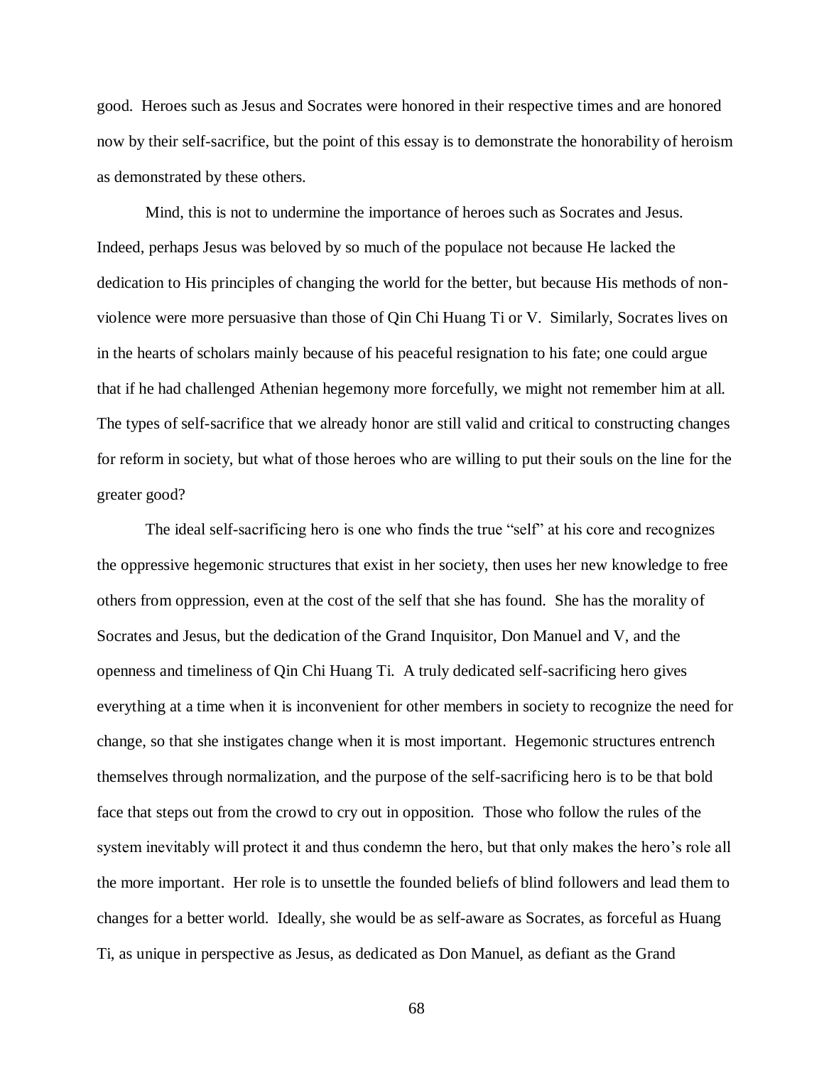good. Heroes such as Jesus and Socrates were honored in their respective times and are honored now by their self-sacrifice, but the point of this essay is to demonstrate the honorability of heroism as demonstrated by these others.

Mind, this is not to undermine the importance of heroes such as Socrates and Jesus. Indeed, perhaps Jesus was beloved by so much of the populace not because He lacked the dedication to His principles of changing the world for the better, but because His methods of non-violence were more persuasive than those of Qin Chi Huang Ti or V. Similarly, Socrates lives on in the hearts of scholars mainly because of his peaceful resignation to his fate; one could argue that if he had challenged Athenian hegemony more forcefully, we might not remember him at all. The types of self-sacrifice that we already honor are still valid and critical to constructing changes for reform in society, but what of those heroes who are willing to put their souls on the line for the greater good?

The ideal self-sacrificing hero is one who finds the true "self" at his core and recognizes the oppressive hegemonic structures that exist in her society, then uses her new knowledge to free others from oppression, even at the cost of the self that she has found. She has the morality of Socrates and Jesus, but the dedication of the Grand Inquisitor, Don Manuel and V, and the openness and timeliness of Qin Chi Huang Ti. A truly dedicated self-sacrificing hero gives everything at a time when it is inconvenient for other members in society to recognize the need for change, so that she instigates change when it is most important. Hegemonic structures entrench themselves through normalization, and the purpose of the self-sacrificing hero is to be that bold face that steps out from the crowd to cry out in opposition. Those who follow the rules of the system inevitably will protect it and thus condemn the hero, but that only makes the hero's role all the more important. Her role is to unsettle the founded beliefs of blind followers and lead them to changes for a better world. Ideally, she would be as self-aware as Socrates, as forceful as Huang Ti, as unique in perspective as Jesus, as dedicated as Don Manuel, as defiant as the Grand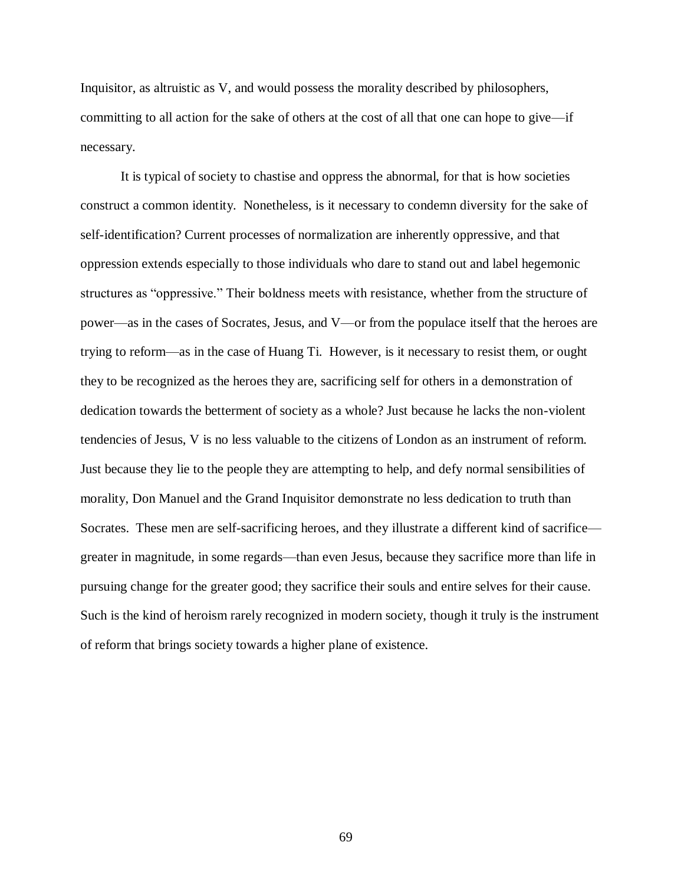Inquisitor, as altruistic as V, and would possess the morality described by philosophers, committing to all action for the sake of others at the cost of all that one can hope to give—if necessary.

It is typical of society to chastise and oppress the abnormal, for that is how societies construct a common identity. Nonetheless, is it necessary to condemn diversity for the sake of self-identification? Current processes of normalization are inherently oppressive, and that oppression extends especially to those individuals who dare to stand out and label hegemonic structures as "oppressive." Their boldness meets with resistance, whether from the structure of power—as in the cases of Socrates, Jesus, and V—or from the populace itself that the heroes are trying to reform—as in the case of Huang Ti. However, is it necessary to resist them, or ought they to be recognized as the heroes they are, sacrificing self for others in a demonstration of dedication towards the betterment of society as a whole? Just because he lacks the non-violent tendencies of Jesus, V is no less valuable to the citizens of London as an instrument of reform. Just because they lie to the people they are attempting to help, and defy normal sensibilities of morality, Don Manuel and the Grand Inquisitor demonstrate no less dedication to truth than Socrates. These men are self-sacrificing heroes, and they illustrate a different kind of sacrifice—greater in magnitude, in some regards—than even Jesus, because they sacrifice more than life in pursuing change for the greater good; they sacrifice their souls and entire selves for their cause. Such is the kind of heroism rarely recognized in modern society, though it truly is the instrument of reform that brings society towards a higher plane of existence.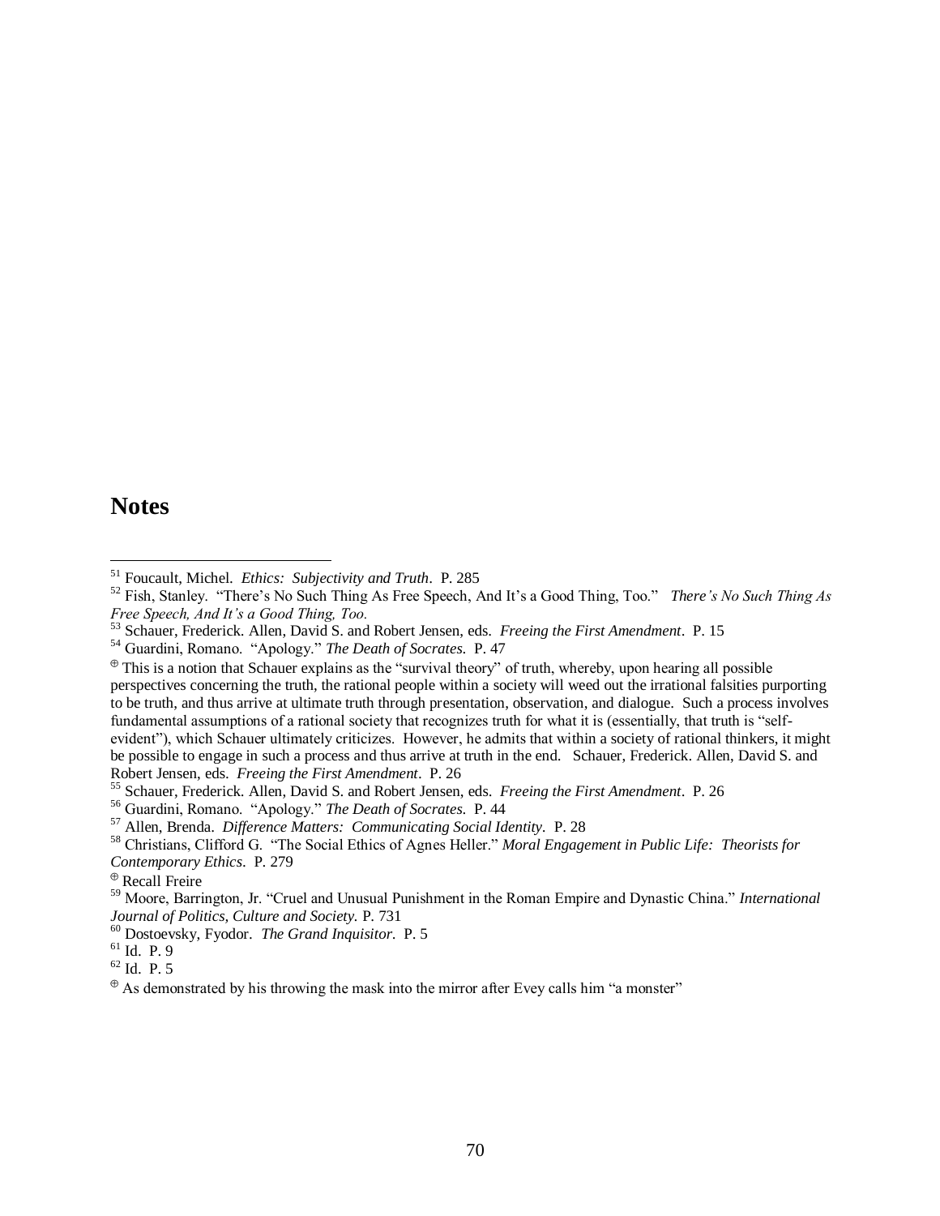## Notes

[51] Foucault, Michel. *Ethics: Subjectivity and Truth*. P. 285

[52] Fish, Stanley. "There's No Such Thing As Free Speech, And It's a Good Thing, Too." *There's No Such Thing As Free Speech, And It's a Good Thing, Too.*

[53] Schauer, Frederick. Allen, David S. and Robert Jensen, eds. *Freeing the First Amendment*. P. 15

[54] Guardini, Romano. "Apology." *The Death of Socrates.* P. 47

[⊕] This is a notion that Schauer explains as the "survival theory" of truth, whereby, upon hearing all possible perspectives concerning the truth, the rational people within a society will weed out the irrational falsities purporting to be truth, and thus arrive at ultimate truth through presentation, observation, and dialogue. Such a process involves fundamental assumptions of a rational society that recognizes truth for what it is (essentially, that truth is "self-evident"), which Schauer ultimately criticizes. However, he admits that within a society of rational thinkers, it might be possible to engage in such a process and thus arrive at truth in the end. Schauer, Frederick. Allen, David S. and Robert Jensen, eds. *Freeing the First Amendment*. P. 26

[55] Schauer, Frederick. Allen, David S. and Robert Jensen, eds. *Freeing the First Amendment*. P. 26

[56] Guardini, Romano. "Apology." *The Death of Socrates.* P. 44

[57] Allen, Brenda. *Difference Matters: Communicating Social Identity*. P. 28

[58] Christians, Clifford G. "The Social Ethics of Agnes Heller." *Moral Engagement in Public Life: Theorists for Contemporary Ethics*. P. 279

[⊕] Recall Freire

[59] Moore, Barrington, Jr. "Cruel and Unusual Punishment in the Roman Empire and Dynastic China." *International Journal of Politics, Culture and Society.* P. 731

[60] Dostoevsky, Fyodor. *The Grand Inquisitor*. P. 5

[61] Id. P. 9

[62] Id. P. 5

[⊕] As demonstrated by his throwing the mask into the mirror after Evey calls him "a monster"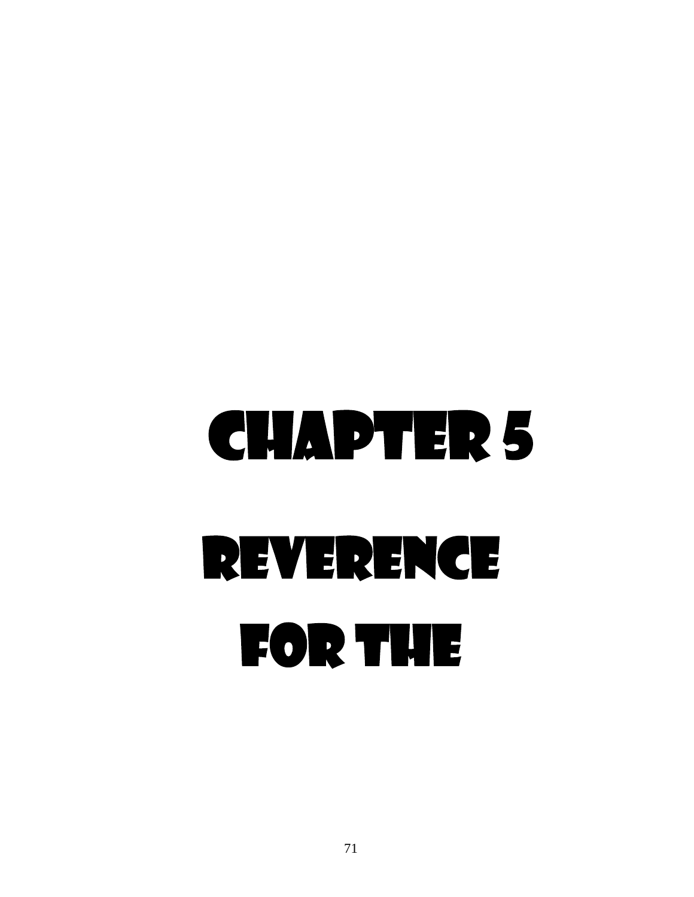# CHAPTER 5

# REVERENCE FOR THE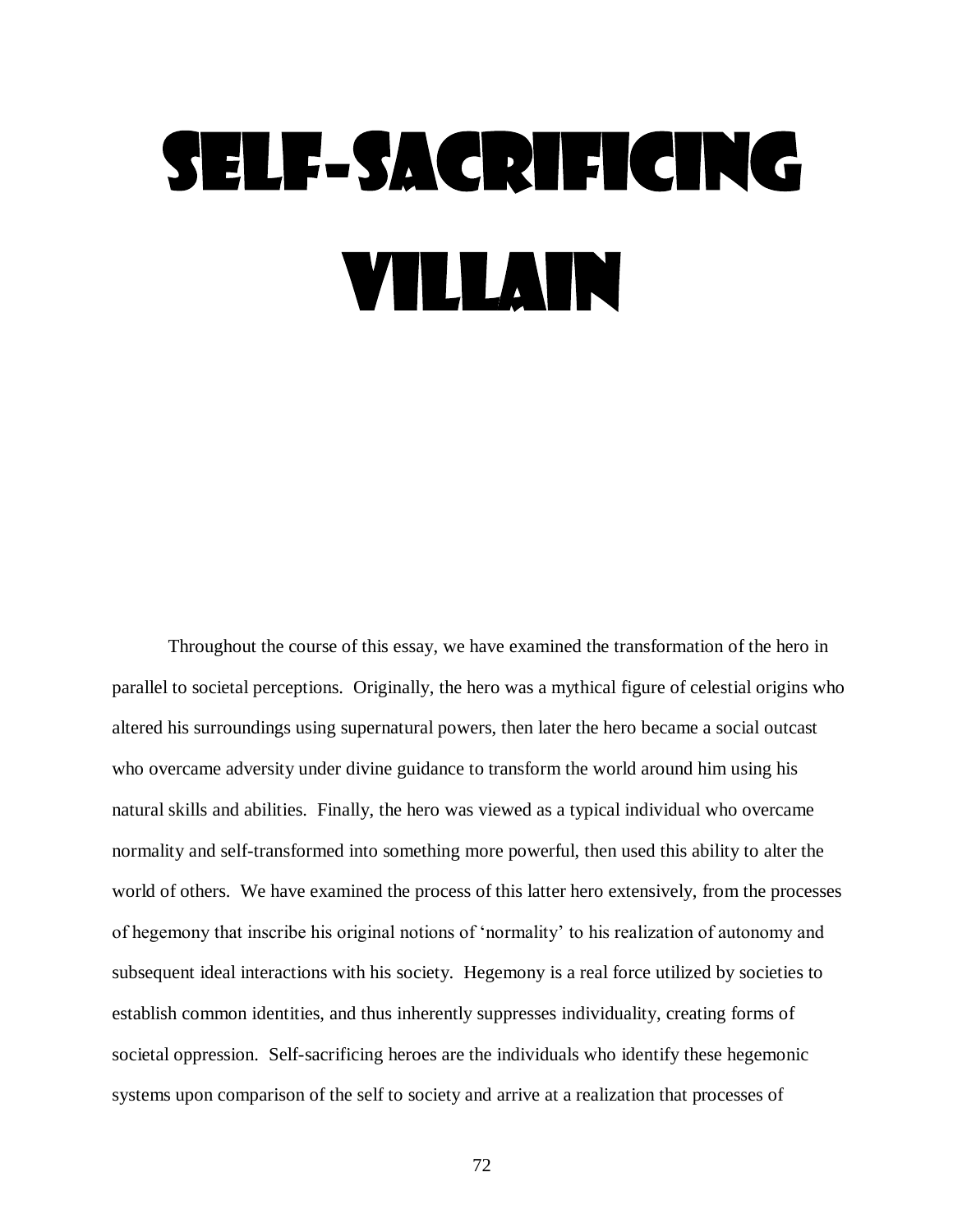# Self-Sacrificing Villain

Throughout the course of this essay, we have examined the transformation of the hero in parallel to societal perceptions. Originally, the hero was a mythical figure of celestial origins who altered his surroundings using supernatural powers, then later the hero became a social outcast who overcame adversity under divine guidance to transform the world around him using his natural skills and abilities. Finally, the hero was viewed as a typical individual who overcame normality and self-transformed into something more powerful, then used this ability to alter the world of others. We have examined the process of this latter hero extensively, from the processes of hegemony that inscribe his original notions of 'normality' to his realization of autonomy and subsequent ideal interactions with his society. Hegemony is a real force utilized by societies to establish common identities, and thus inherently suppresses individuality, creating forms of societal oppression. Self-sacrificing heroes are the individuals who identify these hegemonic systems upon comparison of the self to society and arrive at a realization that processes of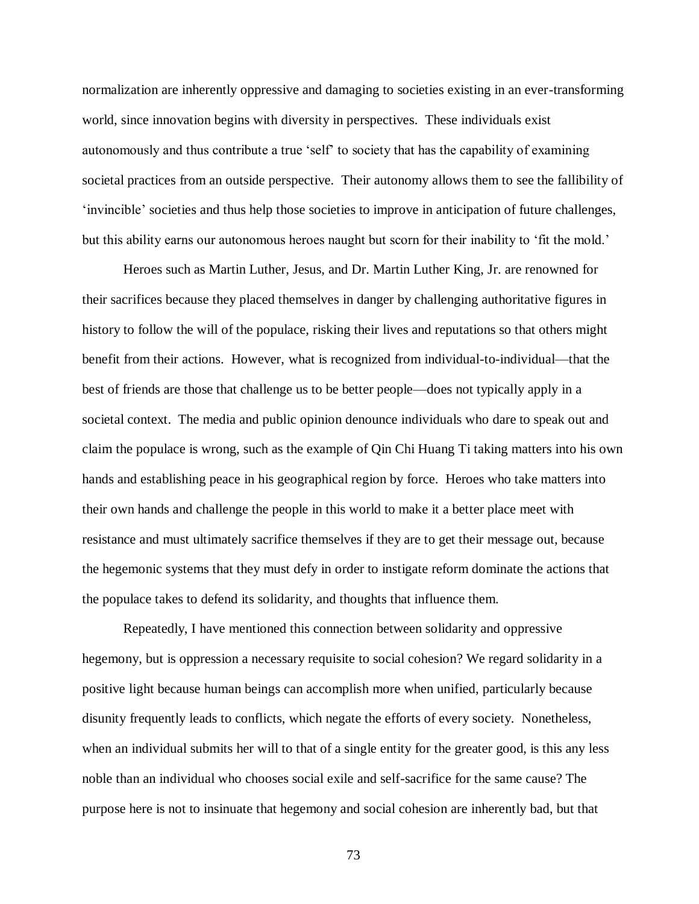normalization are inherently oppressive and damaging to societies existing in an ever-transforming world, since innovation begins with diversity in perspectives. These individuals exist autonomously and thus contribute a true 'self' to society that has the capability of examining societal practices from an outside perspective. Their autonomy allows them to see the fallibility of 'invincible' societies and thus help those societies to improve in anticipation of future challenges, but this ability earns our autonomous heroes naught but scorn for their inability to 'fit the mold.'

Heroes such as Martin Luther, Jesus, and Dr. Martin Luther King, Jr. are renowned for their sacrifices because they placed themselves in danger by challenging authoritative figures in history to follow the will of the populace, risking their lives and reputations so that others might benefit from their actions. However, what is recognized from individual-to-individual—that the best of friends are those that challenge us to be better people—does not typically apply in a societal context. The media and public opinion denounce individuals who dare to speak out and claim the populace is wrong, such as the example of Qin Chi Huang Ti taking matters into his own hands and establishing peace in his geographical region by force. Heroes who take matters into their own hands and challenge the people in this world to make it a better place meet with resistance and must ultimately sacrifice themselves if they are to get their message out, because the hegemonic systems that they must defy in order to instigate reform dominate the actions that the populace takes to defend its solidarity, and thoughts that influence them.

Repeatedly, I have mentioned this connection between solidarity and oppressive hegemony, but is oppression a necessary requisite to social cohesion? We regard solidarity in a positive light because human beings can accomplish more when unified, particularly because disunity frequently leads to conflicts, which negate the efforts of every society. Nonetheless, when an individual submits her will to that of a single entity for the greater good, is this any less noble than an individual who chooses social exile and self-sacrifice for the same cause? The purpose here is not to insinuate that hegemony and social cohesion are inherently bad, but that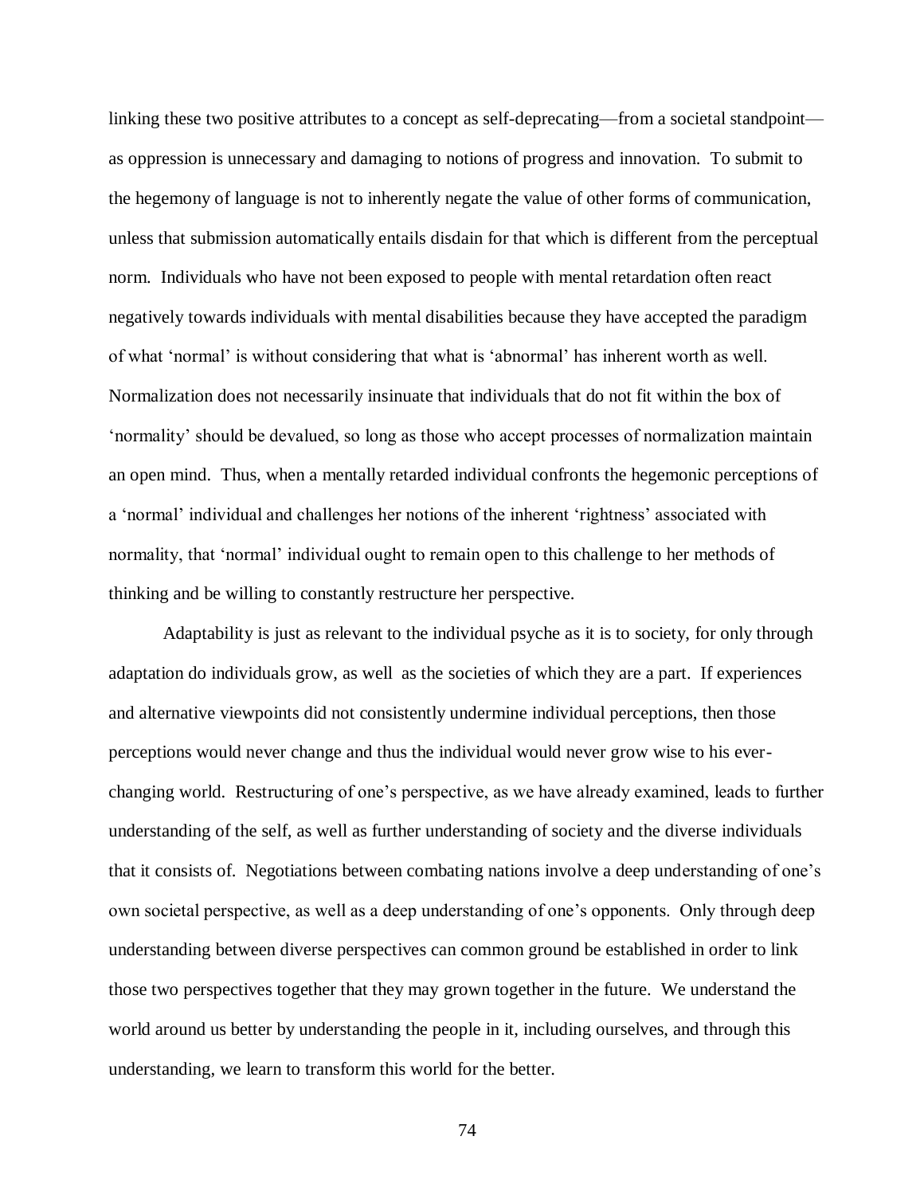linking these two positive attributes to a concept as self-deprecating—from a societal standpoint—as oppression is unnecessary and damaging to notions of progress and innovation. To submit to the hegemony of language is not to inherently negate the value of other forms of communication, unless that submission automatically entails disdain for that which is different from the perceptual norm. Individuals who have not been exposed to people with mental retardation often react negatively towards individuals with mental disabilities because they have accepted the paradigm of what 'normal' is without considering that what is 'abnormal' has inherent worth as well. Normalization does not necessarily insinuate that individuals that do not fit within the box of 'normality' should be devalued, so long as those who accept processes of normalization maintain an open mind. Thus, when a mentally retarded individual confronts the hegemonic perceptions of a 'normal' individual and challenges her notions of the inherent 'rightness' associated with normality, that 'normal' individual ought to remain open to this challenge to her methods of thinking and be willing to constantly restructure her perspective.

Adaptability is just as relevant to the individual psyche as it is to society, for only through adaptation do individuals grow, as well as the societies of which they are a part. If experiences and alternative viewpoints did not consistently undermine individual perceptions, then those perceptions would never change and thus the individual would never grow wise to his ever-changing world. Restructuring of one's perspective, as we have already examined, leads to further understanding of the self, as well as further understanding of society and the diverse individuals that it consists of. Negotiations between combating nations involve a deep understanding of one's own societal perspective, as well as a deep understanding of one's opponents. Only through deep understanding between diverse perspectives can common ground be established in order to link those two perspectives together that they may grown together in the future. We understand the world around us better by understanding the people in it, including ourselves, and through this understanding, we learn to transform this world for the better.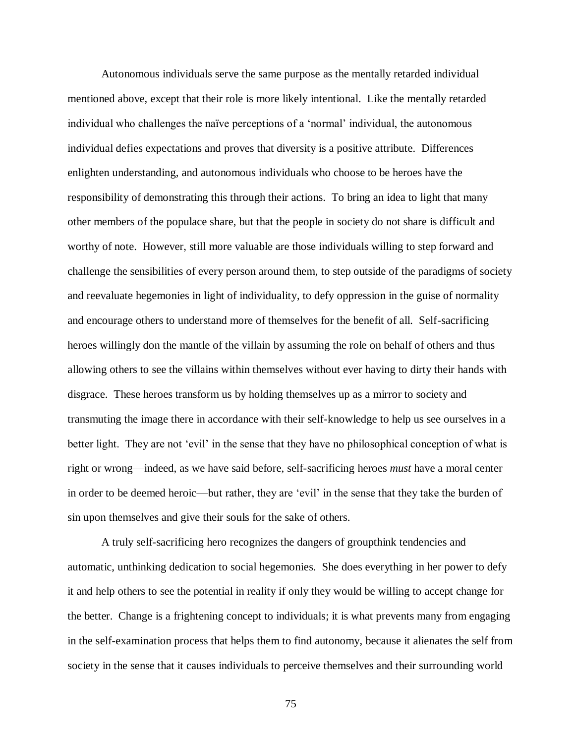Autonomous individuals serve the same purpose as the mentally retarded individual mentioned above, except that their role is more likely intentional. Like the mentally retarded individual who challenges the naïve perceptions of a 'normal' individual, the autonomous individual defies expectations and proves that diversity is a positive attribute. Differences enlighten understanding, and autonomous individuals who choose to be heroes have the responsibility of demonstrating this through their actions. To bring an idea to light that many other members of the populace share, but that the people in society do not share is difficult and worthy of note. However, still more valuable are those individuals willing to step forward and challenge the sensibilities of every person around them, to step outside of the paradigms of society and reevaluate hegemonies in light of individuality, to defy oppression in the guise of normality and encourage others to understand more of themselves for the benefit of all. Self-sacrificing heroes willingly don the mantle of the villain by assuming the role on behalf of others and thus allowing others to see the villains within themselves without ever having to dirty their hands with disgrace. These heroes transform us by holding themselves up as a mirror to society and transmuting the image there in accordance with their self-knowledge to help us see ourselves in a better light. They are not 'evil' in the sense that they have no philosophical conception of what is right or wrong—indeed, as we have said before, self-sacrificing heroes *must* have a moral center in order to be deemed heroic—but rather, they are 'evil' in the sense that they take the burden of sin upon themselves and give their souls for the sake of others.

A truly self-sacrificing hero recognizes the dangers of groupthink tendencies and automatic, unthinking dedication to social hegemonies. She does everything in her power to defy it and help others to see the potential in reality if only they would be willing to accept change for the better. Change is a frightening concept to individuals; it is what prevents many from engaging in the self-examination process that helps them to find autonomy, because it alienates the self from society in the sense that it causes individuals to perceive themselves and their surrounding world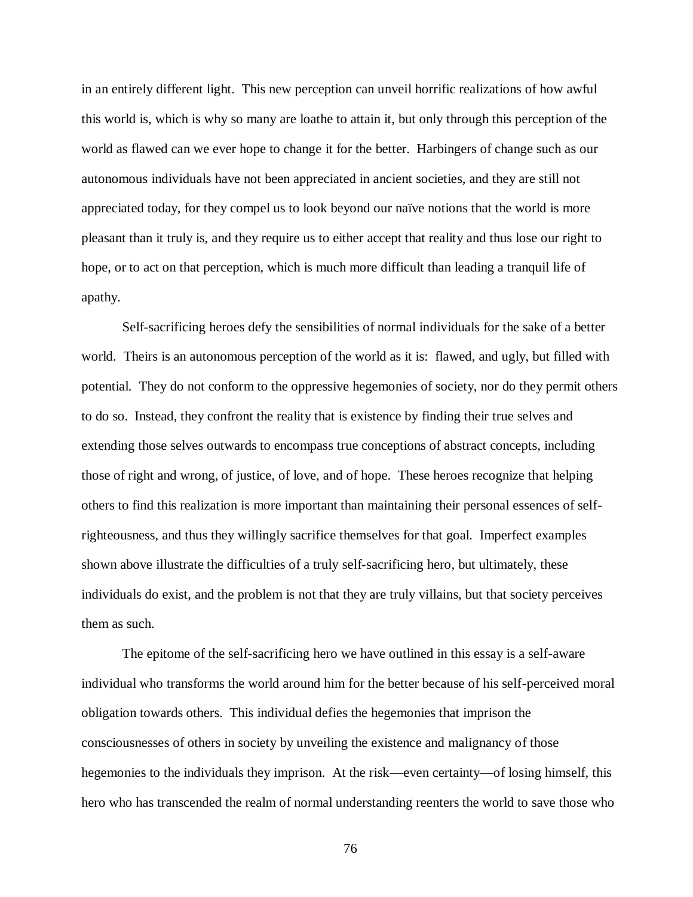in an entirely different light. This new perception can unveil horrific realizations of how awful this world is, which is why so many are loathe to attain it, but only through this perception of the world as flawed can we ever hope to change it for the better. Harbingers of change such as our autonomous individuals have not been appreciated in ancient societies, and they are still not appreciated today, for they compel us to look beyond our naïve notions that the world is more pleasant than it truly is, and they require us to either accept that reality and thus lose our right to hope, or to act on that perception, which is much more difficult than leading a tranquil life of apathy.

Self-sacrificing heroes defy the sensibilities of normal individuals for the sake of a better world. Theirs is an autonomous perception of the world as it is: flawed, and ugly, but filled with potential. They do not conform to the oppressive hegemonies of society, nor do they permit others to do so. Instead, they confront the reality that is existence by finding their true selves and extending those selves outwards to encompass true conceptions of abstract concepts, including those of right and wrong, of justice, of love, and of hope. These heroes recognize that helping others to find this realization is more important than maintaining their personal essences of self-righteousness, and thus they willingly sacrifice themselves for that goal. Imperfect examples shown above illustrate the difficulties of a truly self-sacrificing hero, but ultimately, these individuals do exist, and the problem is not that they are truly villains, but that society perceives them as such.

The epitome of the self-sacrificing hero we have outlined in this essay is a self-aware individual who transforms the world around him for the better because of his self-perceived moral obligation towards others. This individual defies the hegemonies that imprison the consciousnesses of others in society by unveiling the existence and malignancy of those hegemonies to the individuals they imprison. At the risk—even certainty—of losing himself, this hero who has transcended the realm of normal understanding reenters the world to save those who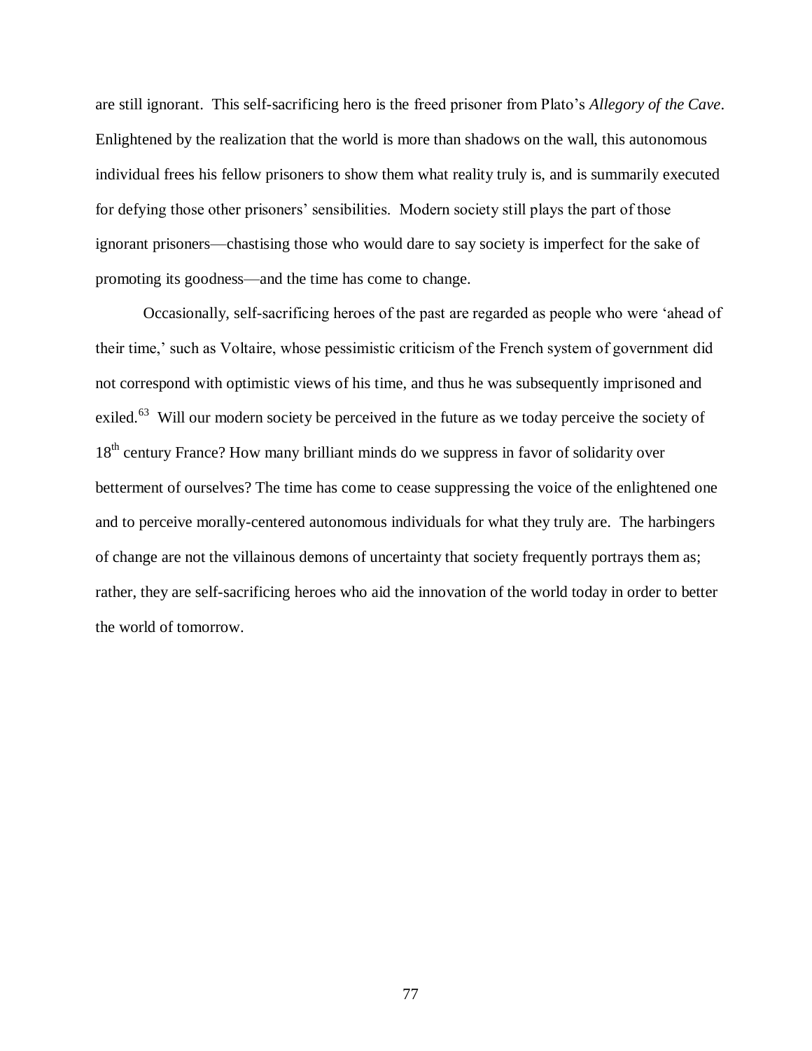are still ignorant. This self-sacrificing hero is the freed prisoner from Plato's *Allegory of the Cave*. Enlightened by the realization that the world is more than shadows on the wall, this autonomous individual frees his fellow prisoners to show them what reality truly is, and is summarily executed for defying those other prisoners' sensibilities. Modern society still plays the part of those ignorant prisoners—chastising those who would dare to say society is imperfect for the sake of promoting its goodness—and the time has come to change.

Occasionally, self-sacrificing heroes of the past are regarded as people who were 'ahead of their time,' such as Voltaire, whose pessimistic criticism of the French system of government did not correspond with optimistic views of his time, and thus he was subsequently imprisoned and exiled.[63] Will our modern society be perceived in the future as we today perceive the society of 18th century France? How many brilliant minds do we suppress in favor of solidarity over betterment of ourselves? The time has come to cease suppressing the voice of the enlightened one and to perceive morally-centered autonomous individuals for what they truly are. The harbingers of change are not the villainous demons of uncertainty that society frequently portrays them as; rather, they are self-sacrificing heroes who aid the innovation of the world today in order to better the world of tomorrow.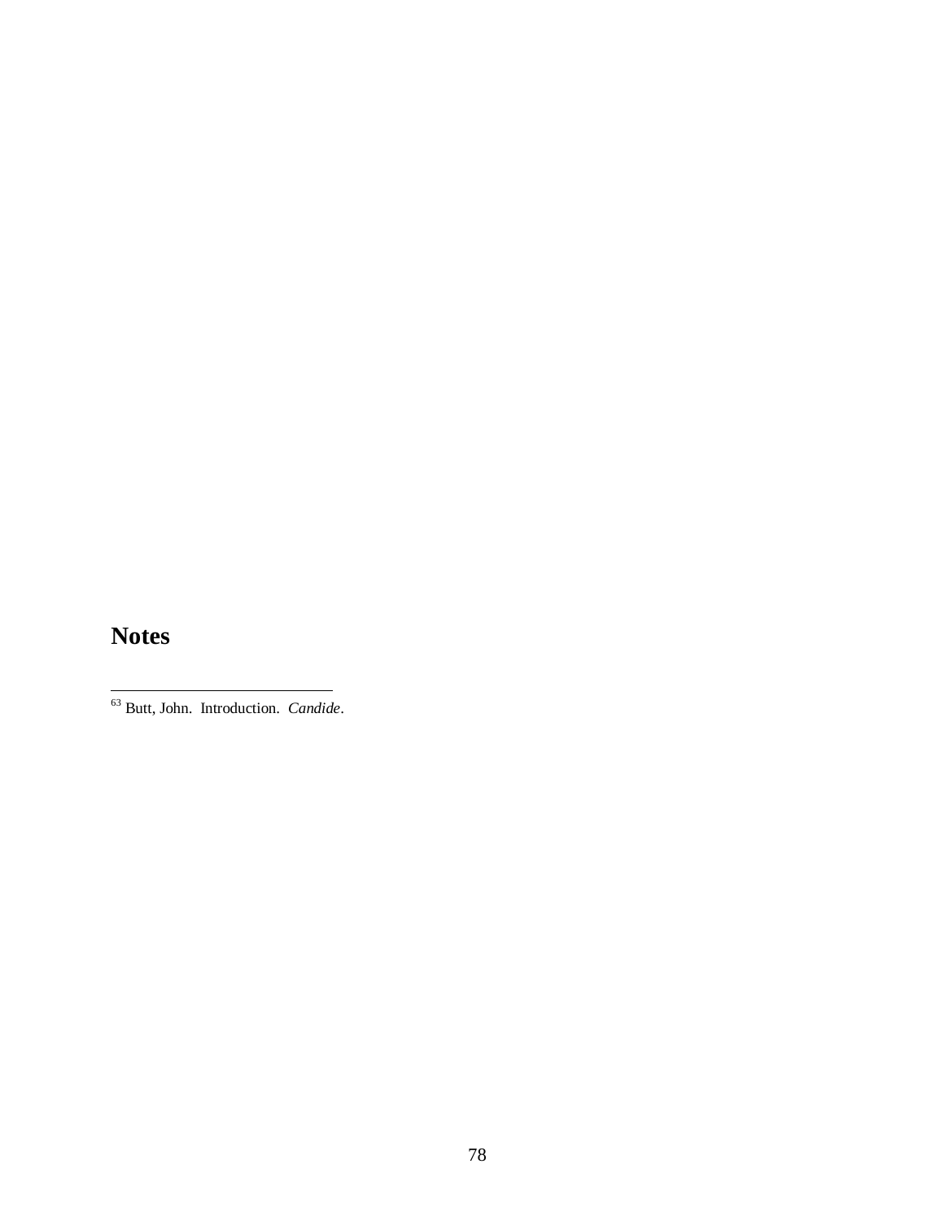## Notes

[63] Butt, John. Introduction. *Candide*.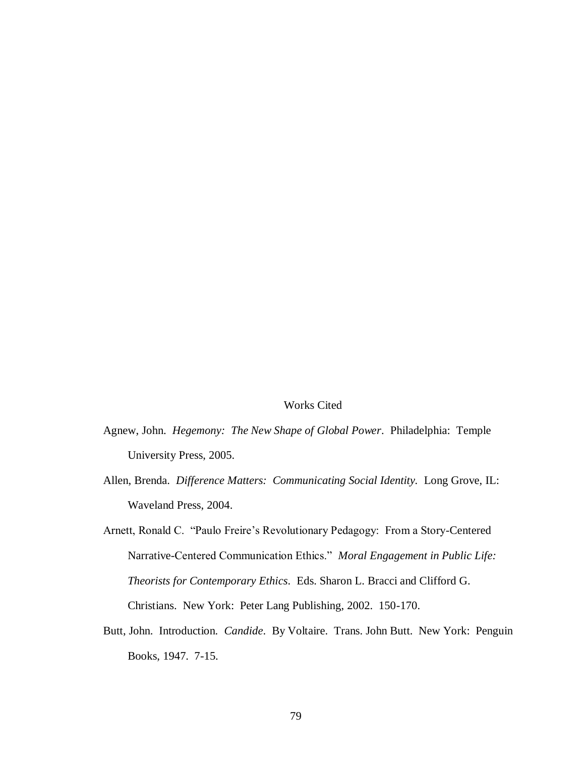# Works Cited

Agnew, John. *Hegemony: The New Shape of Global Power*. Philadelphia: Temple University Press, 2005.

Allen, Brenda. *Difference Matters: Communicating Social Identity.* Long Grove, IL: Waveland Press, 2004.

Arnett, Ronald C. "Paulo Freire's Revolutionary Pedagogy: From a Story-Centered Narrative-Centered Communication Ethics." *Moral Engagement in Public Life: Theorists for Contemporary Ethics*. Eds. Sharon L. Bracci and Clifford G. Christians. New York: Peter Lang Publishing, 2002. 150-170.

Butt, John. Introduction. *Candide*. By Voltaire. Trans. John Butt. New York: Penguin Books, 1947. 7-15.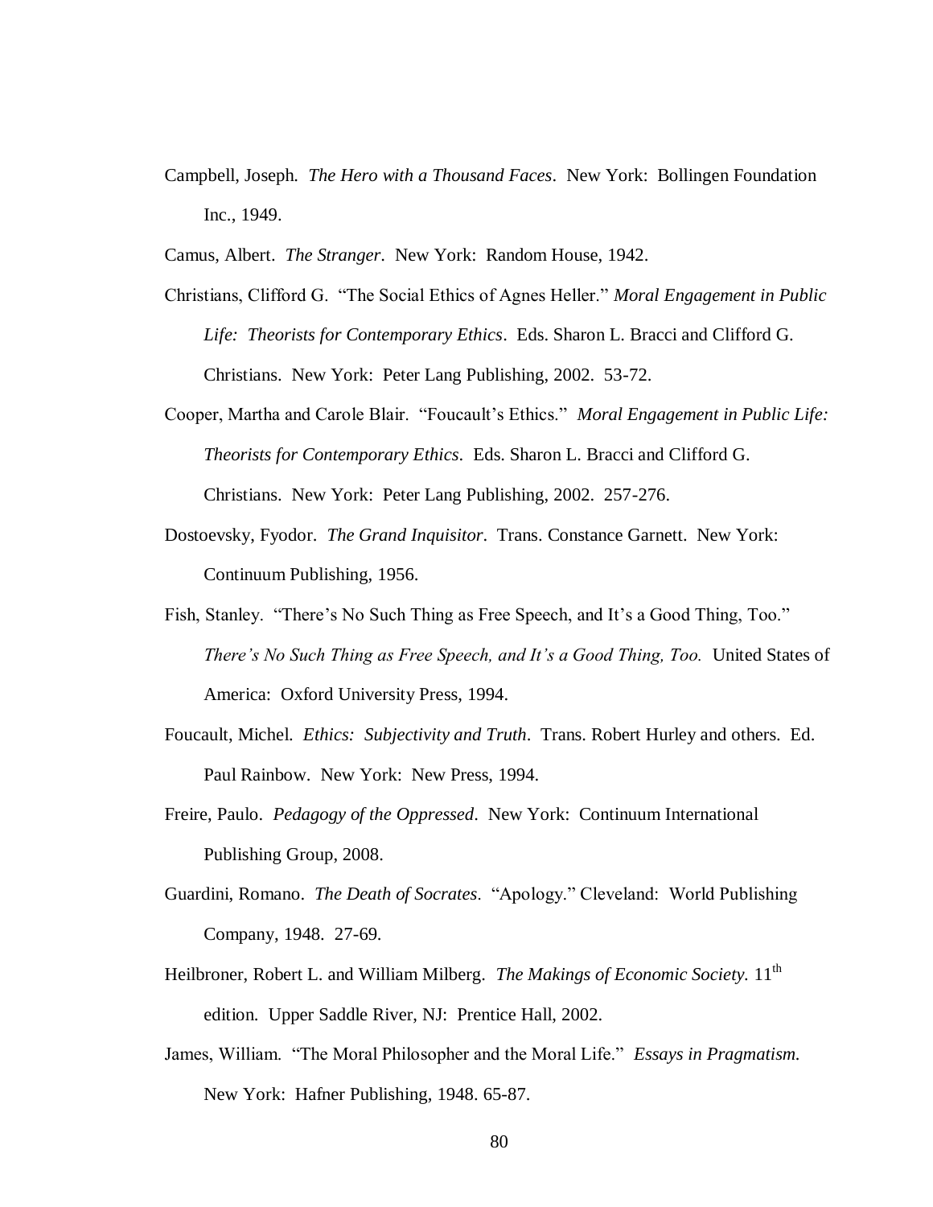Campbell, Joseph. *The Hero with a Thousand Faces*. New York: Bollingen Foundation Inc., 1949.

Camus, Albert. *The Stranger*. New York: Random House, 1942.

Christians, Clifford G. "The Social Ethics of Agnes Heller." *Moral Engagement in Public Life: Theorists for Contemporary Ethics*. Eds. Sharon L. Bracci and Clifford G. Christians. New York: Peter Lang Publishing, 2002. 53-72.

Cooper, Martha and Carole Blair. "Foucault's Ethics." *Moral Engagement in Public Life: Theorists for Contemporary Ethics*. Eds. Sharon L. Bracci and Clifford G. Christians. New York: Peter Lang Publishing, 2002. 257-276.

Dostoevsky, Fyodor. *The Grand Inquisitor*. Trans. Constance Garnett. New York: Continuum Publishing, 1956.

Fish, Stanley. "There's No Such Thing as Free Speech, and It's a Good Thing, Too." *There's No Such Thing as Free Speech, and It's a Good Thing, Too.* United States of America: Oxford University Press, 1994.

Foucault, Michel. *Ethics: Subjectivity and Truth*. Trans. Robert Hurley and others. Ed. Paul Rainbow. New York: New Press, 1994.

Freire, Paulo. *Pedagogy of the Oppressed*. New York: Continuum International Publishing Group, 2008.

Guardini, Romano. *The Death of Socrates*. "Apology." Cleveland: World Publishing Company, 1948. 27-69.

Heilbroner, Robert L. and William Milberg. *The Makings of Economic Society.* 11th edition. Upper Saddle River, NJ: Prentice Hall, 2002.

James, William. "The Moral Philosopher and the Moral Life." *Essays in Pragmatism.* New York: Hafner Publishing, 1948. 65-87.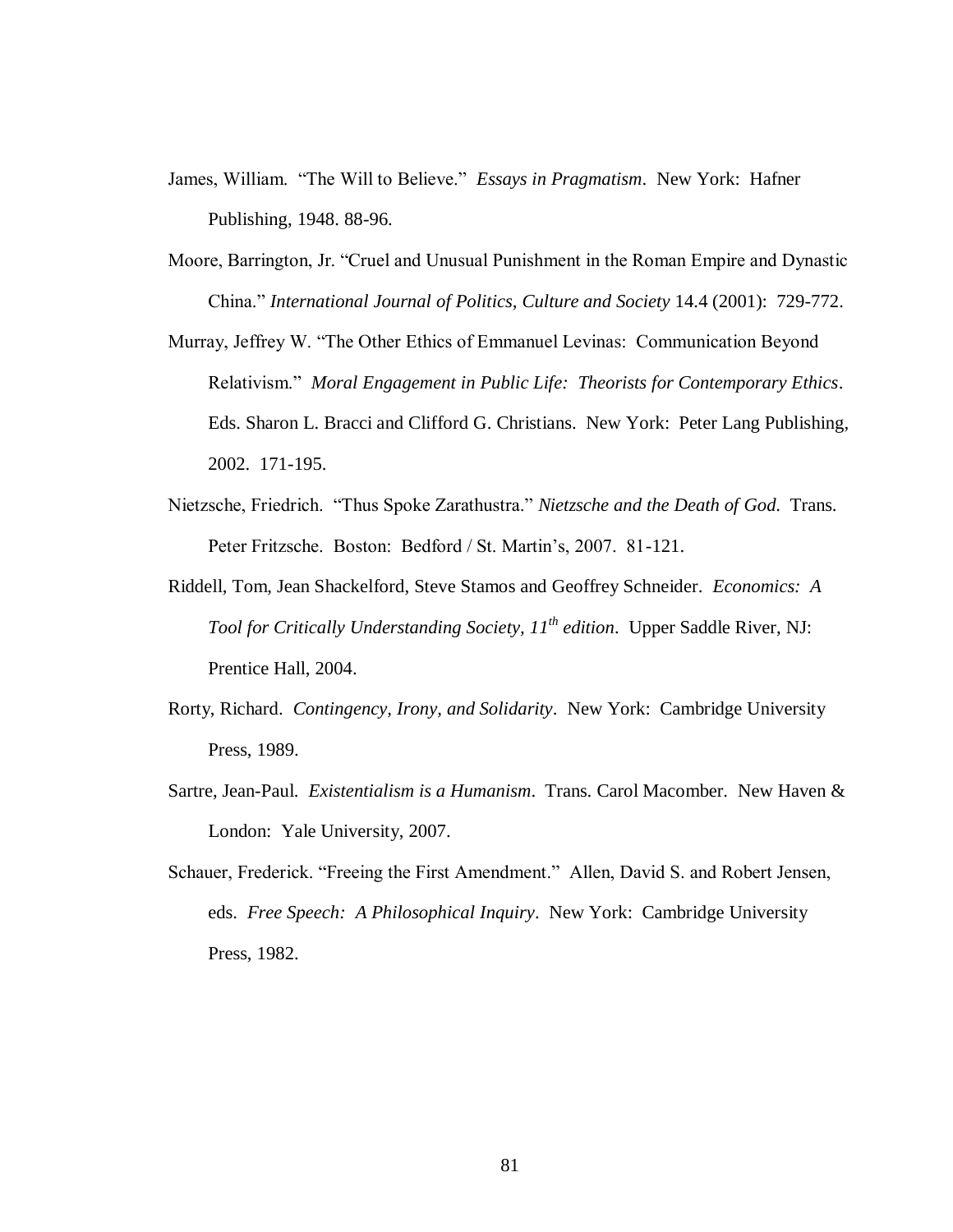James, William. "The Will to Believe." *Essays in Pragmatism*. New York: Hafner Publishing, 1948. 88-96.

Moore, Barrington, Jr. "Cruel and Unusual Punishment in the Roman Empire and Dynastic China." *International Journal of Politics, Culture and Society* 14.4 (2001): 729-772.

Murray, Jeffrey W. "The Other Ethics of Emmanuel Levinas: Communication Beyond Relativism." *Moral Engagement in Public Life: Theorists for Contemporary Ethics*. Eds. Sharon L. Bracci and Clifford G. Christians. New York: Peter Lang Publishing, 2002. 171-195.

Nietzsche, Friedrich. "Thus Spoke Zarathustra." *Nietzsche and the Death of God.* Trans. Peter Fritzsche. Boston: Bedford / St. Martin's, 2007. 81-121.

Riddell, Tom, Jean Shackelford, Steve Stamos and Geoffrey Schneider. *Economics: A Tool for Critically Understanding Society, 11th edition*. Upper Saddle River, NJ: Prentice Hall, 2004.

Rorty, Richard. *Contingency, Irony, and Solidarity*. New York: Cambridge University Press, 1989.

Sartre, Jean-Paul. *Existentialism is a Humanism*. Trans. Carol Macomber. New Haven & London: Yale University, 2007.

Schauer, Frederick. "Freeing the First Amendment." Allen, David S. and Robert Jensen, eds. *Free Speech: A Philosophical Inquiry*. New York: Cambridge University Press, 1982.